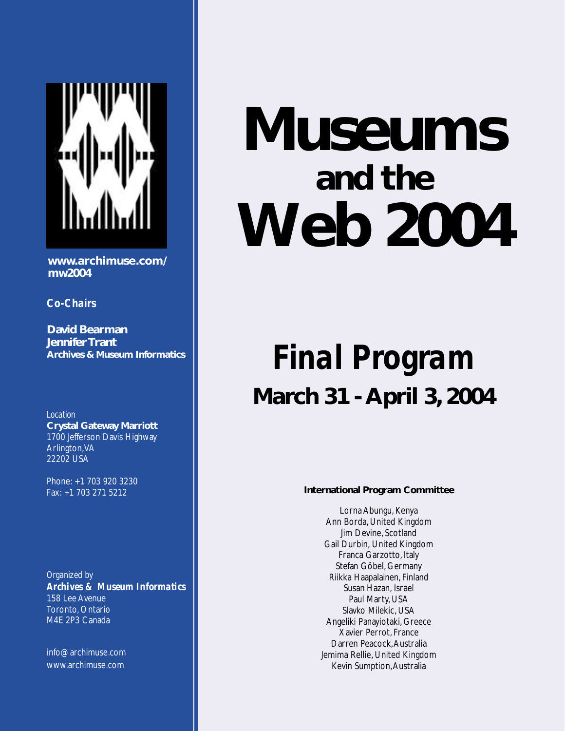# Museums and the Web 2004

## Final Program

### March 31 - April 3, 2004

**www.archimuse.com/mw2004**

***Co-Chairs***

**David Bearman**
**Jennifer Trant**
**Archives & Museum Informatics**

Location
**Crystal Gateway Marriott**
1700 Jefferson Davis Highway
Arlington, VA
22202 USA

Phone: +1 703 920 3230
Fax: +1 703 271 5212

Organized by
***Archives & Museum Informatics***
158 Lee Avenue
Toronto, Ontario
M4E 2P3 Canada

info@archimuse.com
www.archimuse.com

**International Program Committee**

Lorna Abungu, Kenya
Ann Borda, United Kingdom
Jim Devine, Scotland
Gail Durbin, United Kingdom
Franca Garzotto, Italy
Stefan Göbel, Germany
Riikka Haapalainen, Finland
Susan Hazan, Israel
Paul Marty, USA
Slavko Milekic, USA
Angeliki Panayiotaki, Greece
Xavier Perrot, France
Darren Peacock, Australia
Jemima Rellie, United Kingdom
Kevin Sumption, Australia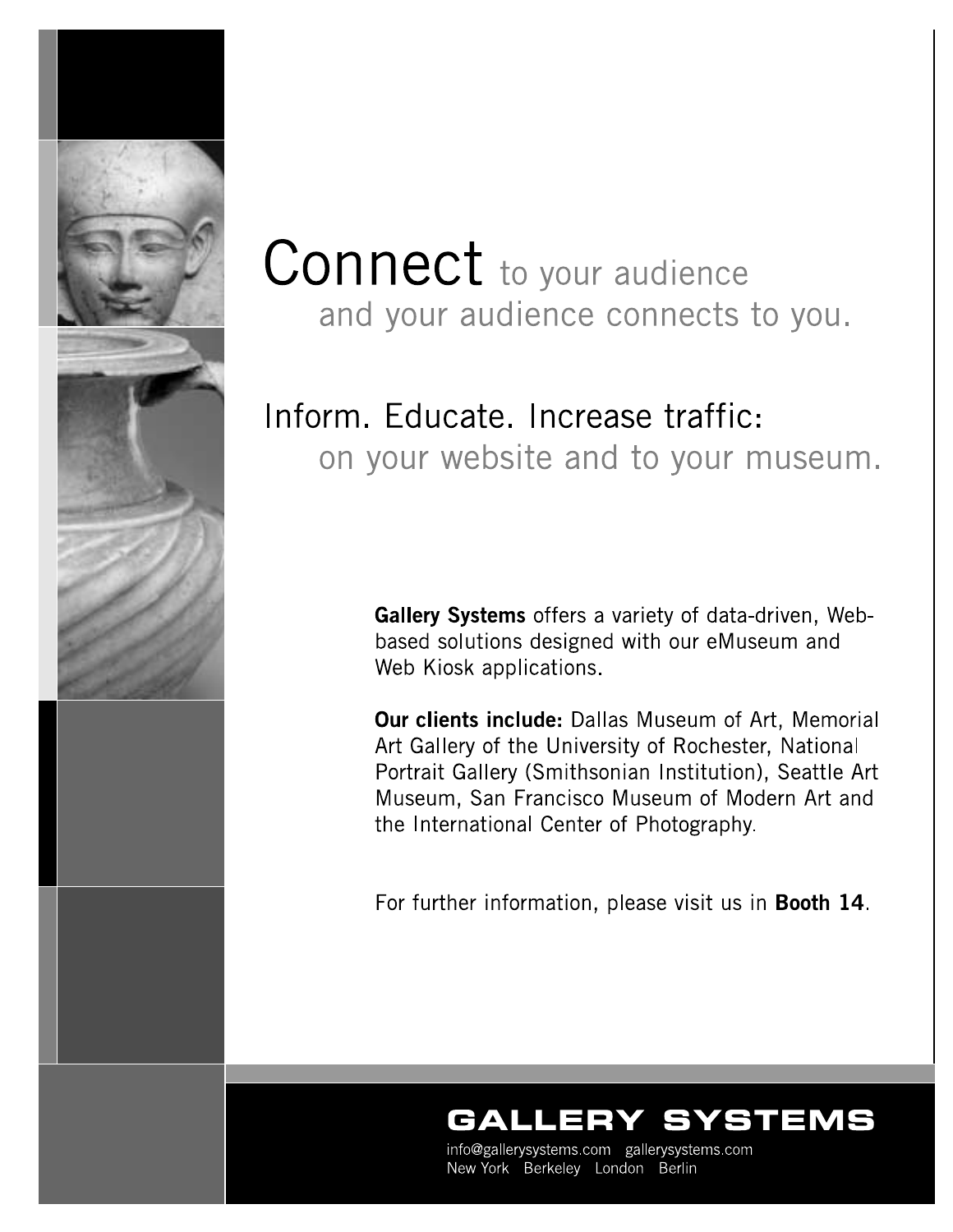# Connect to your audience and your audience connects to you.

## Inform. Educate. Increase traffic: on your website and to your museum.

**Gallery Systems** offers a variety of data-driven, Web-based solutions designed with our eMuseum and Web Kiosk applications.

**Our clients include:** Dallas Museum of Art, Memorial Art Gallery of the University of Rochester, National Portrait Gallery (Smithsonian Institution), Seattle Art Museum, San Francisco Museum of Modern Art and the International Center of Photography.

For further information, please visit us in **Booth 14**.

**GALLERY SYSTEMS**

info@gallerysystems.com gallerysystems.com

New York Berkeley London Berlin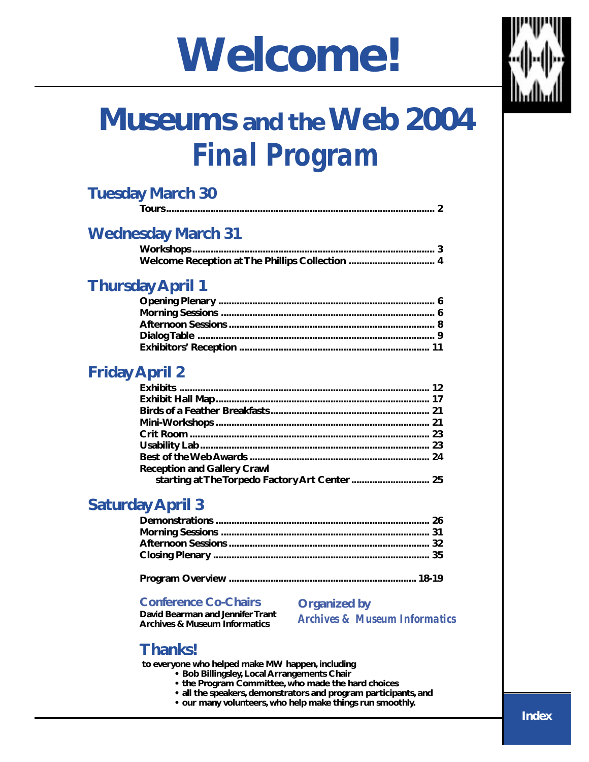# Welcome!

# Museums and the Web 2004 *Final Program*

## Tuesday March 30

**Tours** ... 2

## Wednesday March 31

**Workshops** ... 3
**Welcome Reception at The Phillips Collection** ... 4

## Thursday April 1

**Opening Plenary** ... 6
**Morning Sessions** ... 6
**Afternoon Sessions** ... 8
**DialogTable** ... 9
**Exhibitors' Reception** ... 11

## Friday April 2

**Exhibits** ... 12
**Exhibit Hall Map** ... 17
**Birds of a Feather Breakfasts** ... 21
**Mini-Workshops** ... 21
**Crit Room** ... 23
**Usability Lab** ... 23
**Best of the Web Awards** ... 24
**Reception and Gallery Crawl starting at The Torpedo Factory Art Center** ... 25

## Saturday April 3

**Demonstrations** ... 26
**Morning Sessions** ... 31
**Afternoon Sessions** ... 32
**Closing Plenary** ... 35

**Program Overview** ... 18-19

### Conference Co-Chairs

**David Bearman and Jennifer Trant**
**Archives & Museum Informatics**

### Organized by

*Archives & Museum Informatics*

## Thanks!

**to everyone who helped make MW happen, including**

- **Bob Billingsley, Local Arrangements Chair**
- **the Program Committee, who made the hard choices**
- **all the speakers, demonstrators and program participants, and**
- **our many volunteers, who help make things run smoothly.**

**Index**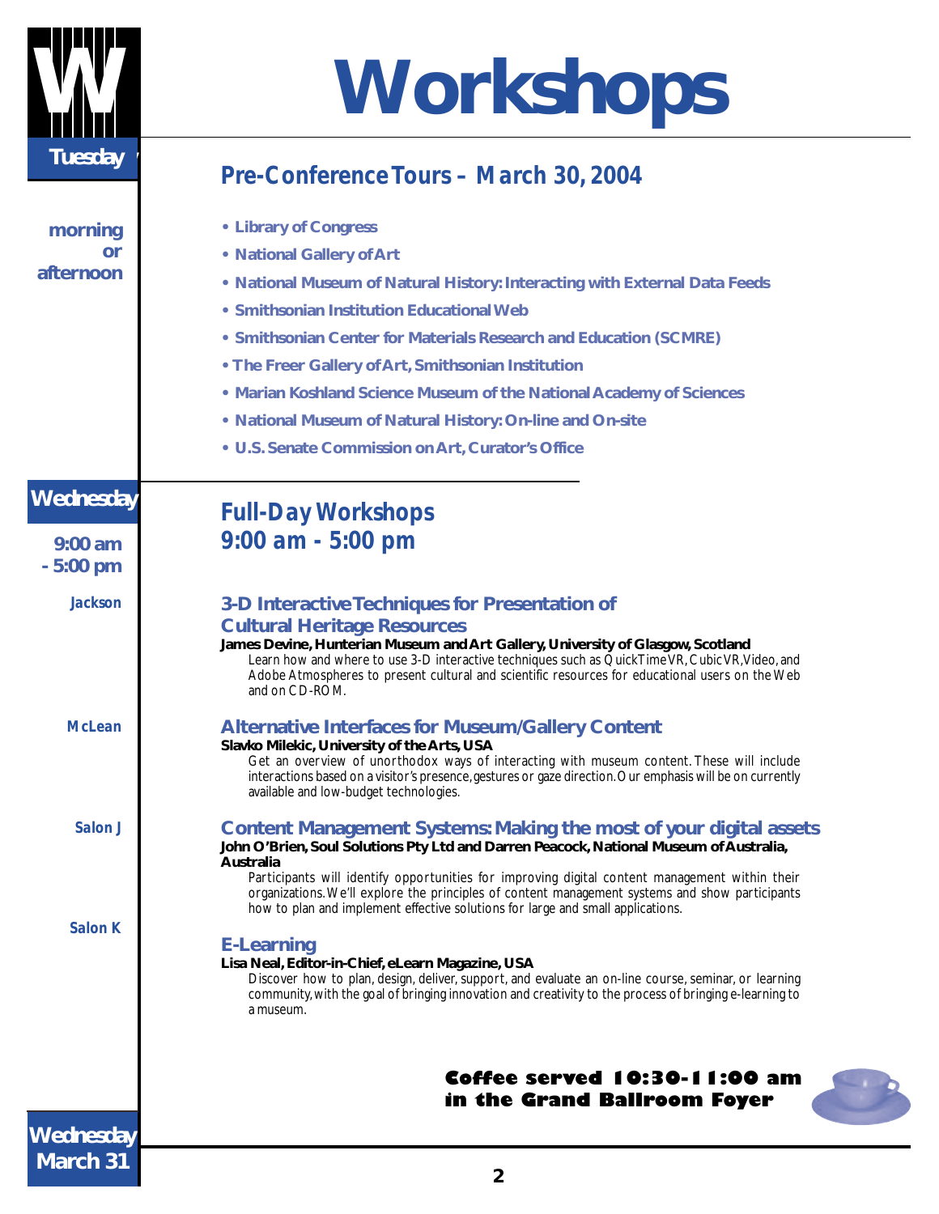# Workshops

**Tuesday**

## Pre-Conference Tours – March 30, 2004

**morning or afternoon**

- Library of Congress
- National Gallery of Art
- National Museum of Natural History: Interacting with External Data Feeds
- Smithsonian Institution Educational Web
- Smithsonian Center for Materials Research and Education (SCMRE)
- The Freer Gallery of Art, Smithsonian Institution
- Marian Koshland Science Museum of the National Academy of Sciences
- National Museum of Natural History: On-line and On-site
- U.S. Senate Commission on Art, Curator's Office

**Wednesday**

## Full-Day Workshops 9:00 am - 5:00 pm

**9:00 am - 5:00 pm**

*Jackson*

### 3-D Interactive Techniques for Presentation of Cultural Heritage Resources

**James Devine, Hunterian Museum and Art Gallery, University of Glasgow, Scotland**

Learn how and where to use 3-D interactive techniques such as QuickTime VR, Cubic VR, Video, and Adobe Atmospheres to present cultural and scientific resources for educational users on the Web and on CD-ROM.

*McLean*

### Alternative Interfaces for Museum/Gallery Content

**Slavko Milekic, University of the Arts, USA**

Get an overview of unorthodox ways of interacting with museum content. These will include interactions based on a visitor's presence, gestures or gaze direction. Our emphasis will be on currently available and low-budget technologies.

*Salon J*

### Content Management Systems: Making the most of your digital assets

**John O'Brien, Soul Solutions Pty Ltd and Darren Peacock, National Museum of Australia, Australia**

Participants will identify opportunities for improving digital content management within their organizations. We'll explore the principles of content management systems and show participants how to plan and implement effective solutions for large and small applications.

*Salon K*

### E-Learning

**Lisa Neal, Editor-in-Chief, eLearn Magazine, USA**

Discover how to plan, design, deliver, support, and evaluate an on-line course, seminar, or learning community, with the goal of bringing innovation and creativity to the process of bringing e-learning to a museum.

**Coffee served 10:30-11:00 am in the Grand Ballroom Foyer**

**Wednesday March 31**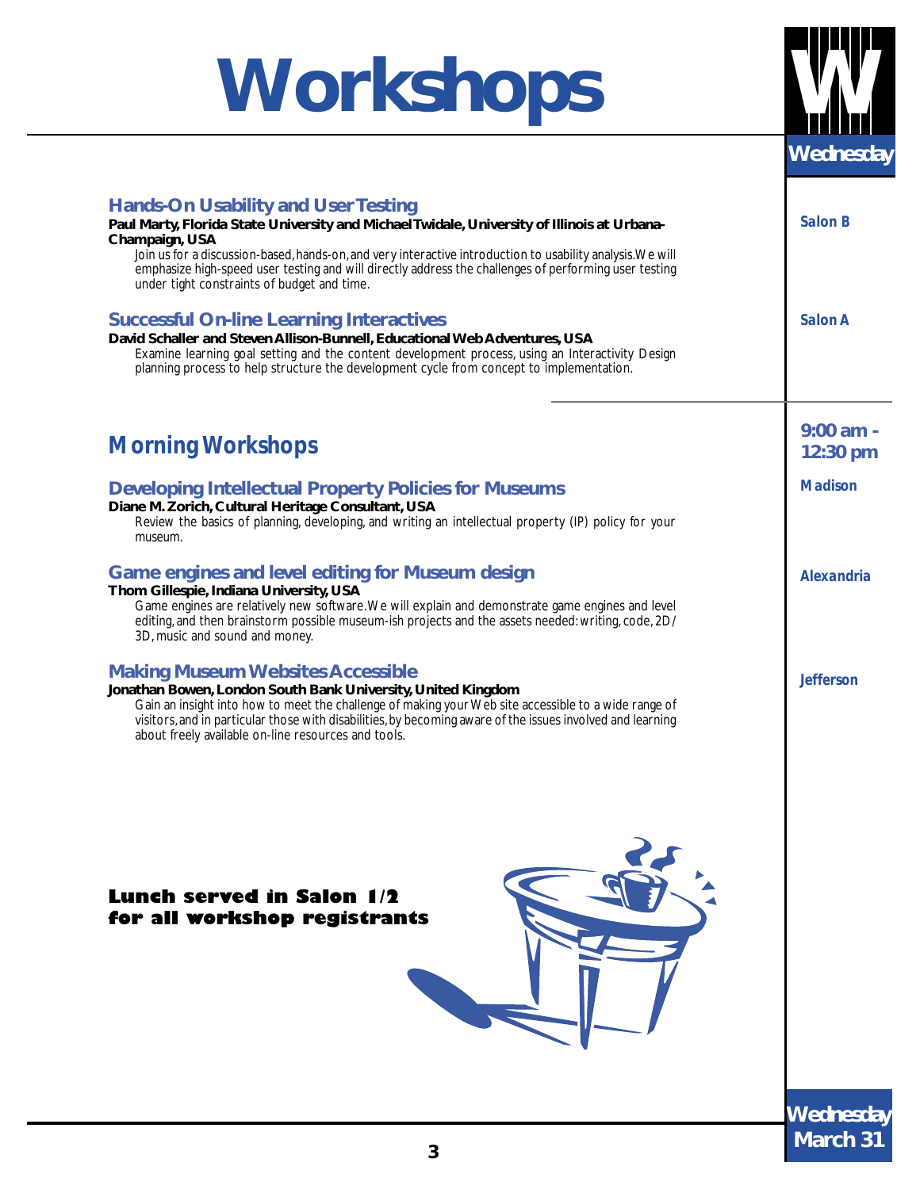# Workshops

**Wednesday**

### Hands-On Usability and User Testing

*Salon B*

**Paul Marty, Florida State University and Michael Twidale, University of Illinois at Urbana-Champaign, USA**

Join us for a discussion-based, hands-on, and very interactive introduction to usability analysis. We will emphasize high-speed user testing and will directly address the challenges of performing user testing under tight constraints of budget and time.

### Successful On-line Learning Interactives

*Salon A*

**David Schaller and Steven Allison-Bunnell, Educational Web Adventures, USA**

Examine learning goal setting and the content development process, using an Interactivity Design planning process to help structure the development cycle from concept to implementation.

## Morning Workshops

**9:00 am - 12:30 pm**

### Developing Intellectual Property Policies for Museums

*Madison*

**Diane M. Zorich, Cultural Heritage Consultant, USA**

Review the basics of planning, developing, and writing an intellectual property (IP) policy for your museum.

### Game engines and level editing for Museum design

*Alexandria*

**Thom Gillespie, Indiana University, USA**

Game engines are relatively new software. We will explain and demonstrate game engines and level editing, and then brainstorm possible museum-ish projects and the assets needed: writing, code, 2D/3D, music and sound and money.

### Making Museum Websites Accessible

*Jefferson*

**Jonathan Bowen, London South Bank University, United Kingdom**

Gain an insight into how to meet the challenge of making your Web site accessible to a wide range of visitors, and in particular those with disabilities, by becoming aware of the issues involved and learning about freely available on-line resources and tools.

**Lunch served in Salon 1/2 for all workshop registrants**

**Wednesday March 31**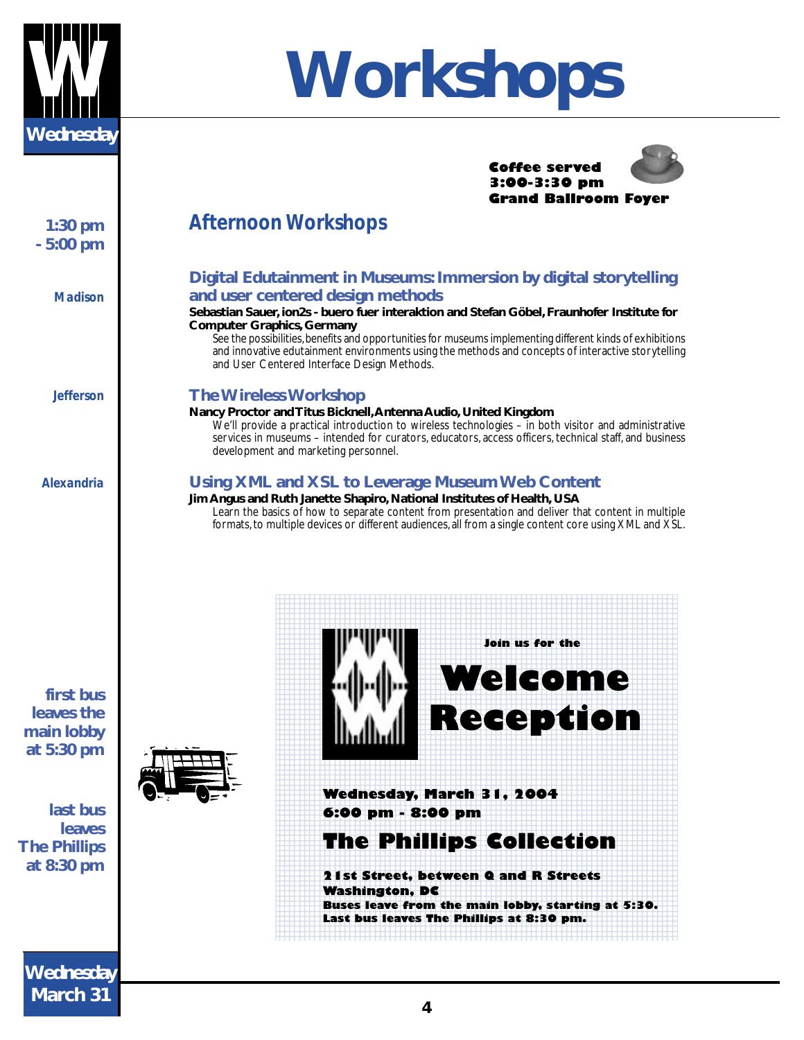# Workshops

**Wednesday**

**Coffee served**
**3:00-3:30 pm**
**Grand Ballroom Foyer**

## Afternoon Workshops

**1:30 pm - 5:00 pm**

*Madison*

### Digital Edutainment in Museums: Immersion by digital storytelling and user centered design methods

**Sebastian Sauer, ion2s - buero fuer interaktion and Stefan Göbel, Fraunhofer Institute for Computer Graphics, Germany**

See the possibilities, benefits and opportunities for museums implementing different kinds of exhibitions and innovative edutainment environments using the methods and concepts of interactive storytelling and User Centered Interface Design Methods.

*Jefferson*

### The Wireless Workshop

**Nancy Proctor and Titus Bicknell, Antenna Audio, United Kingdom**

We'll provide a practical introduction to wireless technologies – in both visitor and administrative services in museums – intended for curators, educators, access officers, technical staff, and business development and marketing personnel.

*Alexandria*

### Using XML and XSL to Leverage Museum Web Content

**Jim Angus and Ruth Janette Shapiro, National Institutes of Health, USA**

Learn the basics of how to separate content from presentation and deliver that content in multiple formats, to multiple devices or different audiences, all from a single content core using XML and XSL.

**first bus leaves the main lobby at 5:30 pm**

**last bus leaves The Phillips at 8:30 pm**

**Join us for the**

## Welcome Reception

**Wednesday, March 31, 2004**
**6:00 pm - 8:00 pm**

### The Phillips Collection

**21st Street, between Q and R Streets**
**Washington, DC**
**Buses leave from the main lobby, starting at 5:30.**
**Last bus leaves The Phillips at 8:30 pm.**

**Wednesday March 31**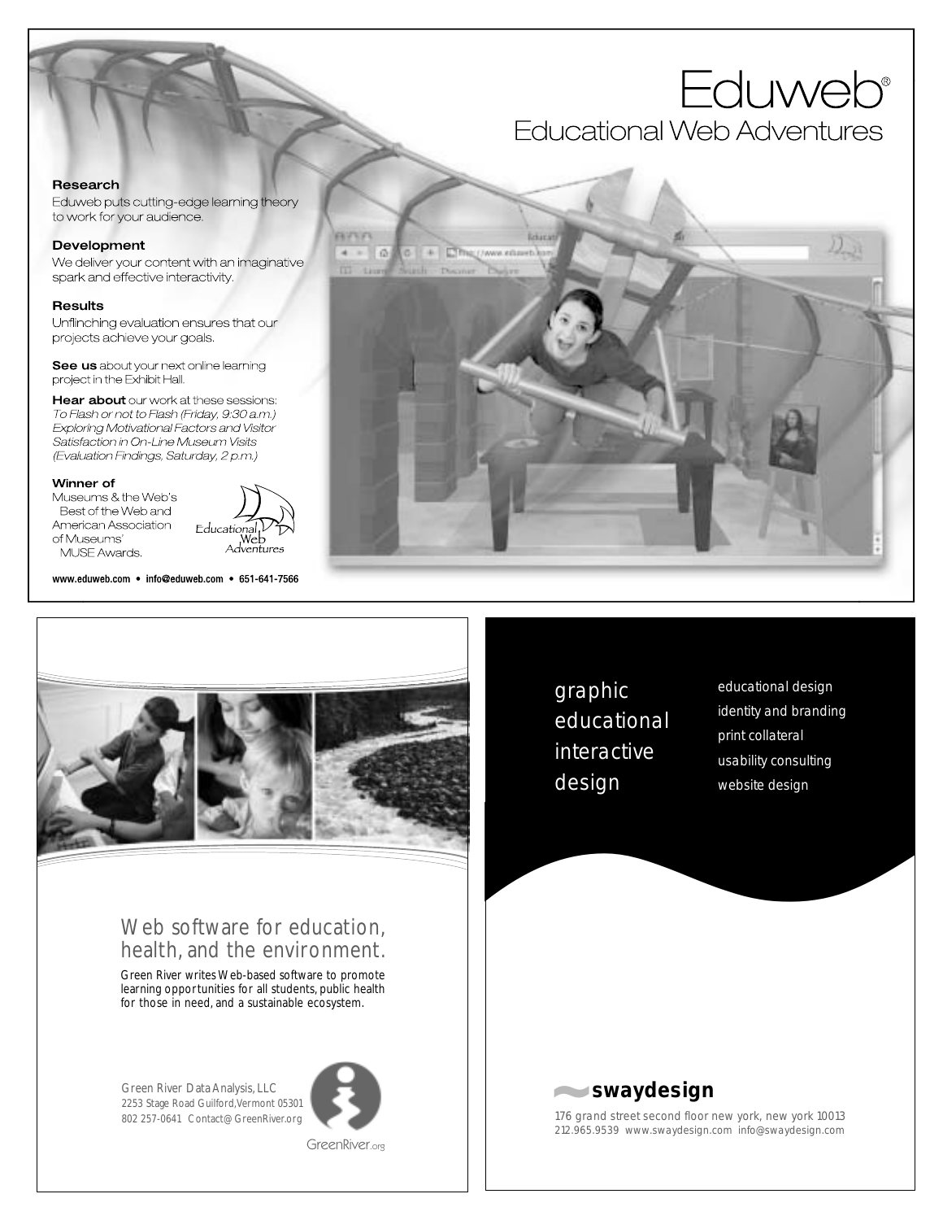# Eduweb®

## Educational Web Adventures

### Research

Eduweb puts cutting-edge learning theory to work for your audience.

### Development

We deliver your content with an imaginative spark and effective interactivity.

### Results

Unflinching evaluation ensures that our projects achieve your goals.

**See us** about your next online learning project in the Exhibit Hall.

**Hear about** our work at these sessions:
*To Flash or not to Flash (Friday, 9:30 a.m.)*
*Exploring Motivational Factors and Visitor Satisfaction in On-Line Museum Visits (Evaluation Findings, Saturday, 2 p.m.)*

### Winner of

Museums & the Web's Best of the Web and American Association of Museums' MUSE Awards.

Educational Web Adventures

**www.eduweb.com • info@eduweb.com • 651-641-7566**

---

## Web software for education, health, and the environment.

Green River writes Web-based software to promote learning opportunities for all students, public health for those in need, and a sustainable ecosystem.

Green River Data Analysis, LLC
2253 Stage Road Guilford, Vermont 05301
802 257-0641 Contact@GreenRiver.org

GreenRiver.org

---

graphic
educational
interactive
design

- educational design
- identity and branding
- print collateral
- usability consulting
- website design

**swaydesign**

176 grand street second floor new york, new york 10013
212.965.9539 www.swaydesign.com info@swaydesign.com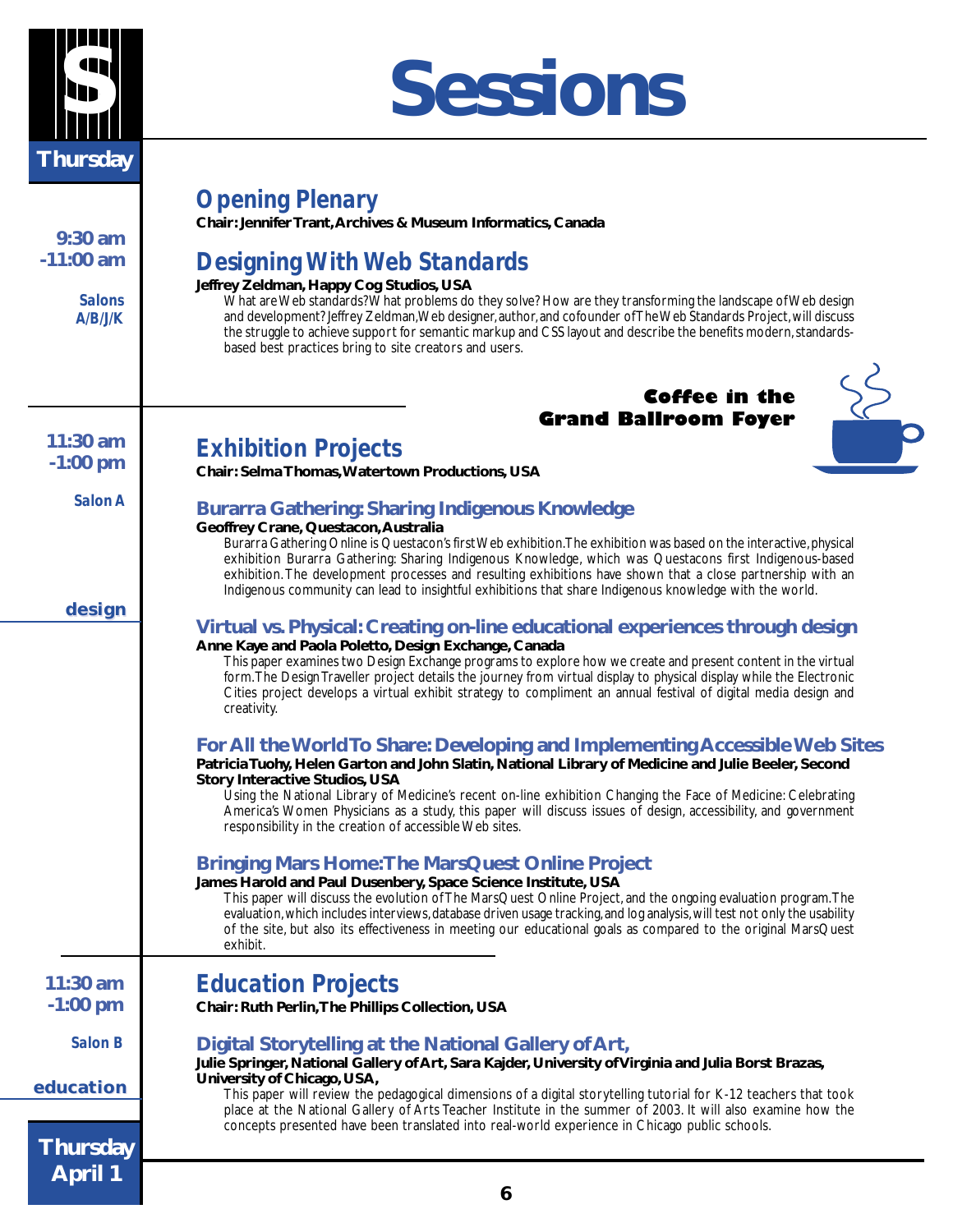# Sessions

**Thursday**

## Opening Plenary

9:30 am -11:00 am

Salons A/B/J/K

**Chair: Jennifer Trant, Archives & Museum Informatics, Canada**

### Designing With Web Standards

**Jeffrey Zeldman, Happy Cog Studios, USA**

What are Web standards? What problems do they solve? How are they transforming the landscape of Web design and development? Jeffrey Zeldman, Web designer, author, and cofounder of The Web Standards Project, will discuss the struggle to achieve support for semantic markup and CSS layout and describe the benefits modern, standards-based best practices bring to site creators and users.

**Coffee in the Grand Ballroom Foyer**

## Exhibition Projects

11:30 am -1:00 pm

Salon A

design

**Chair: Selma Thomas, Watertown Productions, USA**

### Burarra Gathering: Sharing Indigenous Knowledge

**Geoffrey Crane, Questacon, Australia**

Burarra Gathering Online is Questacon's first Web exhibition. The exhibition was based on the interactive, physical exhibition Burarra Gathering: Sharing Indigenous Knowledge, which was Questacons first Indigenous-based exhibition. The development processes and resulting exhibitions have shown that a close partnership with an Indigenous community can lead to insightful exhibitions that share Indigenous knowledge with the world.

### Virtual vs. Physical: Creating on-line educational experiences through design

**Anne Kaye and Paola Poletto, Design Exchange, Canada**

This paper examines two Design Exchange programs to explore how we create and present content in the virtual form. The Design Traveller project details the journey from virtual display to physical display while the Electronic Cities project develops a virtual exhibit strategy to compliment an annual festival of digital media design and creativity.

### For All the World To Share: Developing and Implementing Accessible Web Sites

**Patricia Tuohy, Helen Garton and John Slatin, National Library of Medicine and Julie Beeler, Second Story Interactive Studios, USA**

Using the National Library of Medicine's recent on-line exhibition Changing the Face of Medicine: Celebrating America's Women Physicians as a study, this paper will discuss issues of design, accessibility, and government responsibility in the creation of accessible Web sites.

### Bringing Mars Home: The MarsQuest Online Project

**James Harold and Paul Dusenbery, Space Science Institute, USA**

This paper will discuss the evolution of The MarsQuest Online Project, and the ongoing evaluation program. The evaluation, which includes interviews, database driven usage tracking, and log analysis, will test not only the usability of the site, but also its effectiveness in meeting our educational goals as compared to the original MarsQuest exhibit.

## Education Projects

11:30 am -1:00 pm

Salon B

education

**Chair: Ruth Perlin, The Phillips Collection, USA**

### Digital Storytelling at the National Gallery of Art,

**Julie Springer, National Gallery of Art, Sara Kajder, University of Virginia and Julia Borst Brazas, University of Chicago, USA,**

This paper will review the pedagogical dimensions of a digital storytelling tutorial for K-12 teachers that took place at the National Gallery of Arts Teacher Institute in the summer of 2003. It will also examine how the concepts presented have been translated into real-world experience in Chicago public schools.

**Thursday April 1**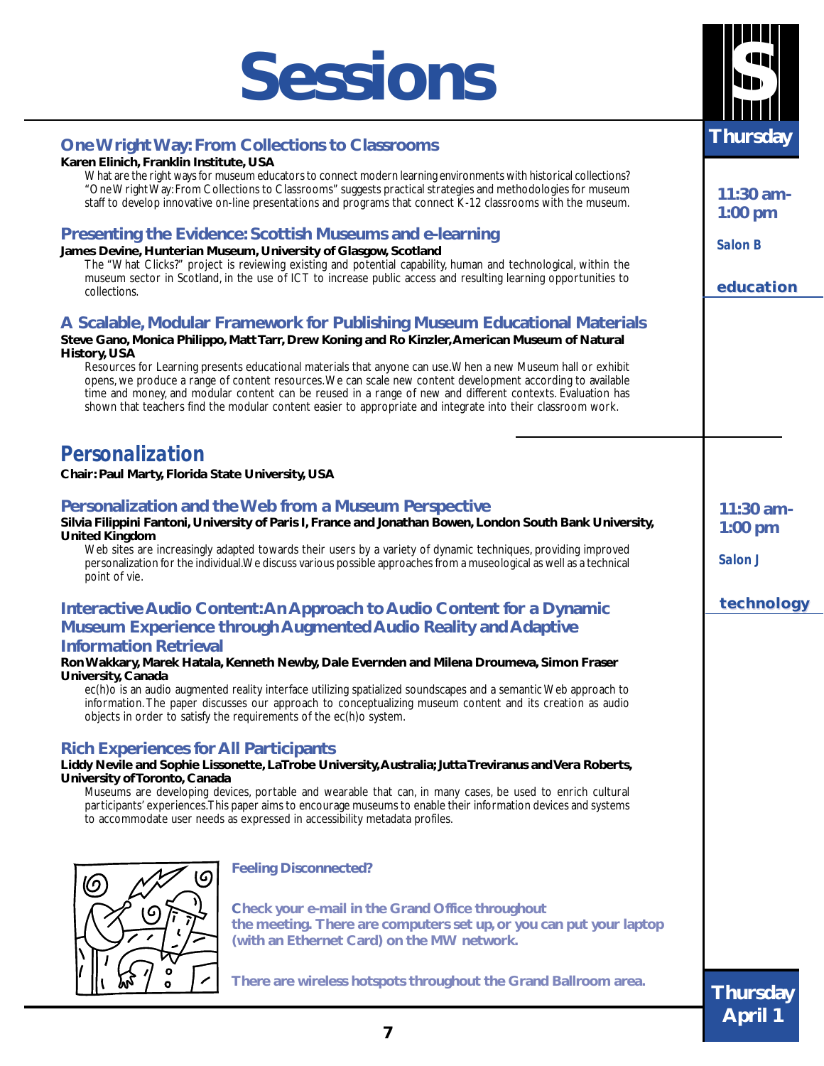# Sessions

**Thursday**

**11:30 am-1:00 pm**

*Salon B*

**education**

### One Wright Way: From Collections to Classrooms

**Karen Elinich, Franklin Institute, USA**

What are the right ways for museum educators to connect modern learning environments with historical collections? "One Wright Way: From Collections to Classrooms" suggests practical strategies and methodologies for museum staff to develop innovative on-line presentations and programs that connect K-12 classrooms with the museum.

### Presenting the Evidence: Scottish Museums and e-learning

**James Devine, Hunterian Museum, University of Glasgow, Scotland**

The "What Clicks?" project is reviewing existing and potential capability, human and technological, within the museum sector in Scotland, in the use of ICT to increase public access and resulting learning opportunities to collections.

### A Scalable, Modular Framework for Publishing Museum Educational Materials

**Steve Gano, Monica Philippo, Matt Tarr, Drew Koning and Ro Kinzler, American Museum of Natural History, USA**

Resources for Learning presents educational materials that anyone can use. When a new Museum hall or exhibit opens, we produce a range of content resources. We can scale new content development according to available time and money, and modular content can be reused in a range of new and different contexts. Evaluation has shown that teachers find the modular content easier to appropriate and integrate into their classroom work.

## *Personalization*

**Chair: Paul Marty, Florida State University, USA**

**11:30 am-1:00 pm**

*Salon J*

**technology**

### Personalization and the Web from a Museum Perspective

**Silvia Filippini Fantoni, University of Paris I, France and Jonathan Bowen, London South Bank University, United Kingdom**

Web sites are increasingly adapted towards their users by a variety of dynamic techniques, providing improved personalization for the individual. We discuss various possible approaches from a museological as well as a technical point of vie.

### Interactive Audio Content: An Approach to Audio Content for a Dynamic Museum Experience through Augmented Audio Reality and Adaptive Information Retrieval

**Ron Wakkary, Marek Hatala, Kenneth Newby, Dale Evernden and Milena Droumeva, Simon Fraser University, Canada**

ec(h)o is an audio augmented reality interface utilizing spatialized soundscapes and a semantic Web approach to information. The paper discusses our approach to conceptualizing museum content and its creation as audio objects in order to satisfy the requirements of the ec(h)o system.

### Rich Experiences for All Participants

**Liddy Nevile and Sophie Lissonette, LaTrobe University, Australia; Jutta Treviranus and Vera Roberts, University of Toronto, Canada**

Museums are developing devices, portable and wearable that can, in many cases, be used to enrich cultural participants' experiences. This paper aims to encourage museums to enable their information devices and systems to accommodate user needs as expressed in accessibility metadata profiles.

**Feeling Disconnected?**

**Check your e-mail in the Grand Office throughout the meeting. There are computers set up, or you can put your laptop (with an Ethernet Card) on the MW network.**

**There are wireless hotspots throughout the Grand Ballroom area.**

**Thursday April 1**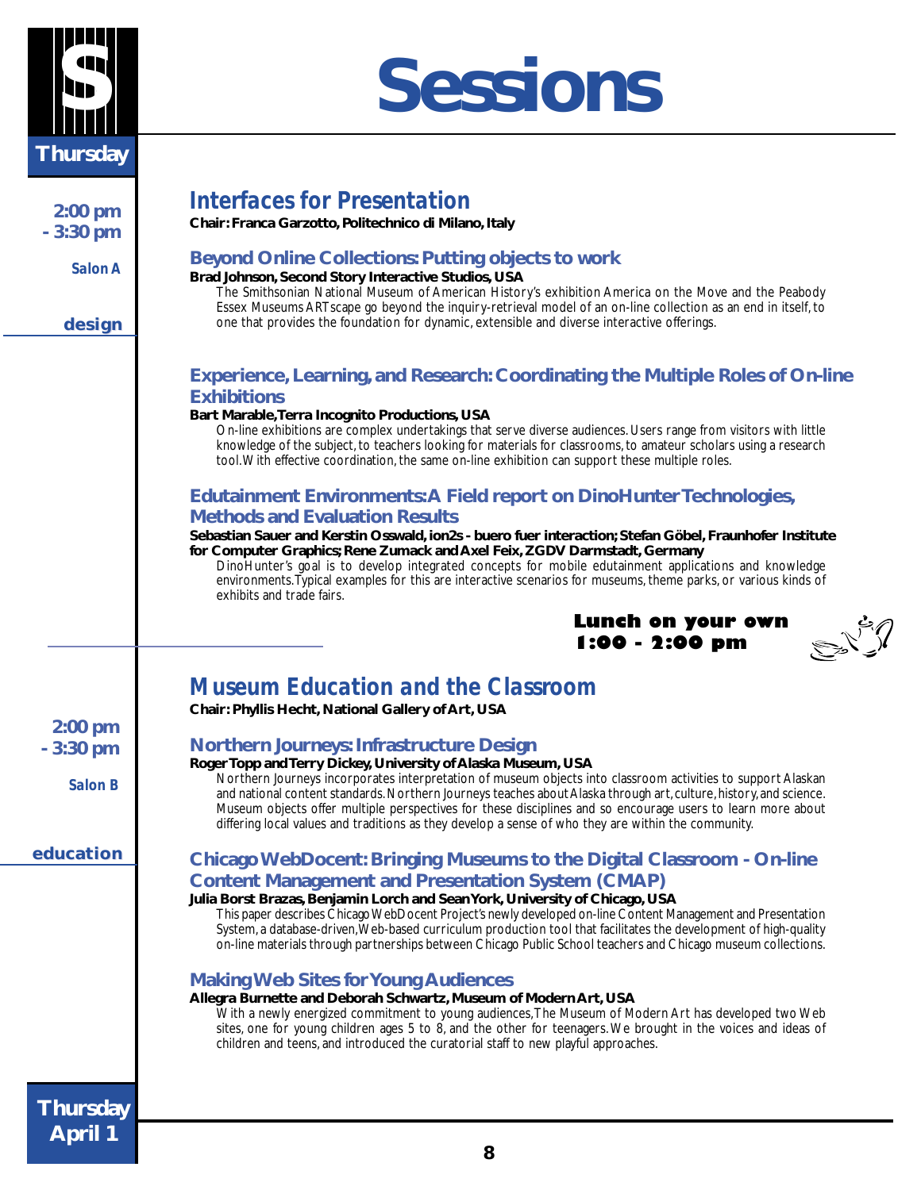# Sessions

Thursday

2:00 pm - 3:30 pm

*Salon A*

*design*

## *Interfaces for Presentation*

**Chair: Franca Garzotto, Politechnico di Milano, Italy**

### Beyond Online Collections: Putting objects to work

**Brad Johnson, Second Story Interactive Studios, USA**

The Smithsonian National Museum of American History's exhibition America on the Move and the Peabody Essex Museums ARTscape go beyond the inquiry-retrieval model of an on-line collection as an end in itself, to one that provides the foundation for dynamic, extensible and diverse interactive offerings.

### Experience, Learning, and Research: Coordinating the Multiple Roles of On-line Exhibitions

**Bart Marable, Terra Incognito Productions, USA**

On-line exhibitions are complex undertakings that serve diverse audiences. Users range from visitors with little knowledge of the subject, to teachers looking for materials for classrooms, to amateur scholars using a research tool. With effective coordination, the same on-line exhibition can support these multiple roles.

### Edutainment Environments: A Field report on DinoHunter Technologies, Methods and Evaluation Results

**Sebastian Sauer and Kerstin Osswald, ion2s - buero fuer interaction; Stefan Göbel, Fraunhofer Institute for Computer Graphics; Rene Zumack and Axel Feix, ZGDV Darmstadt, Germany**

DinoHunter's goal is to develop integrated concepts for mobile edutainment applications and knowledge environments. Typical examples for this are interactive scenarios for museums, theme parks, or various kinds of exhibits and trade fairs.

**Lunch on your own 1:00 - 2:00 pm**

2:00 pm - 3:30 pm

*Salon B*

*education*

## *Museum Education and the Classroom*

**Chair: Phyllis Hecht, National Gallery of Art, USA**

### Northern Journeys: Infrastructure Design

**Roger Topp and Terry Dickey, University of Alaska Museum, USA**

Northern Journeys incorporates interpretation of museum objects into classroom activities to support Alaskan and national content standards. Northern Journeys teaches about Alaska through art, culture, history, and science. Museum objects offer multiple perspectives for these disciplines and so encourage users to learn more about differing local values and traditions as they develop a sense of who they are within the community.

### Chicago WebDocent: Bringing Museums to the Digital Classroom - On-line Content Management and Presentation System (CMAP)

**Julia Borst Brazas, Benjamin Lorch and Sean York, University of Chicago, USA**

This paper describes Chicago WebDocent Project's newly developed on-line Content Management and Presentation System, a database-driven, Web-based curriculum production tool that facilitates the development of high-quality on-line materials through partnerships between Chicago Public School teachers and Chicago museum collections.

### Making Web Sites for Young Audiences

**Allegra Burnette and Deborah Schwartz, Museum of Modern Art, USA**

With a newly energized commitment to young audiences, The Museum of Modern Art has developed two Web sites, one for young children ages 5 to 8, and the other for teenagers. We brought in the voices and ideas of children and teens, and introduced the curatorial staff to new playful approaches.

Thursday April 1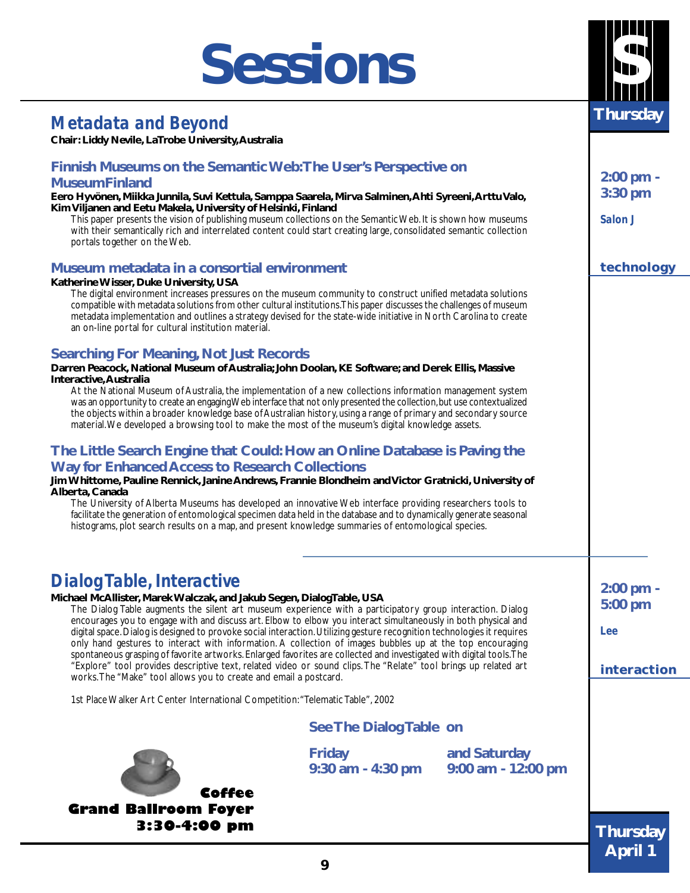# Sessions

**Thursday**

## Metadata and Beyond

**Chair: Liddy Nevile, LaTrobe University, Australia**

**2:00 pm - 3:30 pm**

*Salon J*

**technology**

### Finnish Museums on the Semantic Web: The User's Perspective on MuseumFinland

**Eero Hyvönen, Miikka Junnila, Suvi Kettula, Samppa Saarela, Mirva Salminen, Ahti Syreeni, Arttu Valo, Kim Viljanen and Eetu Makela, University of Helsinki, Finland**

This paper presents the vision of publishing museum collections on the Semantic Web. It is shown how museums with their semantically rich and interrelated content could start creating large, consolidated semantic collection portals together on the Web.

### Museum metadata in a consortial environment

**Katherine Wisser, Duke University, USA**

The digital environment increases pressures on the museum community to construct unified metadata solutions compatible with metadata solutions from other cultural institutions. This paper discusses the challenges of museum metadata implementation and outlines a strategy devised for the state-wide initiative in North Carolina to create an on-line portal for cultural institution material.

### Searching For Meaning, Not Just Records

**Darren Peacock, National Museum of Australia; John Doolan, KE Software; and Derek Ellis, Massive Interactive, Australia**

At the National Museum of Australia, the implementation of a new collections information management system was an opportunity to create an engaging Web interface that not only presented the collection, but use contextualized the objects within a broader knowledge base of Australian history, using a range of primary and secondary source material. We developed a browsing tool to make the most of the museum's digital knowledge assets.

### The Little Search Engine that Could: How an Online Database is Paving the Way for Enhanced Access to Research Collections

**Jim Whittome, Pauline Rennick, Janine Andrews, Frannie Blondheim and Victor Gratnicki, University of Alberta, Canada**

The University of Alberta Museums has developed an innovative Web interface providing researchers tools to facilitate the generation of entomological specimen data held in the database and to dynamically generate seasonal histograms, plot search results on a map, and present knowledge summaries of entomological species.

## DialogTable, Interactive

**2:00 pm - 5:00 pm**

*Lee*

**interaction**

**Michael McAllister, Marek Walczak, and Jakub Segen, DialogTable, USA**

The Dialog Table augments the silent art museum experience with a participatory group interaction. Dialog encourages you to engage with and discuss art. Elbow to elbow you interact simultaneously in both physical and digital space. Dialog is designed to provoke social interaction. Utilizing gesture recognition technologies it requires only hand gestures to interact with information. A collection of images bubbles up at the top encouraging spontaneous grasping of favorite artworks. Enlarged favorites are collected and investigated with digital tools. The "Explore" tool provides descriptive text, related video or sound clips. The "Relate" tool brings up related art works. The "Make" tool allows you to create and email a postcard.

1st Place Walker Art Center International Competition: "Telematic Table", 2002

**See The DialogTable on**

**Friday 9:30 am - 4:30 pm** **and Saturday 9:00 am - 12:00 pm**

**Coffee**
**Grand Ballroom Foyer**
**3:30-4:00 pm**

**Thursday April 1**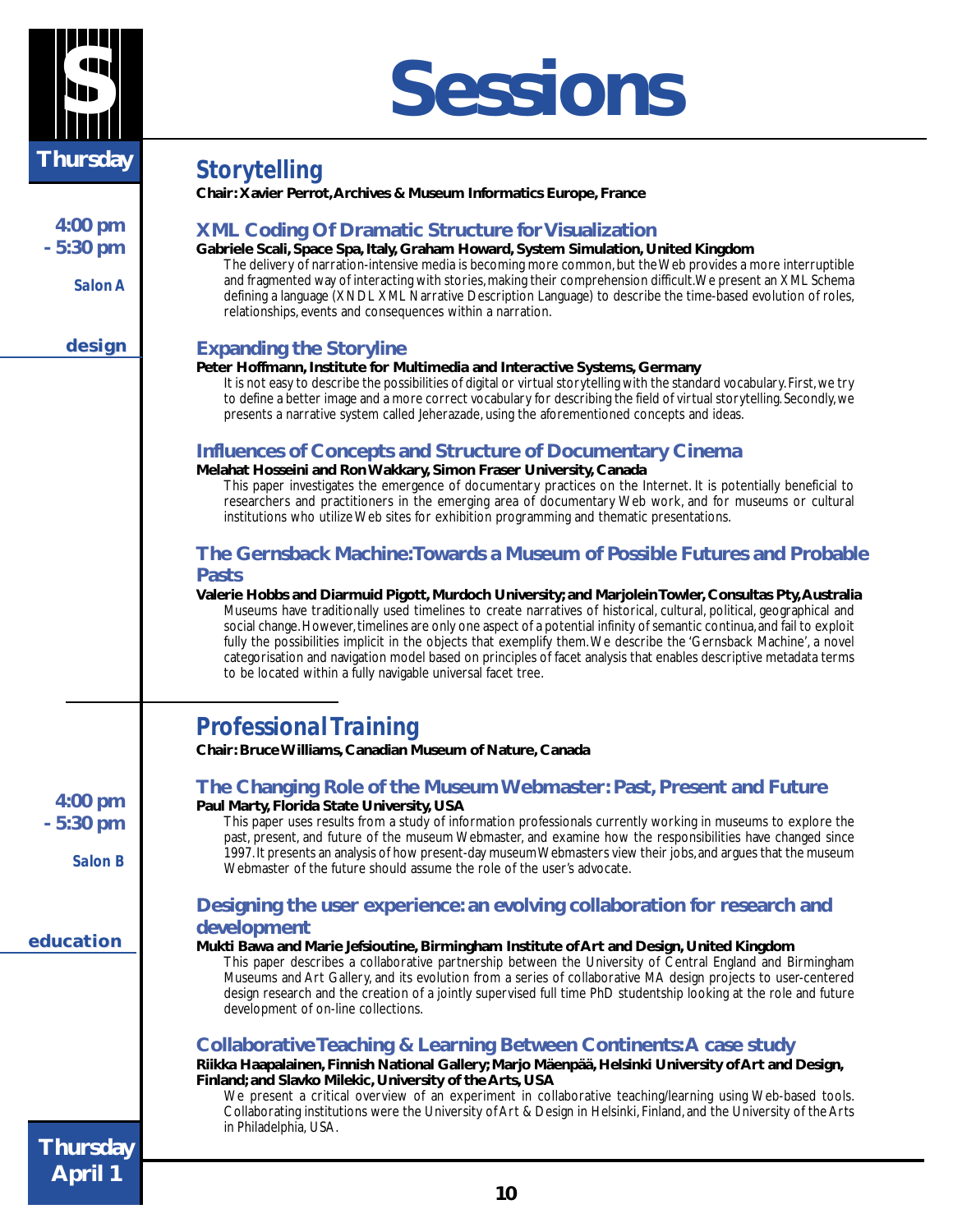# Sessions

**Thursday**

## Storytelling

**Chair: Xavier Perrot, Archives & Museum Informatics Europe, France**

4:00 pm - 5:30 pm

*Salon A*

**design**

### XML Coding Of Dramatic Structure for Visualization

**Gabriele Scali, Space Spa, Italy, Graham Howard, System Simulation, United Kingdom**

The delivery of narration-intensive media is becoming more common, but the Web provides a more interruptible and fragmented way of interacting with stories, making their comprehension difficult. We present an XML Schema defining a language (XNDL XML Narrative Description Language) to describe the time-based evolution of roles, relationships, events and consequences within a narration.

### Expanding the Storyline

**Peter Hoffmann, Institute for Multimedia and Interactive Systems, Germany**

It is not easy to describe the possibilities of digital or virtual storytelling with the standard vocabulary. First, we try to define a better image and a more correct vocabulary for describing the field of virtual storytelling. Secondly, we presents a narrative system called Jeherazade, using the aforementioned concepts and ideas.

### Influences of Concepts and Structure of Documentary Cinema

**Melahat Hosseini and Ron Wakkary, Simon Fraser University, Canada**

This paper investigates the emergence of documentary practices on the Internet. It is potentially beneficial to researchers and practitioners in the emerging area of documentary Web work, and for museums or cultural institutions who utilize Web sites for exhibition programming and thematic presentations.

### The Gernsback Machine: Towards a Museum of Possible Futures and Probable Pasts

**Valerie Hobbs and Diarmuid Pigott, Murdoch University; and Marjolein Towler, Consultas Pty, Australia**

Museums have traditionally used timelines to create narratives of historical, cultural, political, geographical and social change. However, timelines are only one aspect of a potential infinity of semantic continua, and fail to exploit fully the possibilities implicit in the objects that exemplify them. We describe the 'Gernsback Machine', a novel categorisation and navigation model based on principles of facet analysis that enables descriptive metadata terms to be located within a fully navigable universal facet tree.

## Professional Training

**Chair: Bruce Williams, Canadian Museum of Nature, Canada**

4:00 pm - 5:30 pm

*Salon B*

**education**

### The Changing Role of the Museum Webmaster: Past, Present and Future

**Paul Marty, Florida State University, USA**

This paper uses results from a study of information professionals currently working in museums to explore the past, present, and future of the museum Webmaster, and examine how the responsibilities have changed since 1997. It presents an analysis of how present-day museum Webmasters view their jobs, and argues that the museum Webmaster of the future should assume the role of the user's advocate.

### Designing the user experience: an evolving collaboration for research and development

**Mukti Bawa and Marie Jefsioutine, Birmingham Institute of Art and Design, United Kingdom**

This paper describes a collaborative partnership between the University of Central England and Birmingham Museums and Art Gallery, and its evolution from a series of collaborative MA design projects to user-centered design research and the creation of a jointly supervised full time PhD studentship looking at the role and future development of on-line collections.

### Collaborative Teaching & Learning Between Continents: A case study

**Riikka Haapalainen, Finnish National Gallery; Marjo Mäenpää, Helsinki University of Art and Design, Finland; and Slavko Milekic, University of the Arts, USA**

We present a critical overview of an experiment in collaborative teaching/learning using Web-based tools. Collaborating institutions were the University of Art & Design in Helsinki, Finland, and the University of the Arts in Philadelphia, USA.

**Thursday April 1**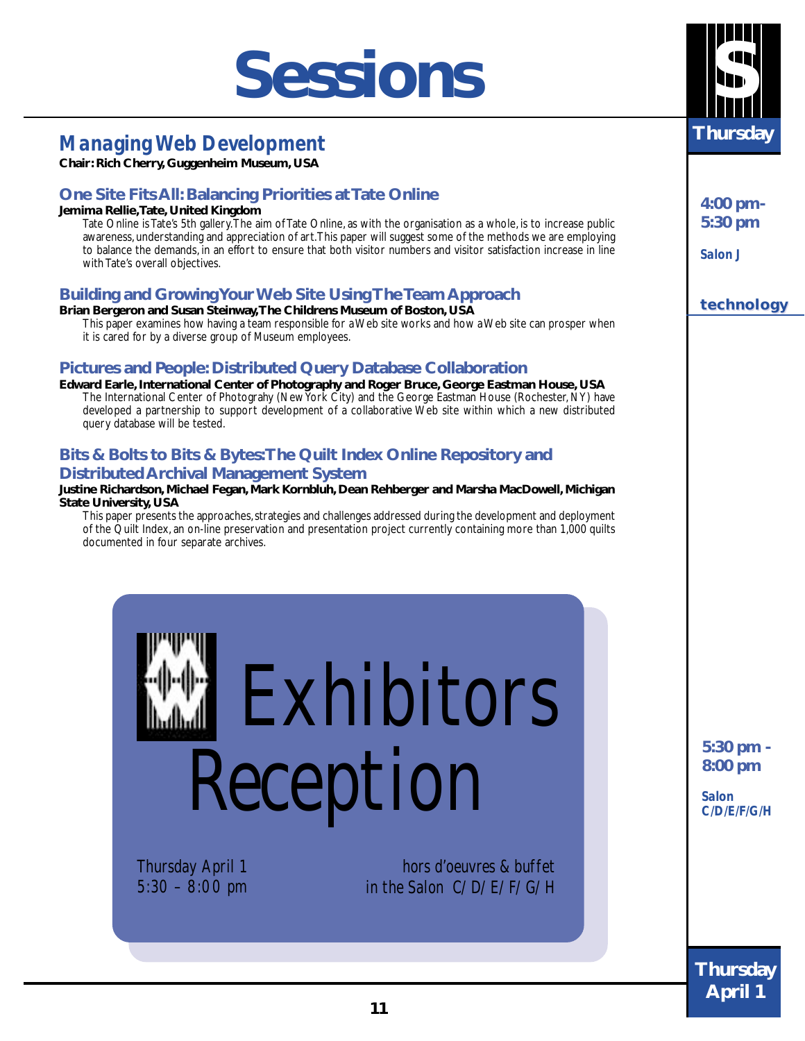# Sessions

Thursday

## Managing Web Development

**Chair: Rich Cherry, Guggenheim Museum, USA**

4:00 pm- 5:30 pm

Salon J

technology

### One Site Fits All: Balancing Priorities at Tate Online

**Jemima Rellie, Tate, United Kingdom**

Tate Online is Tate's 5th gallery. The aim of Tate Online, as with the organisation as a whole, is to increase public awareness, understanding and appreciation of art. This paper will suggest some of the methods we are employing to balance the demands, in an effort to ensure that both visitor numbers and visitor satisfaction increase in line with Tate's overall objectives.

### Building and Growing Your Web Site Using The Team Approach

**Brian Bergeron and Susan Steinway, The Childrens Museum of Boston, USA**

This paper examines how having a team responsible for a Web site works and how a Web site can prosper when it is cared for by a diverse group of Museum employees.

### Pictures and People: Distributed Query Database Collaboration

**Edward Earle, International Center of Photography and Roger Bruce, George Eastman House, USA**

The International Center of Photograhy (New York City) and the George Eastman House (Rochester, NY) have developed a partnership to support development of a collaborative Web site within which a new distributed query database will be tested.

### Bits & Bolts to Bits & Bytes: The Quilt Index Online Repository and Distributed Archival Management System

**Justine Richardson, Michael Fegan, Mark Kornbluh, Dean Rehberger and Marsha MacDowell, Michigan State University, USA**

This paper presents the approaches, strategies and challenges addressed during the development and deployment of the Quilt Index, an on-line preservation and presentation project currently containing more than 1,000 quilts documented in four separate archives.

## Exhibitors Reception

5:30 pm - 8:00 pm

Salon C/D/E/F/G/H

Thursday April 1
5:30 – 8:00 pm

hors d'oeuvres & buffet
in the Salon C/D/E/F/G/H

Thursday April 1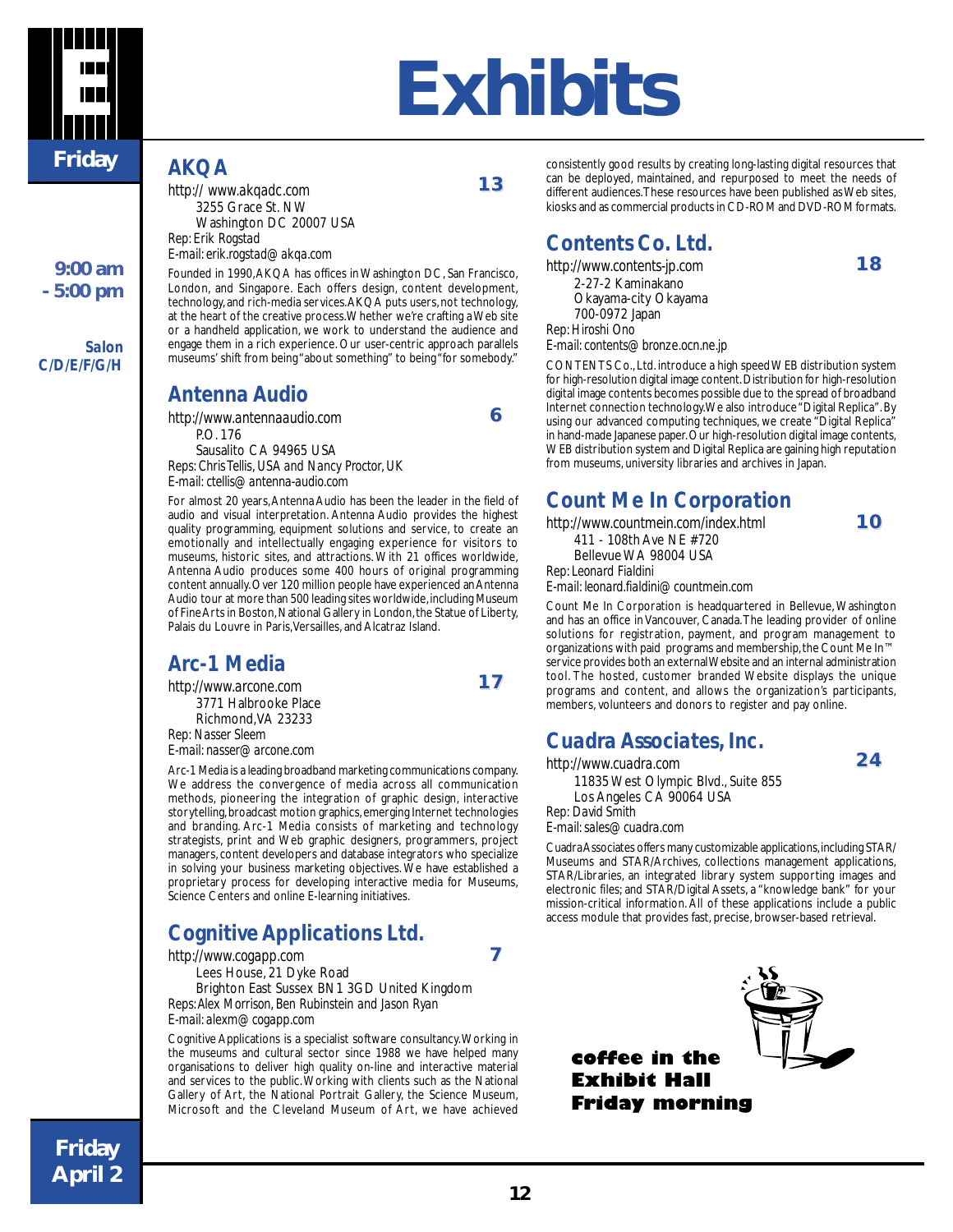# Exhibits

Friday

9:00 am - 5:00 pm

Salon C/D/E/F/G/H

## AKQA

http:// www.akqadc.com **13**

3255 Grace St. NW
Washington DC 20007 USA

*Rep: Erik Rogstad*

*E-mail: erik.rogstad@akqa.com*

Founded in 1990, AKQA has offices in Washington DC, San Francisco, London, and Singapore. Each offers design, content development, technology, and rich-media services. AKQA puts users, not technology, at the heart of the creative process. Whether we're crafting a Web site or a handheld application, we work to understand the audience and engage them in a rich experience. Our user-centric approach parallels museums' shift from being "about something" to being "for somebody."

## Antenna Audio

http://www.antennaaudio.com **6**

P.O. 176
Sausalito CA 94965 USA

*Reps: Chris Tellis, USA and Nancy Proctor, UK*

*E-mail: ctellis@antenna-audio.com*

For almost 20 years, Antenna Audio has been the leader in the field of audio and visual interpretation. Antenna Audio provides the highest quality programming, equipment solutions and service, to create an emotionally and intellectually engaging experience for visitors to museums, historic sites, and attractions. With 21 offices worldwide, Antenna Audio produces some 400 hours of original programming content annually. Over 120 million people have experienced an Antenna Audio tour at more than 500 leading sites worldwide, including Museum of Fine Arts in Boston, National Gallery in London, the Statue of Liberty, Palais du Louvre in Paris, Versailles, and Alcatraz Island.

## Arc-1 Media

http://www.arcone.com **17**

3771 Halbrooke Place
Richmond, VA 23233

*Rep: Nasser Sleem*

*E-mail: nasser@arcone.com*

Arc-1 Media is a leading broadband marketing communications company. We address the convergence of media across all communication methods, pioneering the integration of graphic design, interactive storytelling, broadcast motion graphics, emerging Internet technologies and branding. Arc-1 Media consists of marketing and technology strategists, print and Web graphic designers, programmers, project managers, content developers and database integrators who specialize in solving your business marketing objectives. We have established a proprietary process for developing interactive media for Museums, Science Centers and online E-learning initiatives.

## Cognitive Applications Ltd.

http://www.cogapp.com **7**

Lees House, 21 Dyke Road
Brighton East Sussex BN1 3GD United Kingdom

*Reps: Alex Morrison, Ben Rubinstein and Jason Ryan*

*E-mail: alexm@cogapp.com*

Cognitive Applications is a specialist software consultancy. Working in the museums and cultural sector since 1988 we have helped many organisations to deliver high quality on-line and interactive material and services to the public. Working with clients such as the National Gallery of Art, the National Portrait Gallery, the Science Museum, Microsoft and the Cleveland Museum of Art, we have achieved consistently good results by creating long-lasting digital resources that can be deployed, maintained, and repurposed to meet the needs of different audiences. These resources have been published as Web sites, kiosks and as commercial products in CD-ROM and DVD-ROM formats.

## Contents Co. Ltd.

http://www.contents-jp.com **18**

2-27-2 Kaminakano
Okayama-city Okayama
700-0972 Japan

*Rep: Hiroshi Ono*

*E-mail: contents@bronze.ocn.ne.jp*

CONTENTS Co., Ltd. introduce a high speed WEB distribution system for high-resolution digital image content. Distribution for high-resolution digital image contents becomes possible due to the spread of broadband Internet connection technology. We also introduce "Digital Replica". By using our advanced computing techniques, we create "Digital Replica" in hand-made Japanese paper. Our high-resolution digital image contents, WEB distribution system and Digital Replica are gaining high reputation from museums, university libraries and archives in Japan.

## Count Me In Corporation

http://www.countmein.com/index.html **10**

411 - 108th Ave NE #720
Bellevue WA 98004 USA

*Rep: Leonard Fialdini*

*E-mail: leonard.fialdini@countmein.com*

Count Me In Corporation is headquartered in Bellevue, Washington and has an office in Vancouver, Canada. The leading provider of online solutions for registration, payment, and program management to organizations with paid programs and membership, the Count Me In™ service provides both an external Website and an internal administration tool. The hosted, customer branded Website displays the unique programs and content, and allows the organization's participants, members, volunteers and donors to register and pay online.

## Cuadra Associates, Inc.

http://www.cuadra.com **24**

11835 West Olympic Blvd., Suite 855
Los Angeles CA 90064 USA

*Rep: David Smith*

*E-mail: sales@cuadra.com*

Cuadra Associates offers many customizable applications, including STAR/Museums and STAR/Archives, collections management applications, STAR/Libraries, an integrated library system supporting images and electronic files; and STAR/Digital Assets, a "knowledge bank" for your mission-critical information. All of these applications include a public access module that provides fast, precise, browser-based retrieval.

**coffee in the Exhibit Hall Friday morning**

Friday April 2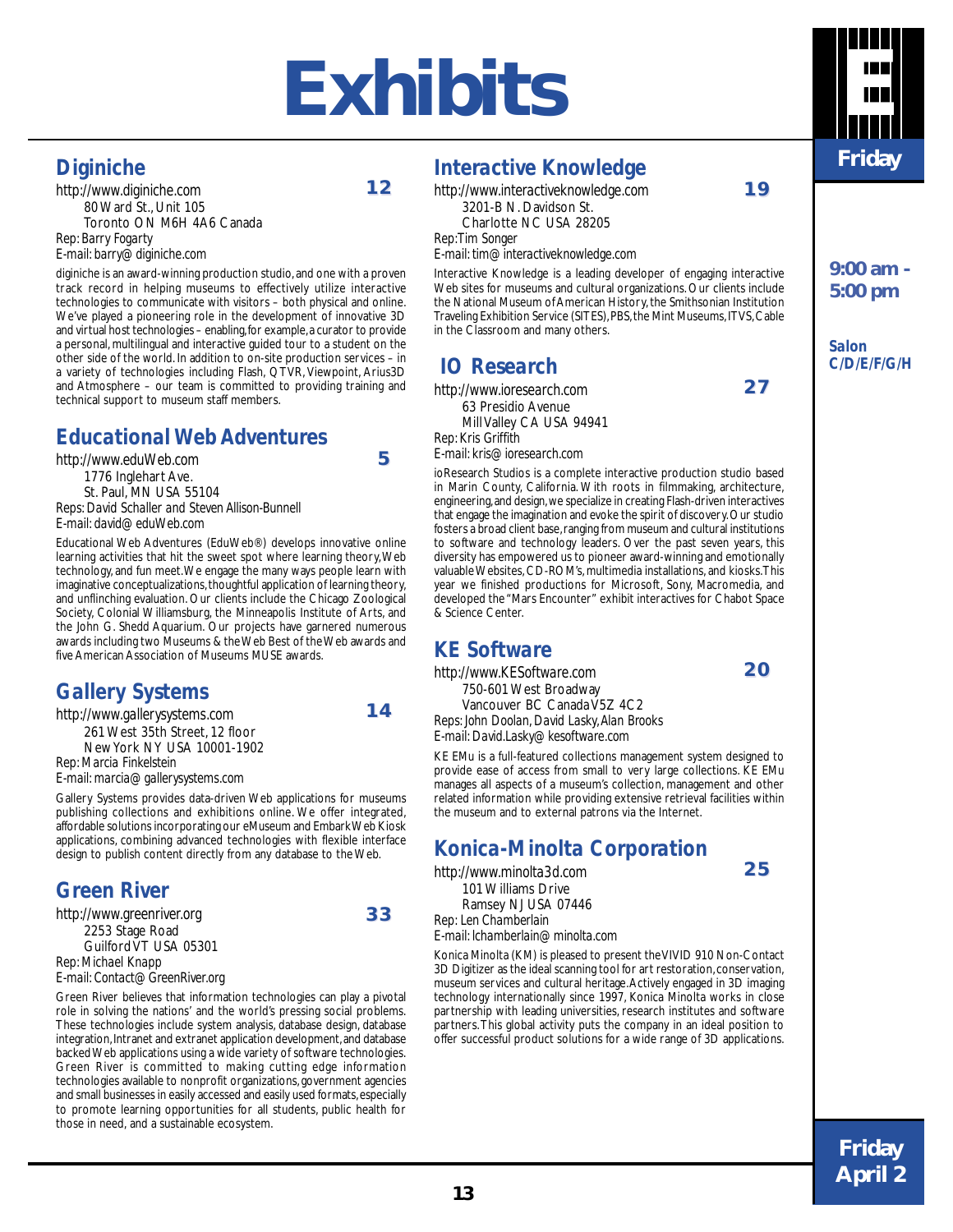# Exhibits

Friday

9:00 am - 5:00 pm

Salon C/D/E/F/G/H

## Diginiche

http://www.diginiche.com **12**

80 Ward St., Unit 105
Toronto ON M6H 4A6 Canada

*Rep: Barry Fogarty*
*E-mail: barry@diginiche.com*

diginiche is an award-winning production studio, and one with a proven track record in helping museums to effectively utilize interactive technologies to communicate with visitors – both physical and online. We've played a pioneering role in the development of innovative 3D and virtual host technologies – enabling, for example, a curator to provide a personal, multilingual and interactive guided tour to a student on the other side of the world. In addition to on-site production services – in a variety of technologies including Flash, QTVR, Viewpoint, Arius3D and Atmosphere – our team is committed to providing training and technical support to museum staff members.

## Educational Web Adventures

http://www.eduWeb.com **5**

1776 Inglehart Ave.
St. Paul, MN USA 55104

*Reps: David Schaller and Steven Allison-Bunnell*
*E-mail: david@eduWeb.com*

Educational Web Adventures (EduWeb®) develops innovative online learning activities that hit the sweet spot where learning theory, Web technology, and fun meet. We engage the many ways people learn with imaginative conceptualizations, thoughtful application of learning theory, and unflinching evaluation. Our clients include the Chicago Zoological Society, Colonial Williamsburg, the Minneapolis Institute of Arts, and the John G. Shedd Aquarium. Our projects have garnered numerous awards including two Museums & the Web Best of the Web awards and five American Association of Museums MUSE awards.

## Gallery Systems

http://www.gallerysystems.com **14**

261 West 35th Street, 12 floor
New York NY USA 10001-1902

*Rep: Marcia Finkelstein*
*E-mail: marcia@gallerysystems.com*

Gallery Systems provides data-driven Web applications for museums publishing collections and exhibitions online. We offer integrated, affordable solutions incorporating our eMuseum and EmbarkWeb Kiosk applications, combining advanced technologies with flexible interface design to publish content directly from any database to the Web.

## Green River

http://www.greenriver.org **33**

2253 Stage Road
Guilford VT USA 05301

*Rep: Michael Knapp*
*E-mail: Contact@GreenRiver.org*

Green River believes that information technologies can play a pivotal role in solving the nations' and the world's pressing social problems. These technologies include system analysis, database design, database integration, Intranet and extranet application development, and database backed Web applications using a wide variety of software technologies. Green River is committed to making cutting edge information technologies available to nonprofit organizations, government agencies and small businesses in easily accessed and easily used formats, especially to promote learning opportunities for all students, public health for those in need, and a sustainable ecosystem.

## Interactive Knowledge

http://www.interactiveknowledge.com **19**

3201-B N. Davidson St.
Charlotte NC USA 28205

*Rep: Tim Songer*
*E-mail: tim@interactiveknowledge.com*

Interactive Knowledge is a leading developer of engaging interactive Web sites for museums and cultural organizations. Our clients include the National Museum of American History, the Smithsonian Institution Traveling Exhibition Service (SITES), PBS, the Mint Museums, ITVS, Cable in the Classroom and many others.

## IO Research

http://www.ioresearch.com **27**

63 Presidio Avenue
Mill Valley CA USA 94941

*Rep: Kris Griffith*
*E-mail: kris@ioresearch.com*

ioResearch Studios is a complete interactive production studio based in Marin County, California. With roots in filmmaking, architecture, engineering, and design, we specialize in creating Flash-driven interactives that engage the imagination and evoke the spirit of discovery. Our studio fosters a broad client base, ranging from museum and cultural institutions to software and technology leaders. Over the past seven years, this diversity has empowered us to pioneer award-winning and emotionally valuable Websites, CD-ROM's, multimedia installations, and kiosks. This year we finished productions for Microsoft, Sony, Macromedia, and developed the "Mars Encounter" exhibit interactives for Chabot Space & Science Center.

## KE Software

http://www.KESoftware.com **20**

750-601 West Broadway
Vancouver BC Canada V5Z 4C2

*Reps: John Doolan, David Lasky, Alan Brooks*
*E-mail: David.Lasky@kesoftware.com*

KE EMu is a full-featured collections management system designed to provide ease of access from small to very large collections. KE EMu manages all aspects of a museum's collection, management and other related information while providing extensive retrieval facilities within the museum and to external patrons via the Internet.

## Konica-Minolta Corporation

http://www.minolta3d.com **25**

101 Williams Drive
Ramsey NJ USA 07446

*Rep: Len Chamberlain*
*E-mail: lchamberlain@minolta.com*

Konica Minolta (KM) is pleased to present the VIVID 910 Non-Contact 3D Digitizer as the ideal scanning tool for art restoration, conservation, museum services and cultural heritage. Actively engaged in 3D imaging technology internationally since 1997, Konica Minolta works in close partnership with leading universities, research institutes and software partners. This global activity puts the company in an ideal position to offer successful product solutions for a wide range of 3D applications.

Friday April 2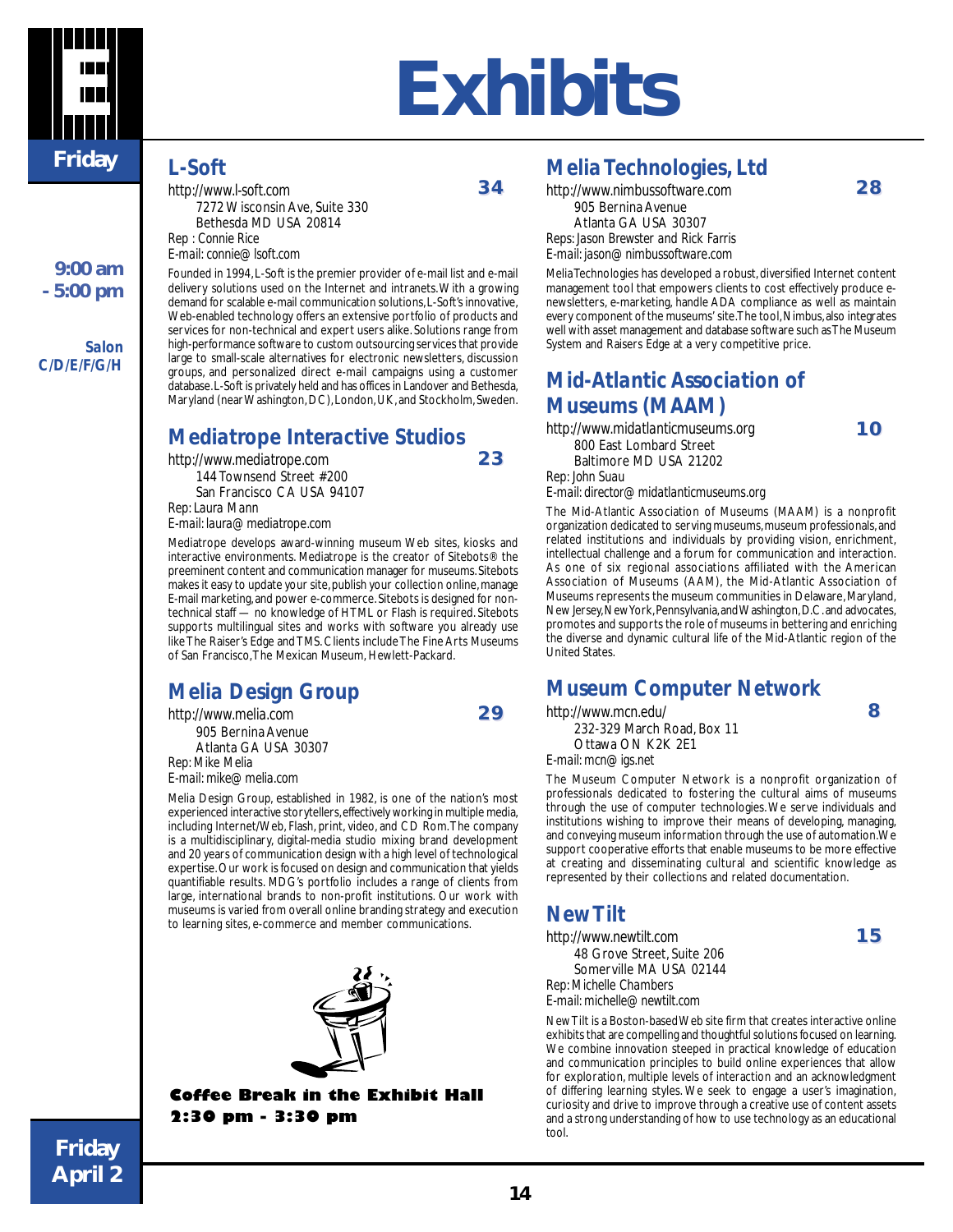# Exhibits

Friday

9:00 am - 5:00 pm

Salon C/D/E/F/G/H

## L-Soft

http://www.l-soft.com **34**

7272 Wisconsin Ave, Suite 330
Bethesda MD USA 20814

Rep : Connie Rice
E-mail: connie@lsoft.com

Founded in 1994, L-Soft is the premier provider of e-mail list and e-mail delivery solutions used on the Internet and intranets. With a growing demand for scalable e-mail communication solutions, L-Soft's innovative, Web-enabled technology offers an extensive portfolio of products and services for non-technical and expert users alike. Solutions range from high-performance software to custom outsourcing services that provide large to small-scale alternatives for electronic newsletters, discussion groups, and personalized direct e-mail campaigns using a customer database. L-Soft is privately held and has offices in Landover and Bethesda, Maryland (near Washington, DC), London, UK, and Stockholm, Sweden.

## Mediatrope Interactive Studios

http://www.mediatrope.com **23**

144 Townsend Street #200
San Francisco CA USA 94107

Rep: Laura Mann
E-mail: laura@mediatrope.com

Mediatrope develops award-winning museum Web sites, kiosks and interactive environments. Mediatrope is the creator of Sitebots® the preeminent content and communication manager for museums. Sitebots makes it easy to update your site, publish your collection online, manage E-mail marketing, and power e-commerce. Sitebots is designed for non-technical staff — no knowledge of HTML or Flash is required. Sitebots supports multilingual sites and works with software you already use like The Raiser's Edge and TMS. Clients include The Fine Arts Museums of San Francisco, The Mexican Museum, Hewlett-Packard.

## Melia Design Group

http://www.melia.com **29**

905 Bernina Avenue
Atlanta GA USA 30307

Rep: Mike Melia
E-mail: mike@melia.com

Melia Design Group, established in 1982, is one of the nation's most experienced interactive storytellers, effectively working in multiple media, including Internet/Web, Flash, print, video, and CD Rom. The company is a multidisciplinary, digital-media studio mixing brand development and 20 years of communication design with a high level of technological expertise. Our work is focused on design and communication that yields quantifiable results. MDG's portfolio includes a range of clients from large, international brands to non-profit institutions. Our work with museums is varied from overall online branding strategy and execution to learning sites, e-commerce and member communications.

**Coffee Break in the Exhibit Hall**
**2:30 pm - 3:30 pm**

## Melia Technologies, Ltd

http://www.nimbussoftware.com **28**

905 Bernina Avenue
Atlanta GA USA 30307

Reps: Jason Brewster and Rick Farris
E-mail: jason@nimbussoftware.com

Melia Technologies has developed a robust, diversified Internet content management tool that empowers clients to cost effectively produce e-newsletters, e-marketing, handle ADA compliance as well as maintain every component of the museums' site. The tool, Nimbus, also integrates well with asset management and database software such as The Museum System and Raisers Edge at a very competitive price.

## Mid-Atlantic Association of Museums (MAAM)

http://www.midatlanticmuseums.org **10**

800 East Lombard Street
Baltimore MD USA 21202

Rep: John Suau
E-mail: director@midatlanticmuseums.org

The Mid-Atlantic Association of Museums (MAAM) is a nonprofit organization dedicated to serving museums, museum professionals, and related institutions and individuals by providing vision, enrichment, intellectual challenge and a forum for communication and interaction. As one of six regional associations affiliated with the American Association of Museums (AAM), the Mid-Atlantic Association of Museums represents the museum communities in Delaware, Maryland, New Jersey, New York, Pennsylvania, and Washington, D.C. and advocates, promotes and supports the role of museums in bettering and enriching the diverse and dynamic cultural life of the Mid-Atlantic region of the United States.

## Museum Computer Network

http://www.mcn.edu/ **8**

232-329 March Road, Box 11
Ottawa ON K2K 2E1

E-mail: mcn@igs.net

The Museum Computer Network is a nonprofit organization of professionals dedicated to fostering the cultural aims of museums through the use of computer technologies. We serve individuals and institutions wishing to improve their means of developing, managing, and conveying museum information through the use of automation. We support cooperative efforts that enable museums to be more effective at creating and disseminating cultural and scientific knowledge as represented by their collections and related documentation.

## New Tilt

http://www.newtilt.com **15**

48 Grove Street, Suite 206
Somerville MA USA 02144

Rep: Michelle Chambers
E-mail: michelle@newtilt.com

New Tilt is a Boston-based Web site firm that creates interactive online exhibits that are compelling and thoughtful solutions focused on learning. We combine innovation steeped in practical knowledge of education and communication principles to build online experiences that allow for exploration, multiple levels of interaction and an acknowledgment of differing learning styles. We seek to engage a user's imagination, curiosity and drive to improve through a creative use of content assets and a strong understanding of how to use technology as an educational tool.

Friday April 2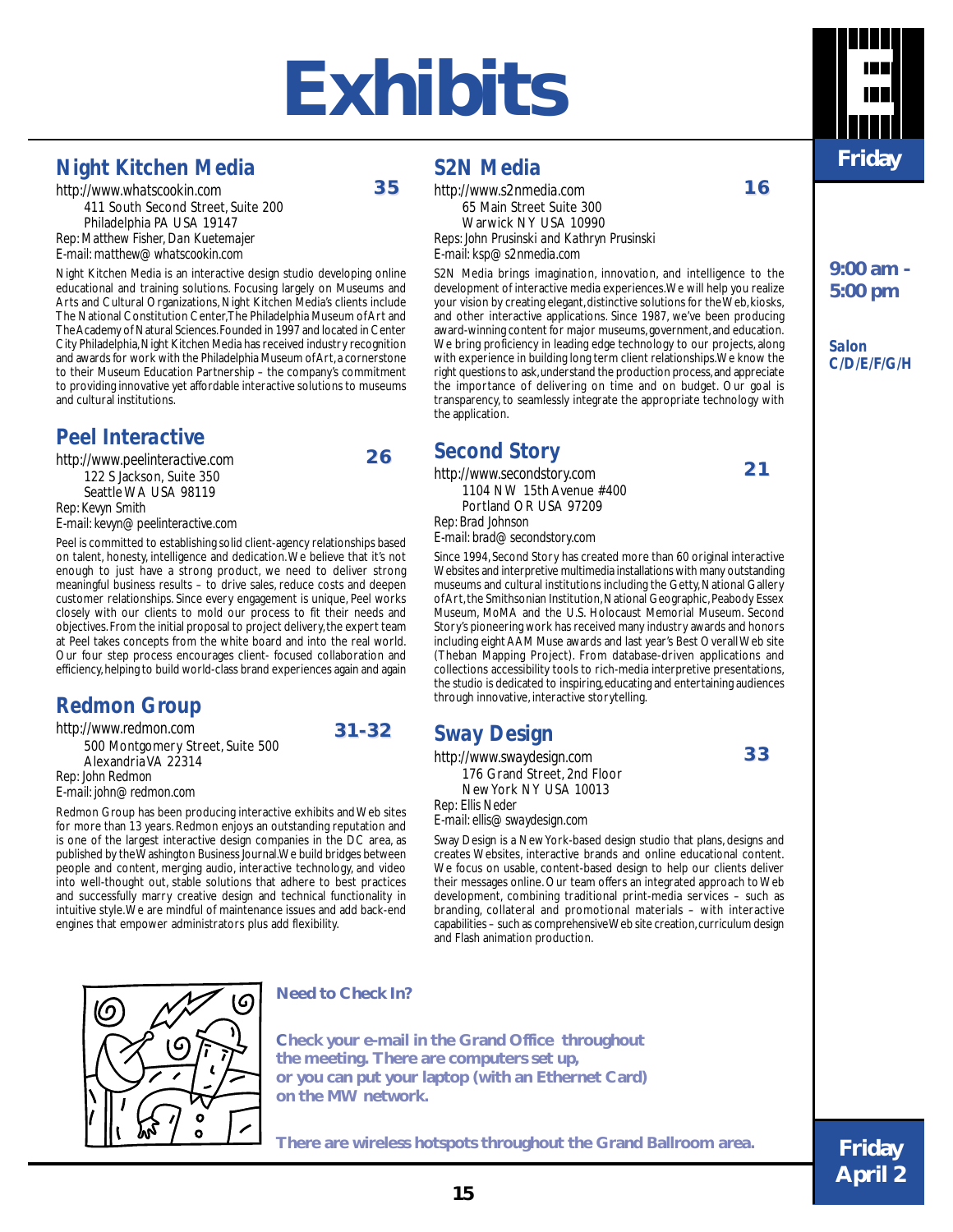# Exhibits

Friday

9:00 am - 5:00 pm

Salon C/D/E/F/G/H

## Night Kitchen Media

**35**

http://www.whatscookin.com
411 South Second Street, Suite 200
Philadelphia PA USA 19147
Rep: Matthew Fisher, Dan Kuetemajer
E-mail: matthew@whatscookin.com

Night Kitchen Media is an interactive design studio developing online educational and training solutions. Focusing largely on Museums and Arts and Cultural Organizations, Night Kitchen Media's clients include The National Constitution Center,The Philadelphia Museum of Art and The Academy of Natural Sciences. Founded in 1997 and located in Center City Philadelphia, Night Kitchen Media has received industry recognition and awards for work with the Philadelphia Museum of Art, a cornerstone to their Museum Education Partnership – the company's commitment to providing innovative yet affordable interactive solutions to museums and cultural institutions.

## Peel Interactive

**26**

http://www.peelinteractive.com
122 S Jackson, Suite 350
Seattle WA USA 98119
Rep: Kevyn Smith
E-mail: kevyn@peelinteractive.com

Peel is committed to establishing solid client-agency relationships based on talent, honesty, intelligence and dedication. We believe that it's not enough to just have a strong product, we need to deliver strong meaningful business results – to drive sales, reduce costs and deepen customer relationships. Since every engagement is unique, Peel works closely with our clients to mold our process to fit their needs and objectives. From the initial proposal to project delivery, the expert team at Peel takes concepts from the white board and into the real world. Our four step process encourages client- focused collaboration and efficiency, helping to build world-class brand experiences again and again

## Redmon Group

**31-32**

http://www.redmon.com
500 Montgomery Street, Suite 500
Alexandria VA 22314
Rep: John Redmon
E-mail: john@redmon.com

Redmon Group has been producing interactive exhibits and Web sites for more than 13 years. Redmon enjoys an outstanding reputation and is one of the largest interactive design companies in the DC area, as published by the Washington Business Journal. We build bridges between people and content, merging audio, interactive technology, and video into well-thought out, stable solutions that adhere to best practices and successfully marry creative design and technical functionality in intuitive style. We are mindful of maintenance issues and add back-end engines that empower administrators plus add flexibility.

## S2N Media

**16**

http://www.s2nmedia.com
65 Main Street Suite 300
Warwick NY USA 10990
Reps: John Prusinski and Kathryn Prusinski
E-mail: ksp@s2nmedia.com

S2N Media brings imagination, innovation, and intelligence to the development of interactive media experiences. We will help you realize your vision by creating elegant, distinctive solutions for the Web, kiosks, and other interactive applications. Since 1987, we've been producing award-winning content for major museums, government, and education. We bring proficiency in leading edge technology to our projects, along with experience in building long term client relationships. We know the right questions to ask, understand the production process, and appreciate the importance of delivering on time and on budget. Our goal is transparency, to seamlessly integrate the appropriate technology with the application.

## Second Story

**21**

http://www.secondstory.com
1104 NW 15th Avenue #400
Portland OR USA 97209
Rep: Brad Johnson
E-mail: brad@secondstory.com

Since 1994, Second Story has created more than 60 original interactive Websites and interpretive multimedia installations with many outstanding museums and cultural institutions including the Getty, National Gallery of Art, the Smithsonian Institution, National Geographic, Peabody Essex Museum, MoMA and the U.S. Holocaust Memorial Museum. Second Story's pioneering work has received many industry awards and honors including eight AAM Muse awards and last year's Best Overall Web site (Theban Mapping Project). From database-driven applications and collections accessibility tools to rich-media interpretive presentations, the studio is dedicated to inspiring, educating and entertaining audiences through innovative, interactive storytelling.

## Sway Design

**33**

http://www.swaydesign.com
176 Grand Street, 2nd Floor
New York NY USA 10013
Rep: Ellis Neder
E-mail: ellis@swaydesign.com

Sway Design is a New York-based design studio that plans, designs and creates Websites, interactive brands and online educational content. We focus on usable, content-based design to help our clients deliver their messages online. Our team offers an integrated approach to Web development, combining traditional print-media services – such as branding, collateral and promotional materials – with interactive capabilities – such as comprehensive Web site creation, curriculum design and Flash animation production.

**Need to Check In?**

**Check your e-mail in the Grand Office throughout the meeting. There are computers set up, or you can put your laptop (with an Ethernet Card) on the MW network.**

**There are wireless hotspots throughout the Grand Ballroom area.**

Friday April 2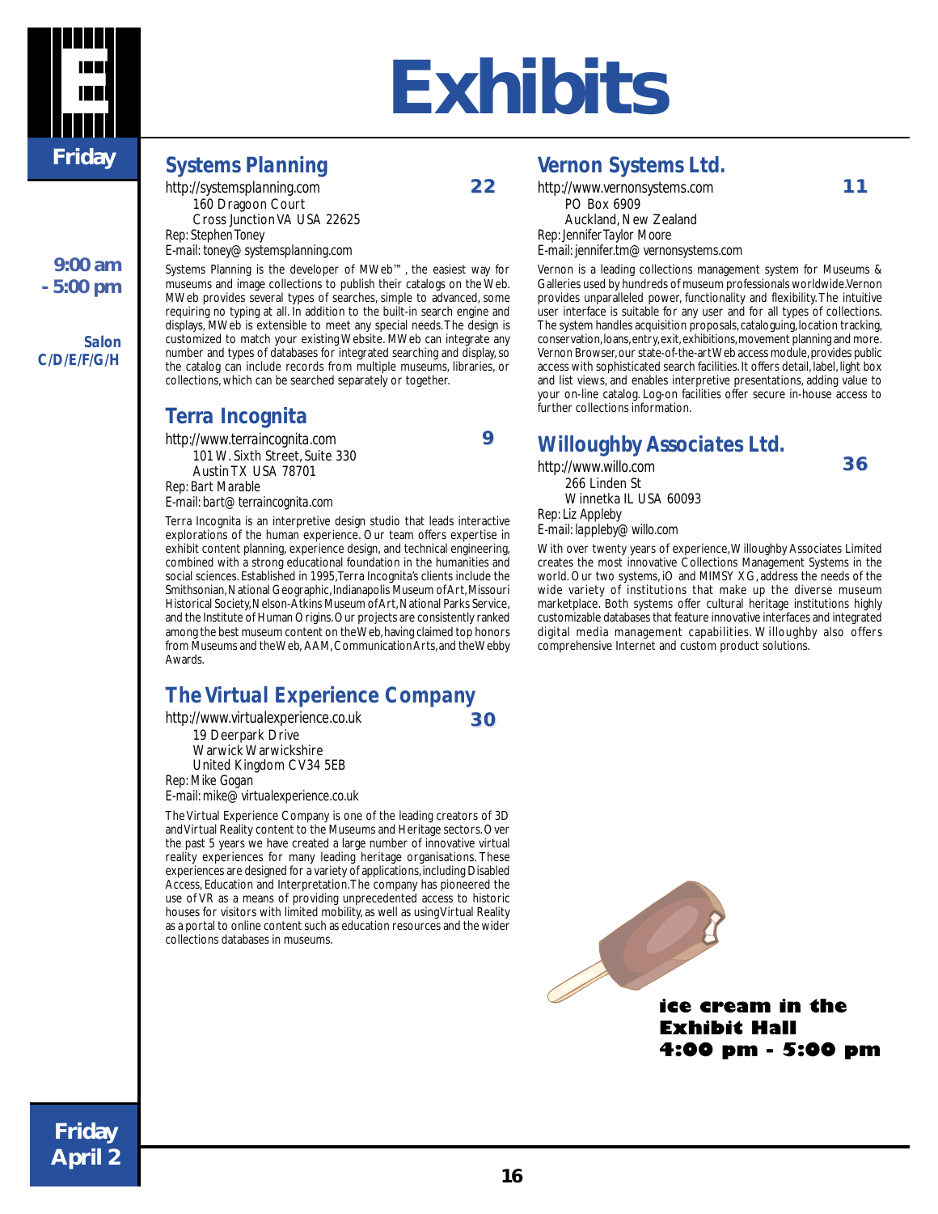# Exhibits

**Friday**

**9:00 am - 5:00 pm**

**Salon C/D/E/F/G/H**

## Systems Planning

http://systemsplanning.com **22**
160 Dragoon Court
Cross Junction VA USA 22625
Rep: Stephen Toney
E-mail: toney@systemsplanning.com

Systems Planning is the developer of MWeb™, the easiest way for museums and image collections to publish their catalogs on the Web. MWeb provides several types of searches, simple to advanced, some requiring no typing at all. In addition to the built-in search engine and displays, MWeb is extensible to meet any special needs. The design is customized to match your existing Website. MWeb can integrate any number and types of databases for integrated searching and display, so the catalog can include records from multiple museums, libraries, or collections, which can be searched separately or together.

## Terra Incognita

http://www.terraincognita.com **9**
101 W. Sixth Street, Suite 330
Austin TX USA 78701
Rep: Bart Marable
E-mail: bart@terraincognita.com

Terra Incognita is an interpretive design studio that leads interactive explorations of the human experience. Our team offers expertise in exhibit content planning, experience design, and technical engineering, combined with a strong educational foundation in the humanities and social sciences. Established in 1995, Terra Incognita's clients include the Smithsonian, National Geographic, Indianapolis Museum of Art, Missouri Historical Society, Nelson-Atkins Museum of Art, National Parks Service, and the Institute of Human Origins. Our projects are consistently ranked among the best museum content on the Web, having claimed top honors from Museums and the Web, AAM, Communication Arts, and the Webby Awards.

## The Virtual Experience Company

http://www.virtualexperience.co.uk **30**
19 Deerpark Drive
Warwick Warwickshire
United Kingdom CV34 5EB
Rep: Mike Gogan
E-mail: mike@virtualexperience.co.uk

The Virtual Experience Company is one of the leading creators of 3D and Virtual Reality content to the Museums and Heritage sectors. Over the past 5 years we have created a large number of innovative virtual reality experiences for many leading heritage organisations. These experiences are designed for a variety of applications, including Disabled Access, Education and Interpretation. The company has pioneered the use of VR as a means of providing unprecedented access to historic houses for visitors with limited mobility, as well as using Virtual Reality as a portal to online content such as education resources and the wider collections databases in museums.

## Vernon Systems Ltd.

http://www.vernonsystems.com **11**
PO Box 6909
Auckland, New Zealand
Rep: Jennifer Taylor Moore
E-mail: jennifer.tm@vernonsystems.com

Vernon is a leading collections management system for Museums & Galleries used by hundreds of museum professionals worldwide. Vernon provides unparalleled power, functionality and flexibility. The intuitive user interface is suitable for any user and for all types of collections. The system handles acquisition proposals, cataloguing, location tracking, conservation, loans, entry, exit, exhibitions, movement planning and more. Vernon Browser, our state-of-the-art Web access module, provides public access with sophisticated search facilities. It offers detail, label, light box and list views, and enables interpretive presentations, adding value to your on-line catalog. Log-on facilities offer secure in-house access to further collections information.

## Willoughby Associates Ltd.

http://www.willo.com **36**
266 Linden St
Winnetka IL USA 60093
Rep: Liz Appleby
E-mail: lappleby@willo.com

With over twenty years of experience, Willoughby Associates Limited creates the most innovative Collections Management Systems in the world. Our two systems, iO and MIMSY XG, address the needs of the wide variety of institutions that make up the diverse museum marketplace. Both systems offer cultural heritage institutions highly customizable databases that feature innovative interfaces and integrated digital media management capabilities. Willoughby also offers comprehensive Internet and custom product solutions.

**ice cream in the Exhibit Hall**
**4:00 pm - 5:00 pm**

**Friday April 2**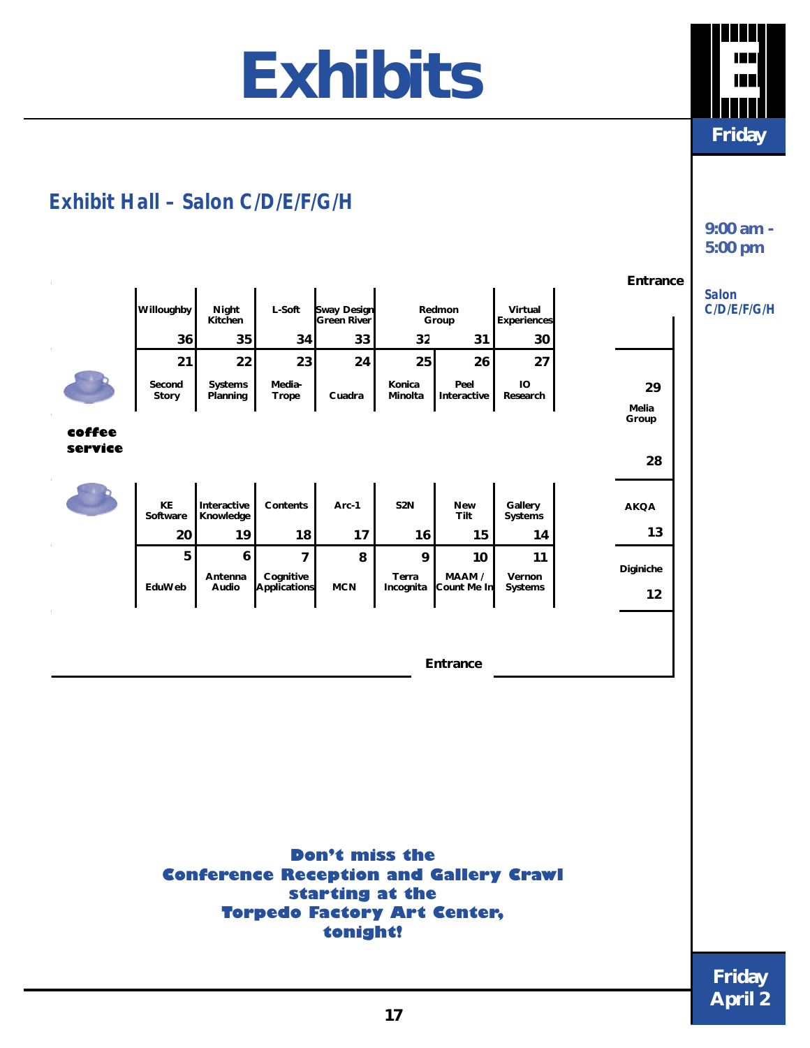# Exhibits

Friday

9:00 am - 5:00 pm

Salon C/D/E/F/G/H

## Exhibit Hall – Salon C/D/E/F/G/H

Entrance

| Willoughby | Night Kitchen | L-Soft | Sway Design Green River | Redmon Group | | Virtual Experiences |
|---|---|---|---|---|---|---|
| 36 | 35 | 34 | 33 | 32 | 31 | 30 |
| 21 | 22 | 23 | 24 | 25 | 26 | 27 |
| Second Story | Systems Planning | Media-Trope | Cuadra | Konica Minolta | Peel Interactive | IO Research |

29 Melia Group

28

coffee service

| KE Software | Interactive Knowledge | Contents | Arc-1 | S2N | New Tilt | Gallery Systems |
|---|---|---|---|---|---|---|
| 20 | 19 | 18 | 17 | 16 | 15 | 14 |
| 5 | 6 | 7 | 8 | 9 | 10 | 11 |
| EduWeb | Antenna Audio | Cognitive Applications | MCN | Terra Incognita | MAAM / Count Me In | Vernon Systems |

AKQA 13

Diginiche 12

Entrance

**Don't miss the Conference Reception and Gallery Crawl starting at the Torpedo Factory Art Center, tonight!**

Friday April 2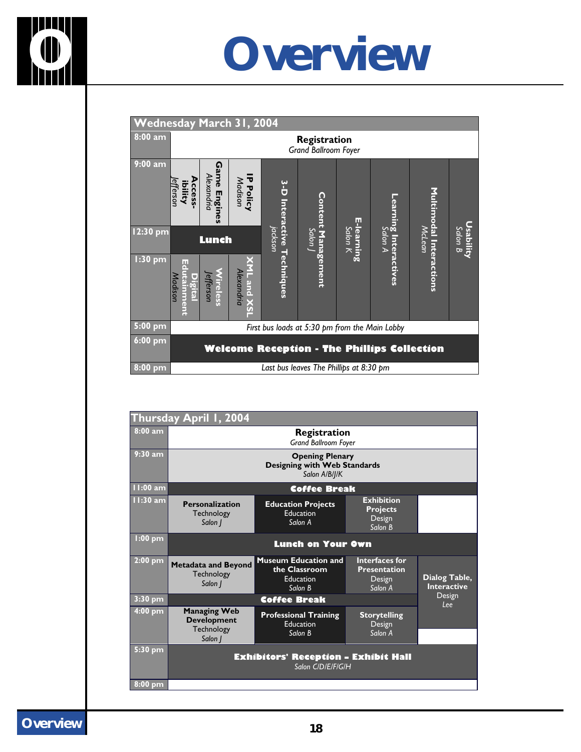# Overview

## Wednesday March 31, 2004

| Time | | | | | | | | | |
|---|---|---|---|---|---|---|---|---|---|
| 8:00 am | **Registration** *Grand Ballroom Foyer* | | | | | | | | |
| 9:00 am | **Access-ibility** *Jefferson* | **Game Engines** *Alexandria* | **IP Policy** *Madison* | **3-D Interactive Techniques** *Jackson* | **Content Management** *Salon J* | **E-learning** *Salon K* | **Learning Interactives** *Salon A* | **Multimodal Interactions** *McLean* | **Usability** *Salon B* |
| 12:30 pm | **Lunch** | | | | | | | | |
| 1:30 pm | **Digital Edutainment** *Madison* | **Wireless** *Jefferson* | **XML and XSL** *Alexandria* | | | | | | |
| 5:00 pm | *First bus loads at 5:30 pm from the Main Lobby* | | | | | | | | |
| 6:00 pm | **Welcome Reception - The Phillips Collection** | | | | | | | | |
| 8:00 pm | *Last bus leaves The Phillips at 8:30 pm* | | | | | | | | |

## Thursday April 1, 2004

| Time | | | | |
|---|---|---|---|---|
| 8:00 am | **Registration** *Grand Ballroom Foyer* | | | |
| 9:30 am | **Opening Plenary** **Designing with Web Standards** *Salon A/B/J/K* | | | |
| 11:00 am | **Coffee Break** | | | |
| 11:30 am | **Personalization** Technology *Salon J* | **Education Projects** Education *Salon A* | **Exhibition Projects** Design *Salon B* | |
| 1:00 pm | **Lunch on Your Own** | | | |
| 2:00 pm | **Metadata and Beyond** Technology *Salon J* | **Museum Education and the Classroom** Education *Salon B* | **Interfaces for Presentation** Design *Salon A* | **Dialog Table, Interactive** Design *Lee* |
| 3:30 pm | **Coffee Break** | | | |
| 4:00 pm | **Managing Web Development** Technology *Salon J* | **Professional Training** Education *Salon B* | **Storytelling** Design *Salon A* | |
| 5:30 pm | **Exhibitors' Reception - Exhibit Hall** *Salon C/D/E/F/G/H* | | | |
| 8:00 pm | | | | |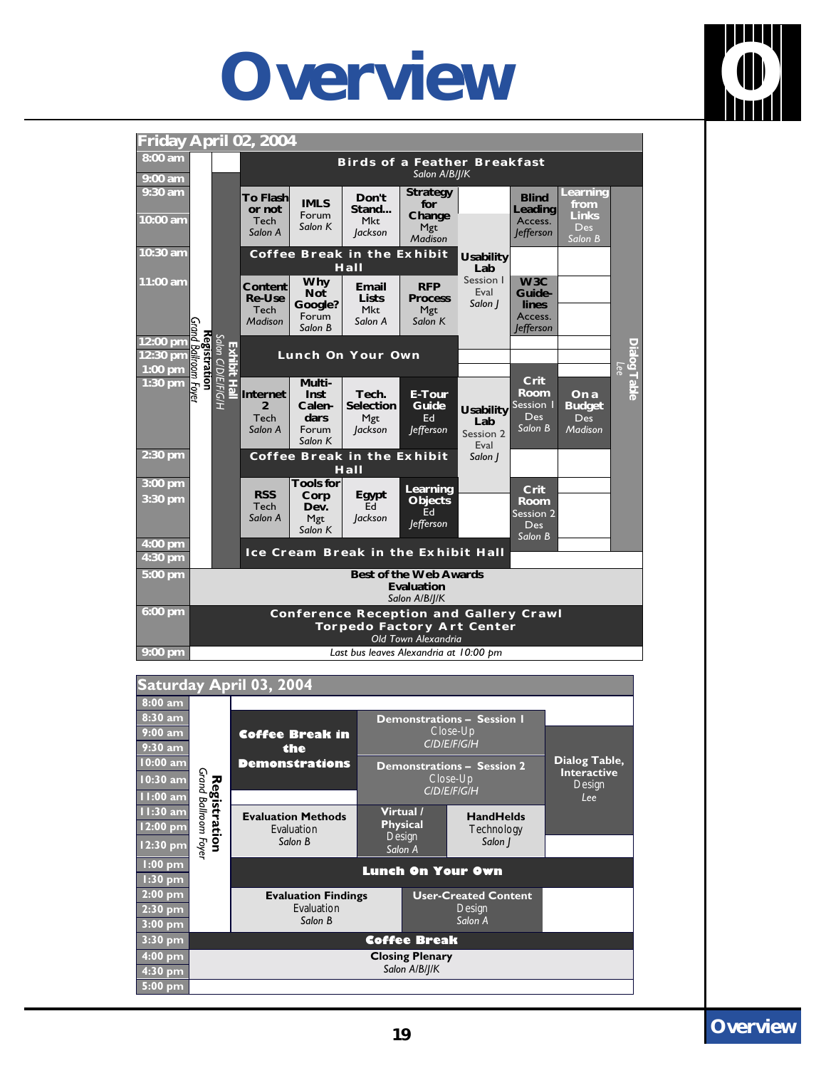# Overview

## Friday April 02, 2004

| Time | Session |
|---|---|
| 8:00 am – 9:00 am | **Birds of a Feather Breakfast** — *Salon A/B/J/K* |
| 8:00 am – 4:30 pm | **Registration** — *Grand Ballroom Foyer* |
| 9:00 am – 4:30 pm | **Exhibit Hall** — *Salon C/D/E/F/G/H* |
| 9:30 am – 4:30 pm | **Dialog Table** — *Lee* |
| 9:30 am – 10:30 am | **To Flash or not** — Tech — *Salon A* |
| | **IMLS** — Forum — *Salon K* |
| | **Don't Stand...** — Mkt — *Jackson* |
| | **Strategy for Change** — Mgt — *Madison* |
| | **Blind Leading** — Access. — *Jefferson* |
| | **Learning from Links** — Des — *Salon B* |
| 10:30 am – 11:00 am | **Coffee Break in the Exhibit Hall** |
| 10:30 am – 12:00 pm | **Usability Lab** — Session 1 — Eval — *Salon J* |
| 11:00 am – 12:00 pm | **Content Re-Use** — Tech — *Madison* |
| | **Why Not Google?** — Forum — *Salon B* |
| | **Email Lists** — Mkt — *Salon A* |
| | **RFP Process** — Mgt — *Salon K* |
| | **W3C Guidelines** — Access. — *Jefferson* |
| 12:00 pm – 1:30 pm | **Lunch On Your Own** |
| 1:30 pm – 2:30 pm | **Internet 2** — Tech — *Salon A* |
| | **Multi-Inst Calendars** — Forum — *Salon K* |
| | **Tech. Selection** — Mgt — *Jackson* |
| | **E-Tour Guide** — Ed — *Jefferson* |
| | **Crit Room** — Session 1 — Des — *Salon B* |
| | **On a Budget** — Des — *Madison* |
| 1:30 pm – 3:00 pm | **Usability Lab** — Session 2 — Eval — *Salon J* |
| 2:30 pm – 3:00 pm | **Coffee Break in the Exhibit Hall** |
| 3:00 pm – 4:00 pm | **RSS** — Tech — *Salon A* |
| | **Tools for Corp Dev.** — Mgt — *Salon K* |
| | **Egypt** — Ed — *Jackson* |
| | **Learning Objects** — Ed — *Jefferson* |
| | **Crit Room** — Session 2 — Des — *Salon B* |
| 4:00 pm – 5:00 pm | **Ice Cream Break in the Exhibit Hall** |
| 5:00 pm – 6:00 pm | **Best of the Web Awards** — Evaluation — *Salon A/B/J/K* |
| 6:00 pm – 9:00 pm | **Conference Reception and Gallery Crawl** — **Torpedo Factory Art Center** — *Old Town Alexandria* |
| 9:00 pm | *Last bus leaves Alexandria at 10:00 pm* |

## Saturday April 03, 2004

| Time | Session |
|---|---|
| 8:00 am – 3:30 pm | **Registration** — *Grand Ballroom Foyer* |
| 8:30 am – 11:00 am | **Coffee Break in the Demonstrations** |
| 8:30 am – 9:30 am | **Demonstrations – Session 1** — Close-Up — *C/D/E/F/G/H* |
| 9:00 am – 12:30 pm | **Dialog Table, Interactive** — Design — *Lee* |
| 10:00 am – 11:00 am | **Demonstrations – Session 2** — Close-Up — *C/D/E/F/G/H* |
| 11:30 am – 12:30 pm | **Evaluation Methods** — Evaluation — *Salon B* |
| | **Virtual / Physical** — Design — *Salon A* |
| | **HandHelds** — Technology — *Salon J* |
| 1:00 pm – 2:00 pm | **Lunch On Your Own** |
| 2:00 pm – 3:30 pm | **Evaluation Findings** — Evaluation — *Salon B* |
| | **User-Created Content** — Design — *Salon A* |
| 3:30 pm – 4:00 pm | **Coffee Break** |
| 4:00 pm – 5:00 pm | **Closing Plenary** — *Salon A/B/J/K* |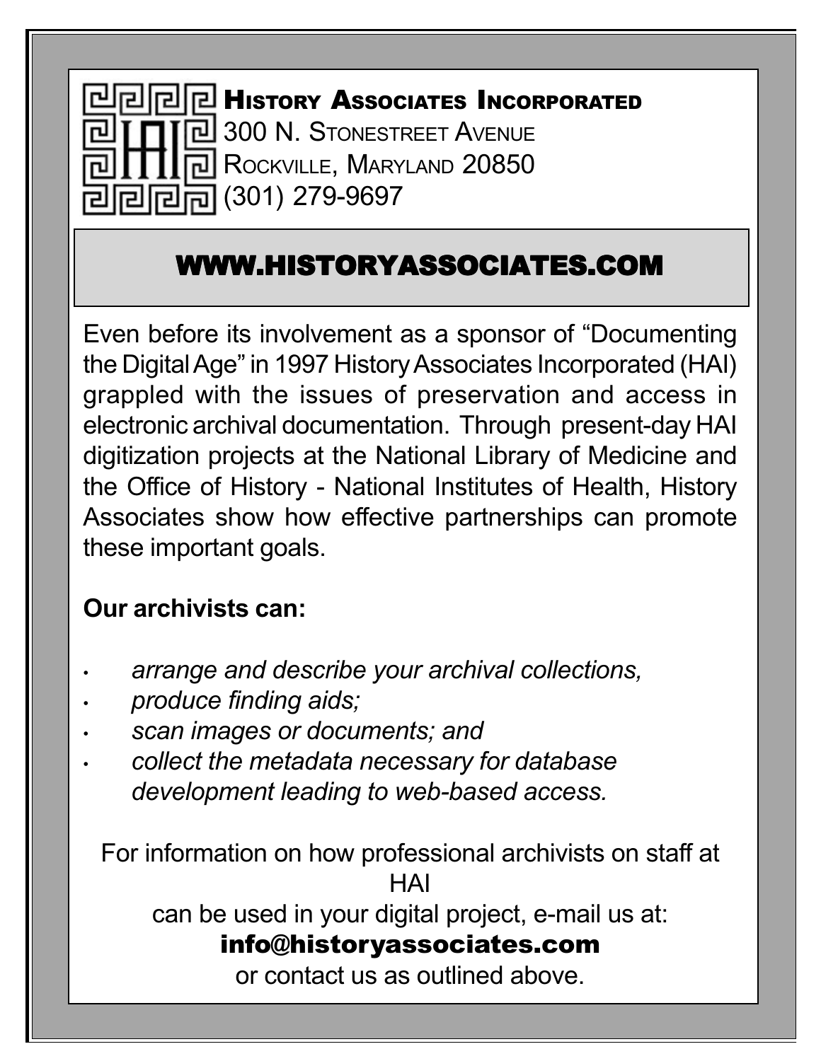**History Associates Incorporated**
300 N. Stonestreet Avenue
Rockville, Maryland 20850
(301) 279-9697

## WWW.HISTORYASSOCIATES.COM

Even before its involvement as a sponsor of "Documenting the Digital Age" in 1997 History Associates Incorporated (HAI) grappled with the issues of preservation and access in electronic archival documentation. Through present-day HAI digitization projects at the National Library of Medicine and the Office of History - National Institutes of Health, History Associates show how effective partnerships can promote these important goals.

**Our archivists can:**

- *arrange and describe your archival collections,*
- *produce finding aids;*
- *scan images or documents; and*
- *collect the metadata necessary for database development leading to web-based access.*

For information on how professional archivists on staff at HAI
can be used in your digital project, e-mail us at:
**info@historyassociates.com**
or contact us as outlined above.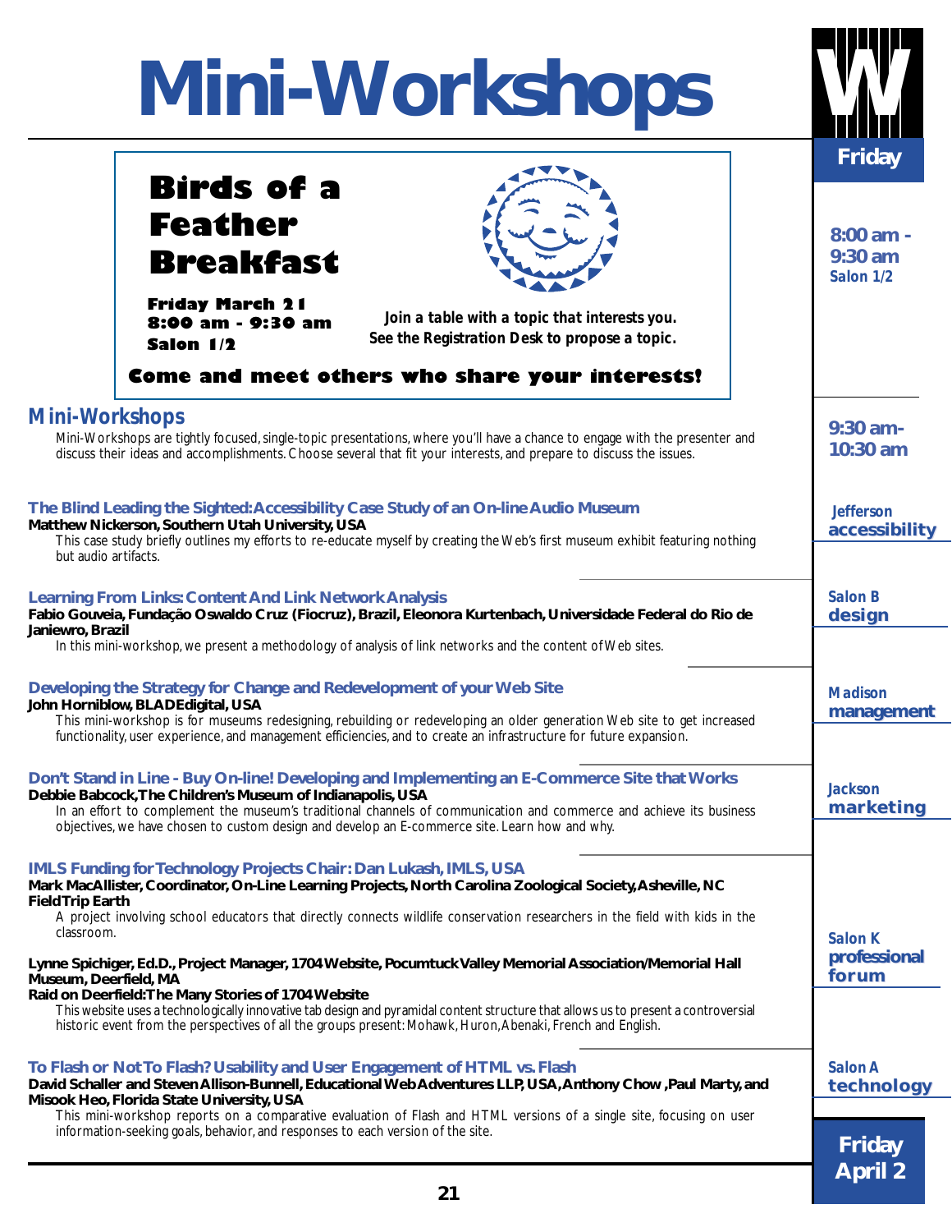# Mini-Workshops

**Friday**

## Birds of a Feather Breakfast

**Friday March 21**
**8:00 am - 9:30 am**
**Salon 1/2**

*Join a table with a topic that interests you. See the Registration Desk to propose a topic.*

**Come and meet others who share your interests!**

**8:00 am - 9:30 am**
*Salon 1/2*

## Mini-Workshops

Mini-Workshops are tightly focused, single-topic presentations, where you'll have a chance to engage with the presenter and discuss their ideas and accomplishments. Choose several that fit your interests, and prepare to discuss the issues.

**9:30 am- 10:30 am**

### The Blind Leading the Sighted: Accessibility Case Study of an On-line Audio Museum

*Jefferson* — **accessibility**

**Matthew Nickerson, Southern Utah University, USA**

This case study briefly outlines my efforts to re-educate myself by creating the Web's first museum exhibit featuring nothing but audio artifacts.

### Learning From Links: Content And Link Network Analysis

*Salon B* — **design**

**Fabio Gouveia, Fundação Oswaldo Cruz (Fiocruz), Brazil, Eleonora Kurtenbach, Universidade Federal do Rio de Janiewro, Brazil**

In this mini-workshop, we present a methodology of analysis of link networks and the content of Web sites.

### Developing the Strategy for Change and Redevelopment of your Web Site

*Madison* — **management**

**John Horniblow, BLADEdigital, USA**

This mini-workshop is for museums redesigning, rebuilding or redeveloping an older generation Web site to get increased functionality, user experience, and management efficiencies, and to create an infrastructure for future expansion.

### Don't Stand in Line - Buy On-line! Developing and Implementing an E-Commerce Site that Works

*Jackson* — **marketing**

**Debbie Babcock, The Children's Museum of Indianapolis, USA**

In an effort to complement the museum's traditional channels of communication and commerce and achieve its business objectives, we have chosen to custom design and develop an E-commerce site. Learn how and why.

### IMLS Funding for Technology Projects Chair: Dan Lukash, IMLS, USA

*Salon K* — **professional forum**

**Mark MacAllister, Coordinator, On-Line Learning Projects, North Carolina Zoological Society, Asheville, NC**
**FieldTrip Earth**

A project involving school educators that directly connects wildlife conservation researchers in the field with kids in the classroom.

**Lynne Spichiger, Ed.D., Project Manager, 1704 Website, Pocumtuck Valley Memorial Association/Memorial Hall Museum, Deerfield, MA**
**Raid on Deerfield: The Many Stories of 1704 Website**

This website uses a technologically innovative tab design and pyramidal content structure that allows us to present a controversial historic event from the perspectives of all the groups present: Mohawk, Huron, Abenaki, French and English.

### To Flash or Not To Flash? Usability and User Engagement of HTML vs. Flash

*Salon A* — **technology**

**David Schaller and Steven Allison-Bunnell, Educational Web Adventures LLP, USA, Anthony Chow, Paul Marty, and Misook Heo, Florida State University, USA**

This mini-workshop reports on a comparative evaluation of Flash and HTML versions of a single site, focusing on user information-seeking goals, behavior, and responses to each version of the site.

**Friday April 2**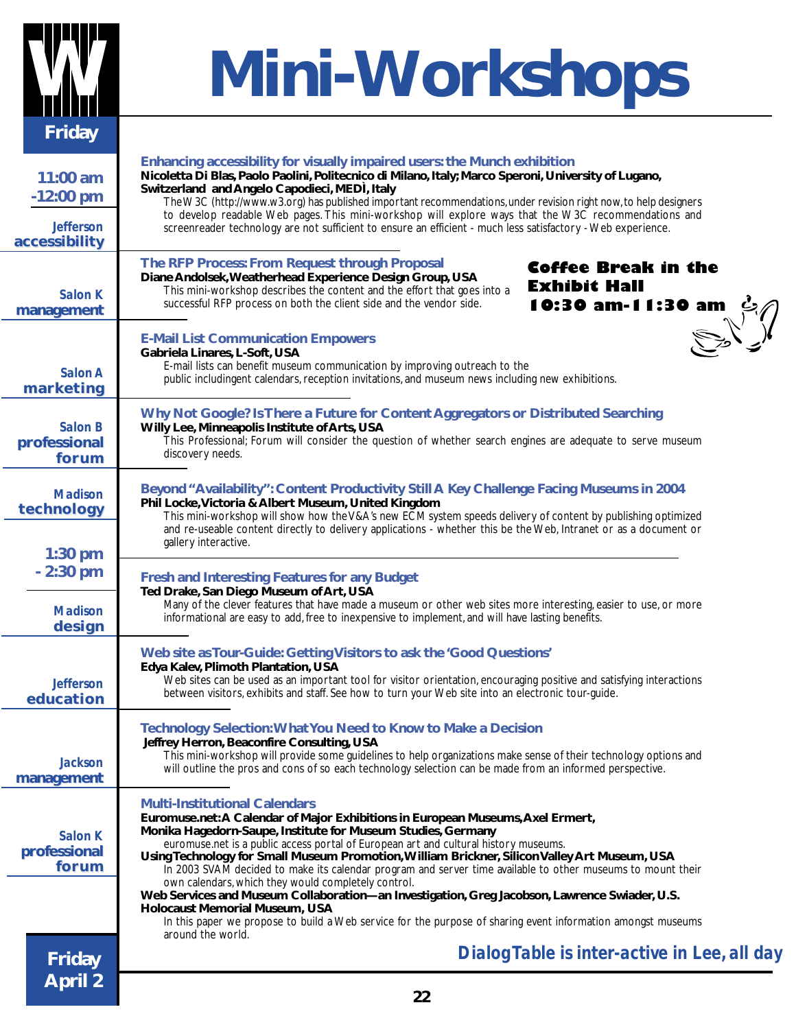# Mini-Workshops

**Friday**

**11:00 am -12:00 pm**

*Jefferson* **accessibility**

### Enhancing accessibility for visually impaired users: the Munch exhibition

**Nicoletta Di Blas, Paolo Paolini, Politecnico di Milano, Italy; Marco Speroni, University of Lugano, Switzerland and Angelo Capodieci, MEDÌ, Italy**

The W3C (http://www.w3.org) has published important recommendations, under revision right now, to help designers to develop readable Web pages. This mini-workshop will explore ways that the W3C recommendations and screenreader technology are not sufficient to ensure an efficient - much less satisfactory - Web experience.

*Salon K* **management**

### The RFP Process: From Request through Proposal

**Diane Andolsek, Weatherhead Experience Design Group, USA**

This mini-workshop describes the content and the effort that goes into a successful RFP process on both the client side and the vendor side.

**Coffee Break in the Exhibit Hall 10:30 am-11:30 am**

*Salon A* **marketing**

### E-Mail List Communication Empowers

**Gabriela Linares, L-Soft, USA**

E-mail lists can benefit museum communication by improving outreach to the public includingent calendars, reception invitations, and museum news including new exhibitions.

*Salon B* **professional forum**

### Why Not Google? Is There a Future for Content Aggregators or Distributed Searching

**Willy Lee, Minneapolis Institute of Arts, USA**

This Professional; Forum will consider the question of whether search engines are adequate to serve museum discovery needs.

*Madison* **technology**

### Beyond "Availability": Content Productivity Still A Key Challenge Facing Museums in 2004

**Phil Locke, Victoria & Albert Museum, United Kingdom**

This mini-workshop will show how the V&A's new ECM system speeds delivery of content by publishing optimized and re-useable content directly to delivery applications - whether this be the Web, Intranet or as a document or gallery interactive.

**1:30 pm - 2:30 pm**

*Madison* **design**

### Fresh and Interesting Features for any Budget

**Ted Drake, San Diego Museum of Art, USA**

Many of the clever features that have made a museum or other web sites more interesting, easier to use, or more informational are easy to add, free to inexpensive to implement, and will have lasting benefits.

*Jefferson* **education**

### Web site as Tour-Guide: Getting Visitors to ask the 'Good Questions'

**Edya Kalev, Plimoth Plantation, USA**

Web sites can be used as an important tool for visitor orientation, encouraging positive and satisfying interactions between visitors, exhibits and staff. See how to turn your Web site into an electronic tour-guide.

*Jackson* **management**

### Technology Selection: What You Need to Know to Make a Decision

**Jeffrey Herron, Beaconfire Consulting, USA**

This mini-workshop will provide some guidelines to help organizations make sense of their technology options and will outline the pros and cons of so each technology selection can be made from an informed perspective.

*Salon K* **professional forum**

### Multi-Institutional Calendars

**Euromuse.net: A Calendar of Major Exhibitions in European Museums, Axel Ermert, Monika Hagedorn-Saupe, Institute for Museum Studies, Germany**

euromuse.net is a public access portal of European art and cultural history museums.

**Using Technology for Small Museum Promotion, William Brickner, Silicon Valley Art Museum, USA**

In 2003 SVAM decided to make its calendar program and server time available to other museums to mount their own calendars, which they would completely control.

**Web Services and Museum Collaboration—an Investigation, Greg Jacobson, Lawrence Swiader, U.S. Holocaust Memorial Museum, USA**

In this paper we propose to build a Web service for the purpose of sharing event information amongst museums around the world.

***DialogTable is inter-active in Lee, all day***

**Friday April 2**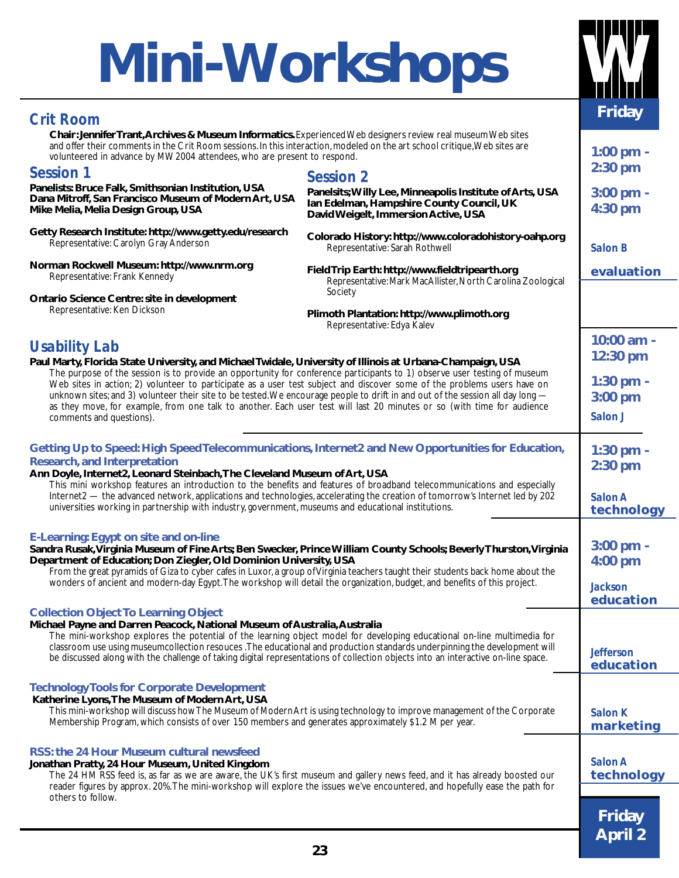# Mini-Workshops

**Friday**

## Crit Room

*1:00 pm - 2:30 pm / 3:00 pm - 4:30 pm — Salon B — evaluation*

**Chair: Jennifer Trant, Archives & Museum Informatics.** Experienced Web designers review real museum Web sites and offer their comments in the Crit Room sessions. In this interaction, modeled on the art school critique, Web sites are volunteered in advance by MW 2004 attendees, who are present to respond.

### Session 1

**Panelists: Bruce Falk, Smithsonian Institution, USA**
**Dana Mitroff, San Francisco Museum of Modern Art, USA**
**Mike Melia, Melia Design Group, USA**

**Getty Research Institute: http://www.getty.edu/research**
Representative: Carolyn Gray Anderson

**Norman Rockwell Museum: http://www.nrm.org**
Representative: Frank Kennedy

**Ontario Science Centre: site in development**
Representative: Ken Dickson

### Session 2

**Panelsits; Willy Lee, Minneapolis Institute of Arts, USA**
**Ian Edelman, Hampshire County Council, UK**
**David Weigelt, Immersion Active, USA**

**Colorado History: http://www.coloradohistory-oahp.org**
Representative: Sarah Rothwell

**Field Trip Earth: http://www.fieldtripearth.org**
Representative: Mark MacAllister, North Carolina Zoological Society

**Plimoth Plantation: http://www.plimoth.org**
Representative: Edya Kalev

## Usability Lab

*10:00 am - 12:30 pm / 1:30 pm - 3:00 pm — Salon J*

**Paul Marty, Florida State University, and Michael Twidale, University of Illinois at Urbana-Champaign, USA**

The purpose of the session is to provide an opportunity for conference participants to 1) observe user testing of museum Web sites in action; 2) volunteer to participate as a user test subject and discover some of the problems users have on unknown sites; and 3) volunteer their site to be tested. We encourage people to drift in and out of the session all day long — as they move, for example, from one talk to another. Each user test will last 20 minutes or so (with time for audience comments and questions).

### Getting Up to Speed: High Speed Telecommunications, Internet2 and New Opportunities for Education, Research, and Interpretation

*1:30 pm - 2:30 pm — Salon A — technology*

**Ann Doyle, Internet2, Leonard Steinbach, The Cleveland Museum of Art, USA**

This mini workshop features an introduction to the benefits and features of broadband telecommunications and especially Internet2 — the advanced network, applications and technologies, accelerating the creation of tomorrow's Internet led by 202 universities working in partnership with industry, government, museums and educational institutions.

### E-Learning: Egypt on site and on-line

*3:00 pm - 4:00 pm — Jackson — education*

**Sandra Rusak, Virginia Museum of Fine Arts; Ben Swecker, Prince William County Schools; Beverly Thurston, Virginia Department of Education; Don Ziegler, Old Dominion University, USA**

From the great pyramids of Giza to cyber cafes in Luxor, a group of Virginia teachers taught their students back home about the wonders of ancient and modern-day Egypt. The workshop will detail the organization, budget, and benefits of this project.

### Collection Object To Learning Object

*Jefferson — education*

**Michael Payne and Darren Peacock, National Museum of Australia, Australia**

The mini-workshop explores the potential of the learning object model for developing educational on-line multimedia for classroom use using museumcollection resouces .The educational and production standards underpinning the development will be discussed along with the challenge of taking digital representations of collection objects into an interactive on-line space.

### Technology Tools for Corporate Development

*Salon K — marketing*

**Katherine Lyons, The Museum of Modern Art, USA**

This mini-workshop will discuss how The Museum of Modern Art is using technology to improve management of the Corporate Membership Program, which consists of over 150 members and generates approximately $1.2 M per year.

### RSS: the 24 Hour Museum cultural newsfeed

*Salon A — technology*

**Jonathan Pratty, 24 Hour Museum, United Kingdom**

The 24 HM RSS feed is, as far as we are aware, the UK's first museum and gallery news feed, and it has already boosted our reader figures by approx. 20%. The mini-workshop will explore the issues we've encountered, and hopefully ease the path for others to follow.

**Friday April 2**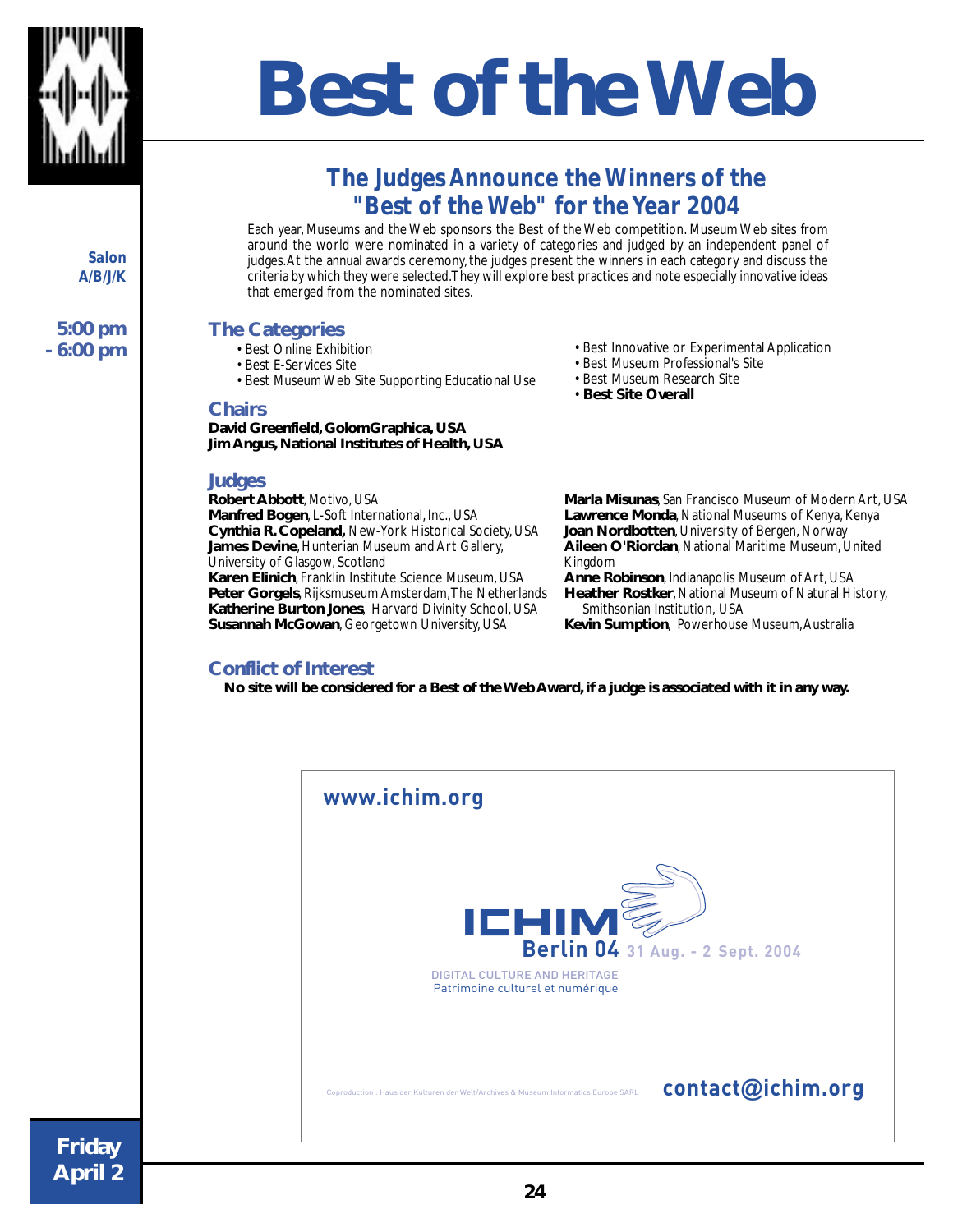# Best of the Web

*Salon A/B/J/K*

**5:00 pm - 6:00 pm**

## The Judges Announce the Winners of the "Best of the Web" for the Year 2004

Each year, Museums and the Web sponsors the Best of the Web competition. Museum Web sites from around the world were nominated in a variety of categories and judged by an independent panel of judges. At the annual awards ceremony, the judges present the winners in each category and discuss the criteria by which they were selected. They will explore best practices and note especially innovative ideas that emerged from the nominated sites.

### The Categories

- Best Online Exhibition
- Best E-Services Site
- Best Museum Web Site Supporting Educational Use
- Best Innovative or Experimental Application
- Best Museum Professional's Site
- Best Museum Research Site
- **Best Site Overall**

### Chairs

**David Greenfield, GolomGraphica, USA**
**Jim Angus, National Institutes of Health, USA**

### Judges

**Robert Abbott**, Motivo, USA
**Manfred Bogen**, L-Soft International, Inc., USA
**Cynthia R. Copeland,** New-York Historical Society, USA
**James Devine**, Hunterian Museum and Art Gallery, University of Glasgow, Scotland
**Karen Elinich**, Franklin Institute Science Museum, USA
**Peter Gorgels**, Rijksmuseum Amsterdam, The Netherlands
**Katherine Burton Jones**, Harvard Divinity School, USA
**Susannah McGowan**, Georgetown University, USA
**Marla Misunas**, San Francisco Museum of Modern Art, USA
**Lawrence Monda**, National Museums of Kenya, Kenya
**Joan Nordbotten**, University of Bergen, Norway
**Aileen O'Riordan**, National Maritime Museum, United Kingdom
**Anne Robinson**, Indianapolis Museum of Art, USA
**Heather Rostker**, National Museum of Natural History, Smithsonian Institution, USA
**Kevin Sumption**, Powerhouse Museum, Australia

### Conflict of Interest

**No site will be considered for a Best of the Web Award, if a judge is associated with it in any way.**

---

**www.ichim.org**

ICHIM Berlin 04 31 Aug. - 2 Sept. 2004

DIGITAL CULTURE AND HERITAGE
Patrimoine culturel et numérique

Coproduction : Haus der Kulturen der Welt/Archives & Museum Informatics Europe SARL

**contact@ichim.org**

**Friday April 2**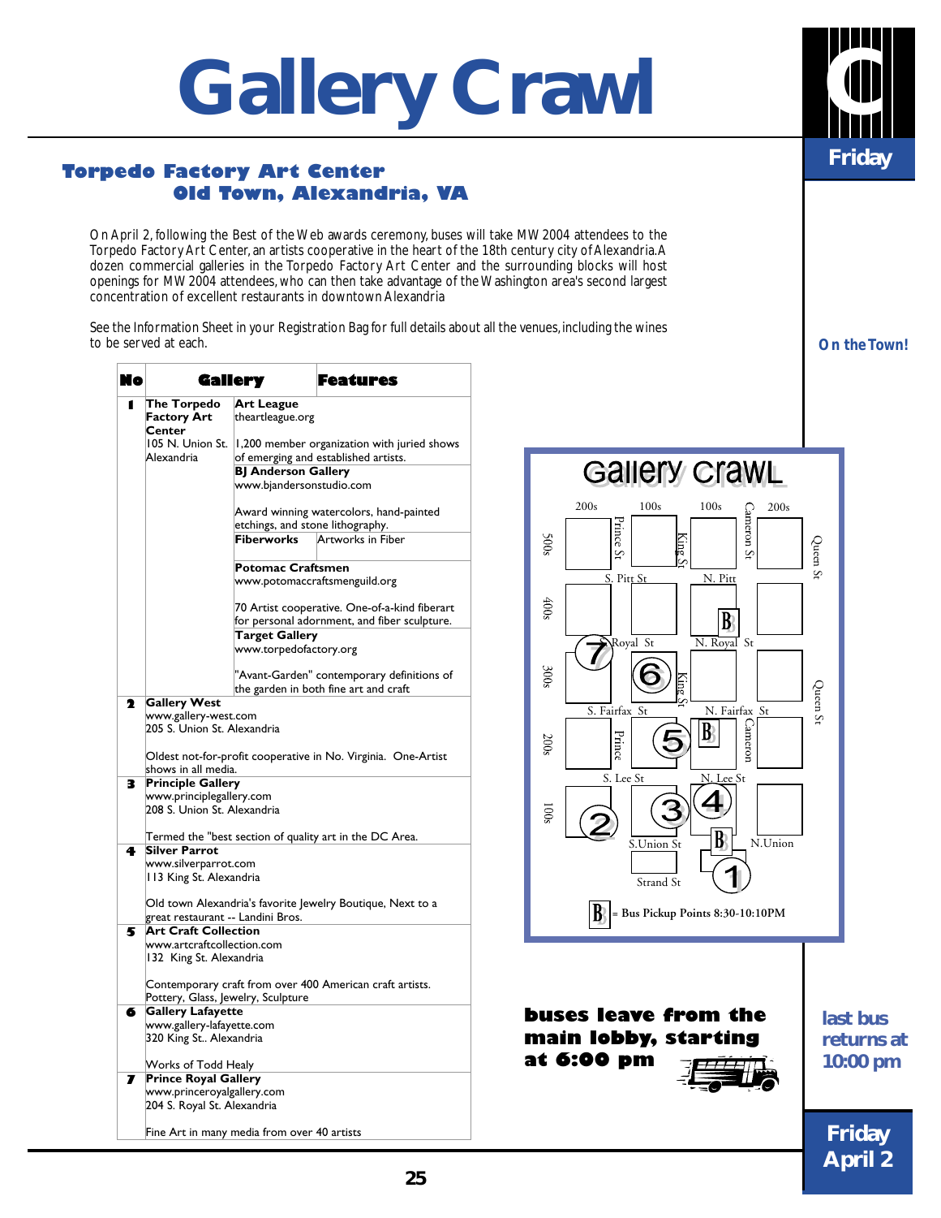# Gallery Crawl

**Friday**

## Torpedo Factory Art Center
## Old Town, Alexandria, VA

On April 2, following the Best of the Web awards ceremony, buses will take MW2004 attendees to the Torpedo Factory Art Center, an artists cooperative in the heart of the 18th century city of Alexandria. A dozen commercial galleries in the Torpedo Factory Art Center and the surrounding blocks will host openings for MW2004 attendees, who can then take advantage of the Washington area's second largest concentration of excellent restaurants in downtown Alexandria

See the Information Sheet in your Registration Bag for full details about all the venues, including the wines to be served at each.

**On the Town!**

| No | Gallery | Features |
|---|---|---|
| 1 | **The Torpedo Factory Art Center** 105 N. Union St. Alexandria | **Art League** theartleague.org 1,200 member organization with juried shows of emerging and established artists. |
| | | **BJ Anderson Gallery** www.bjandersonstudio.com Award winning watercolors, hand-painted etchings, and stone lithography. |
| | | **Fiberworks** Artworks in Fiber |
| | | **Potomac Craftsmen** www.potomaccraftsmenguild.org 70 Artist cooperative. One-of-a-kind fiberart for personal adornment, and fiber sculpture. |
| | | **Target Gallery** www.torpedofactory.org "Avant-Garden" contemporary definitions of the garden in both fine art and craft |
| 2 | **Gallery West** www.gallery-west.com 205 S. Union St. Alexandria Oldest not-for-profit cooperative in No. Virginia. One-Artist shows in all media. | |
| 3 | **Principle Gallery** www.principlegallery.com 208 S. Union St. Alexandria Termed the "best section of quality art in the DC Area. | |
| 4 | **Silver Parrot** www.silverparrot.com 113 King St. Alexandria Old town Alexandria's favorite Jewelry Boutique, Next to a great restaurant -- Landini Bros. | |
| 5 | **Art Craft Collection** www.artcraftcollection.com 132 King St. Alexandria Contemporary craft from over 400 American craft artists. Pottery, Glass, Jewelry, Sculpture | |
| 6 | **Gallery Lafayette** www.gallery-lafayette.com 320 King St.. Alexandria Works of Todd Healy | |
| 7 | **Prince Royal Gallery** www.princeroyalgallery.com 204 S. Royal St. Alexandria Fine Art in many media from over 40 artists | |

B = Bus Pickup Points 8:30-10:10PM

**buses leave from the main lobby, starting at 6:00 pm**

**last bus returns at 10:00 pm**

**Friday April 2**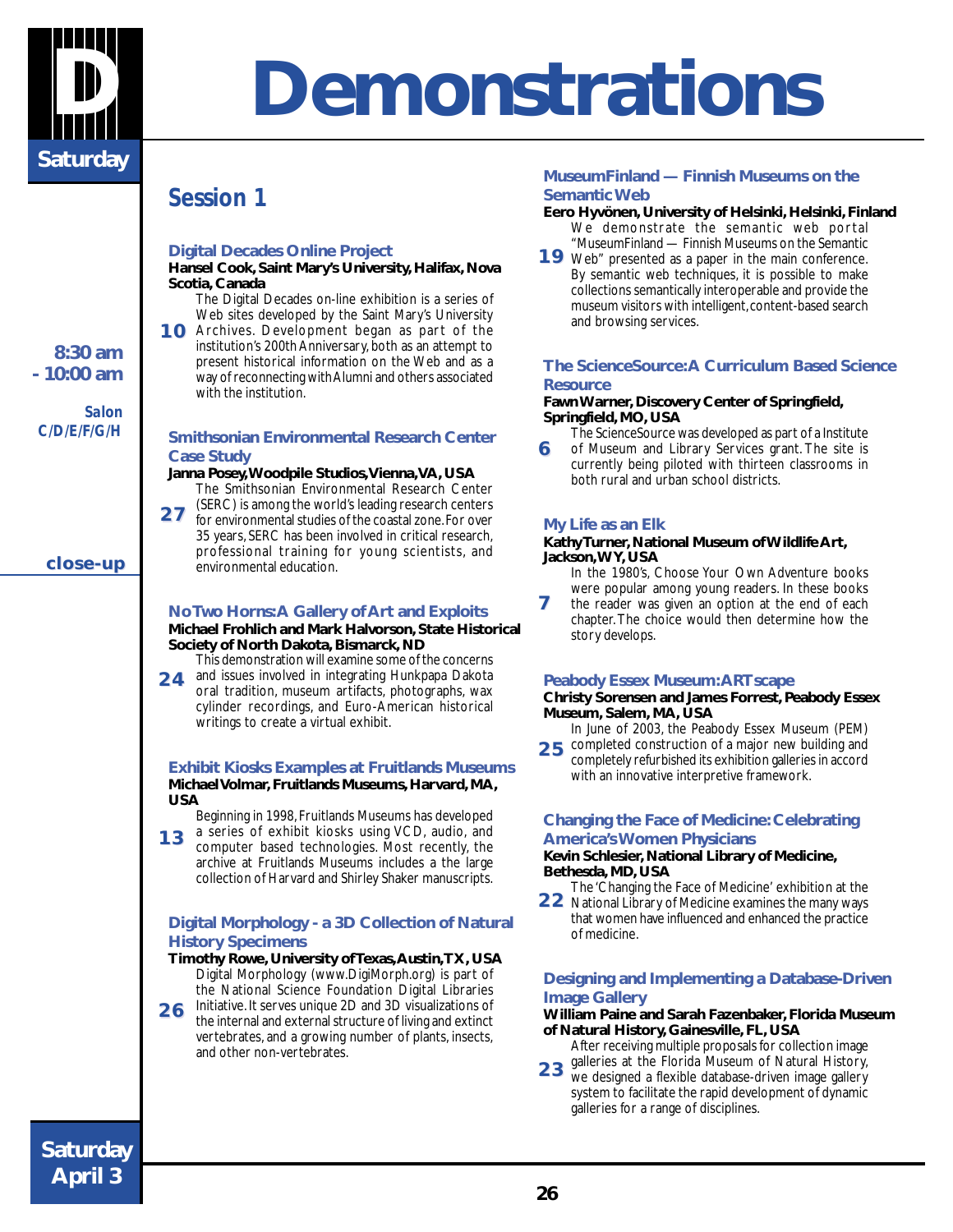# Demonstrations

Saturday

## Session 1

8:30 am - 10:00 am

*Salon C/D/E/F/G/H*

close-up

### Digital Decades Online Project

**Hansel Cook, Saint Mary's University, Halifax, Nova Scotia, Canada**

**10** The Digital Decades on-line exhibition is a series of Web sites developed by the Saint Mary's University Archives. Development began as part of the institution's 200th Anniversary, both as an attempt to present historical information on the Web and as a way of reconnecting with Alumni and others associated with the institution.

### Smithsonian Environmental Research Center Case Study

**Janna Posey, Woodpile Studios, Vienna, VA, USA**

**27** The Smithsonian Environmental Research Center (SERC) is among the world's leading research centers for environmental studies of the coastal zone. For over 35 years, SERC has been involved in critical research, professional training for young scientists, and environmental education.

### No Two Horns: A Gallery of Art and Exploits

**Michael Frohlich and Mark Halvorson, State Historical Society of North Dakota, Bismarck, ND**

**24** This demonstration will examine some of the concerns and issues involved in integrating Hunkpapa Dakota oral tradition, museum artifacts, photographs, wax cylinder recordings, and Euro-American historical writings to create a virtual exhibit.

### Exhibit Kiosks Examples at Fruitlands Museums

**Michael Volmar, Fruitlands Museums, Harvard, MA, USA**

**13** Beginning in 1998, Fruitlands Museums has developed a series of exhibit kiosks using VCD, audio, and computer based technologies. Most recently, the archive at Fruitlands Museums includes a the large collection of Harvard and Shirley Shaker manuscripts.

### Digital Morphology - a 3D Collection of Natural History Specimens

**Timothy Rowe, University of Texas, Austin, TX, USA**

**26** Digital Morphology (www.DigiMorph.org) is part of the National Science Foundation Digital Libraries Initiative. It serves unique 2D and 3D visualizations of the internal and external structure of living and extinct vertebrates, and a growing number of plants, insects, and other non-vertebrates.

### MuseumFinland — Finnish Museums on the Semantic Web

**Eero Hyvönen, University of Helsinki, Helsinki, Finland**

**19** We demonstrate the semantic web portal "MuseumFinland — Finnish Museums on the Semantic Web" presented as a paper in the main conference. By semantic web techniques, it is possible to make collections semantically interoperable and provide the museum visitors with intelligent, content-based search and browsing services.

### The ScienceSource: A Curriculum Based Science Resource

**Fawn Warner, Discovery Center of Springfield, Springfield, MO, USA**

**6** The ScienceSource was developed as part of a Institute of Museum and Library Services grant. The site is currently being piloted with thirteen classrooms in both rural and urban school districts.

### My Life as an Elk

**Kathy Turner, National Museum of Wildlife Art, Jackson, WY, USA**

**7** In the 1980's, Choose Your Own Adventure books were popular among young readers. In these books the reader was given an option at the end of each chapter. The choice would then determine how the story develops.

### Peabody Essex Museum: ARTscape

**Christy Sorensen and James Forrest, Peabody Essex Museum, Salem, MA, USA**

**25** In June of 2003, the Peabody Essex Museum (PEM) completed construction of a major new building and completely refurbished its exhibition galleries in accord with an innovative interpretive framework.

### Changing the Face of Medicine: Celebrating America's Women Physicians

**Kevin Schlesier, National Library of Medicine, Bethesda, MD, USA**

**22** The 'Changing the Face of Medicine' exhibition at the National Library of Medicine examines the many ways that women have influenced and enhanced the practice of medicine.

### Designing and Implementing a Database-Driven Image Gallery

**William Paine and Sarah Fazenbaker, Florida Museum of Natural History, Gainesville, FL, USA**

**23** After receiving multiple proposals for collection image galleries at the Florida Museum of Natural History, we designed a flexible database-driven image gallery system to facilitate the rapid development of dynamic galleries for a range of disciplines.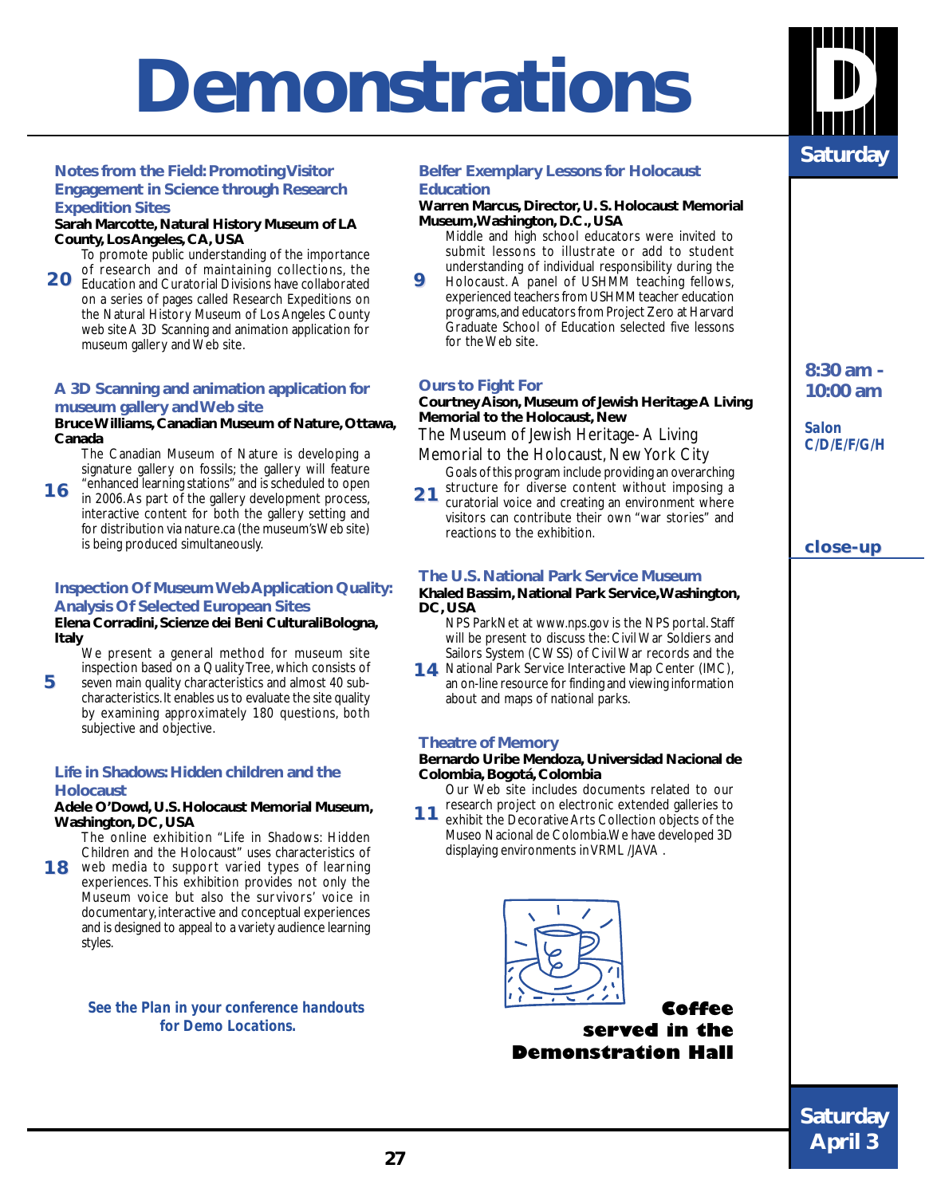# Demonstrations

**Saturday**

**8:30 am - 10:00 am**

**Salon C/D/E/F/G/H**

**close-up**

### Notes from the Field: Promoting Visitor Engagement in Science through Research Expedition Sites

**Sarah Marcotte, Natural History Museum of LA County, Los Angeles, CA, USA**

**20** To promote public understanding of the importance of research and of maintaining collections, the Education and Curatorial Divisions have collaborated on a series of pages called Research Expeditions on the Natural History Museum of Los Angeles County web site A 3D Scanning and animation application for museum gallery and Web site.

### A 3D Scanning and animation application for museum gallery and Web site

**Bruce Williams, Canadian Museum of Nature, Ottawa, Canada**

**16** The Canadian Museum of Nature is developing a signature gallery on fossils; the gallery will feature "enhanced learning stations" and is scheduled to open in 2006. As part of the gallery development process, interactive content for both the gallery setting and for distribution via nature.ca (the museum's Web site) is being produced simultaneously.

### Inspection Of Museum Web Application Quality: Analysis Of Selected European Sites

**Elena Corradini, Scienze dei Beni CulturaliBologna, Italy**

**5** We present a general method for museum site inspection based on a Quality Tree, which consists of seven main quality characteristics and almost 40 sub-characteristics. It enables us to evaluate the site quality by examining approximately 180 questions, both subjective and objective.

### Life in Shadows: Hidden children and the Holocaust

**Adele O'Dowd, U.S. Holocaust Memorial Museum, Washington, DC, USA**

**18** The online exhibition "Life in Shadows: Hidden Children and the Holocaust" uses characteristics of web media to support varied types of learning experiences. This exhibition provides not only the Museum voice but also the survivors' voice in documentary, interactive and conceptual experiences and is designed to appeal to a variety audience learning styles.

*See the Plan in your conference handouts for Demo Locations.*

### Belfer Exemplary Lessons for Holocaust Education

**Warren Marcus, Director, U. S. Holocaust Memorial Museum, Washington, D.C., USA**

**9** Middle and high school educators were invited to submit lessons to illustrate or add to student understanding of individual responsibility during the Holocaust. A panel of USHMM teaching fellows, experienced teachers from USHMM teacher education programs, and educators from Project Zero at Harvard Graduate School of Education selected five lessons for the Web site.

### Ours to Fight For

**Courtney Aison, Museum of Jewish Heritage A Living Memorial to the Holocaust, New**

The Museum of Jewish Heritage- A Living Memorial to the Holocaust, New York City

**21** Goals of this program include providing an overarching structure for diverse content without imposing a curatorial voice and creating an environment where visitors can contribute their own "war stories" and reactions to the exhibition.

### The U.S. National Park Service Museum

**Khaled Bassim, National Park Service, Washington, DC, USA**

**14** NPS ParkNet at www.nps.gov is the NPS portal. Staff will be present to discuss the: Civil War Soldiers and Sailors System (CWSS) of Civil War records and the National Park Service Interactive Map Center (IMC), an on-line resource for finding and viewing information about and maps of national parks.

### Theatre of Memory

**Bernardo Uribe Mendoza, Universidad Nacional de Colombia, Bogotá, Colombia**

**11** Our Web site includes documents related to our research project on electronic extended galleries to exhibit the Decorative Arts Collection objects of the Museo Nacional de Colombia. We have developed 3D displaying environments in VRML /JAVA .

**Coffee served in the Demonstration Hall**

**Saturday April 3**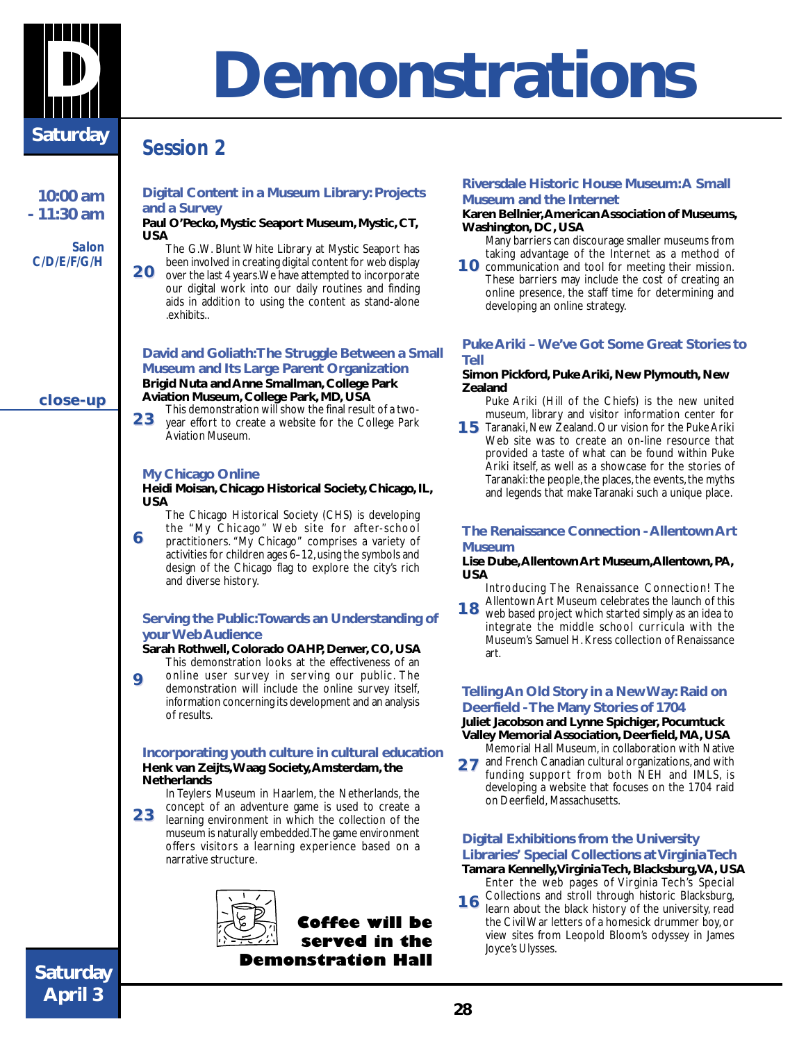# Demonstrations

**Saturday**

## Session 2

**10:00 am - 11:30 am**

*Salon C/D/E/F/G/H*

### Digital Content in a Museum Library: Projects and a Survey

**Paul O'Pecko, Mystic Seaport Museum, Mystic, CT, USA**

**20** The G.W. Blunt White Library at Mystic Seaport has been involved in creating digital content for web display over the last 4 years. We have attempted to incorporate our digital work into our daily routines and finding aids in addition to using the content as stand-alone .exhibits..

### David and Goliath: The Struggle Between a Small Museum and Its Large Parent Organization

**close-up**

**Brigid Nuta and Anne Smallman, College Park Aviation Museum, College Park, MD, USA**

**23** This demonstration will show the final result of a two-year effort to create a website for the College Park Aviation Museum.

### My Chicago Online

**Heidi Moisan, Chicago Historical Society, Chicago, IL, USA**

**6** The Chicago Historical Society (CHS) is developing the "My Chicago" Web site for after-school practitioners. "My Chicago" comprises a variety of activities for children ages 6–12, using the symbols and design of the Chicago flag to explore the city's rich and diverse history.

### Serving the Public: Towards an Understanding of your Web Audience

**Sarah Rothwell, Colorado OAHP, Denver, CO, USA**

**9** This demonstration looks at the effectiveness of an online user survey in serving our public. The demonstration will include the online survey itself, information concerning its development and an analysis of results.

### Incorporating youth culture in cultural education

**Henk van Zeijts, Waag Society, Amsterdam, the Netherlands**

**23** In Teylers Museum in Haarlem, the Netherlands, the concept of an adventure game is used to create a learning environment in which the collection of the museum is naturally embedded. The game environment offers visitors a learning experience based on a narrative structure.

**Coffee will be served in the Demonstration Hall**

### Riversdale Historic House Museum: A Small Museum and the Internet

**Karen Bellnier, American Association of Museums, Washington, DC, USA**

**10** Many barriers can discourage smaller museums from taking advantage of the Internet as a method of communication and tool for meeting their mission. These barriers may include the cost of creating an online presence, the staff time for determining and developing an online strategy.

### Puke Ariki – We've Got Some Great Stories to Tell

**Simon Pickford, Puke Ariki, New Plymouth, New Zealand**

**15** Puke Ariki (Hill of the Chiefs) is the new united museum, library and visitor information center for Taranaki, New Zealand. Our vision for the Puke Ariki Web site was to create an on-line resource that provided a taste of what can be found within Puke Ariki itself, as well as a showcase for the stories of Taranaki: the people, the places, the events, the myths and legends that make Taranaki such a unique place.

### The Renaissance Connection - Allentown Art Museum

**Lise Dube, Allentown Art Museum, Allentown, PA, USA**

**18** Introducing The Renaissance Connection! The Allentown Art Museum celebrates the launch of this web based project which started simply as an idea to integrate the middle school curricula with the Museum's Samuel H. Kress collection of Renaissance art.

### Telling An Old Story in a New Way: Raid on Deerfield - The Many Stories of 1704

**Juliet Jacobson and Lynne Spichiger, Pocumtuck Valley Memorial Association, Deerfield, MA, USA**

**27** Memorial Hall Museum, in collaboration with Native and French Canadian cultural organizations, and with funding support from both NEH and IMLS, is developing a website that focuses on the 1704 raid on Deerfield, Massachusetts.

### Digital Exhibitions from the University Libraries' Special Collections at Virginia Tech

**Tamara Kennelly, Virginia Tech, Blacksburg, VA, USA**

**16** Enter the web pages of Virginia Tech's Special Collections and stroll through historic Blacksburg, learn about the black history of the university, read the Civil War letters of a homesick drummer boy, or view sites from Leopold Bloom's odyssey in James Joyce's Ulysses.

**Saturday April 3**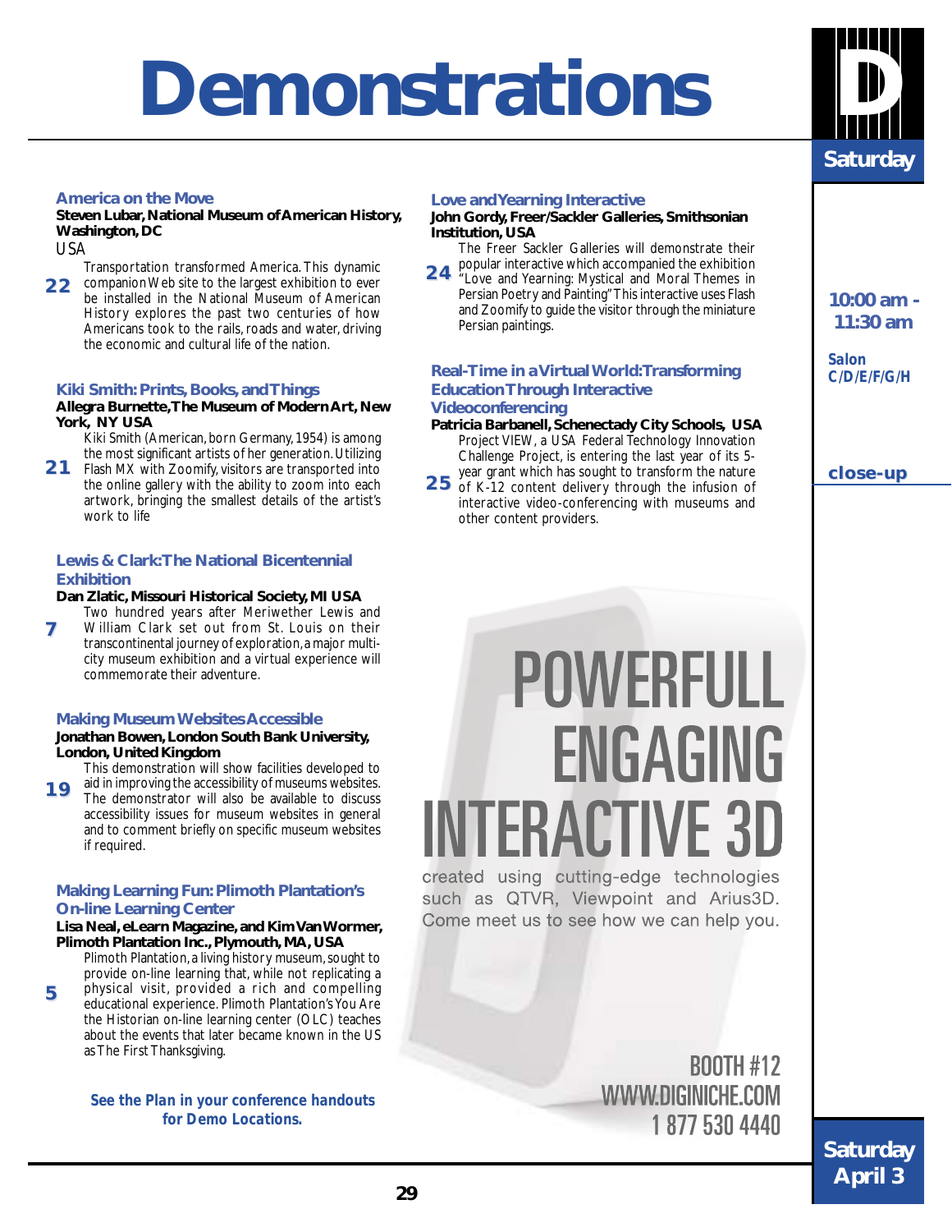# Demonstrations

D

Saturday

10:00 am - 11:30 am

*Salon C/D/E/F/G/H*

**close-up**

### America on the Move

**Steven Lubar, National Museum of American History, Washington, DC**

USA

**22** Transportation transformed America. This dynamic companion Web site to the largest exhibition to ever be installed in the National Museum of American History explores the past two centuries of how Americans took to the rails, roads and water, driving the economic and cultural life of the nation.

### Kiki Smith: Prints, Books, and Things

**Allegra Burnette, The Museum of Modern Art, New York, NY USA**

**21** Kiki Smith (American, born Germany, 1954) is among the most significant artists of her generation. Utilizing Flash MX with Zoomify, visitors are transported into the online gallery with the ability to zoom into each artwork, bringing the smallest details of the artist's work to life

### Lewis & Clark: The National Bicentennial Exhibition

**Dan Zlatic, Missouri Historical Society, MI USA**

**7** Two hundred years after Meriwether Lewis and William Clark set out from St. Louis on their transcontinental journey of exploration, a major multi-city museum exhibition and a virtual experience will commemorate their adventure.

### Making Museum Websites Accessible

**Jonathan Bowen, London South Bank University, London, United Kingdom**

**19** This demonstration will show facilities developed to aid in improving the accessibility of museums websites. The demonstrator will also be available to discuss accessibility issues for museum websites in general and to comment briefly on specific museum websites if required.

### Making Learning Fun: Plimoth Plantation's On-line Learning Center

**Lisa Neal, eLearn Magazine, and Kim Van Wormer, Plimoth Plantation Inc., Plymouth, MA, USA**

**5** Plimoth Plantation, a living history museum, sought to provide on-line learning that, while not replicating a physical visit, provided a rich and compelling educational experience. Plimoth Plantation's You Are the Historian on-line learning center (OLC) teaches about the events that later became known in the US as The First Thanksgiving.

***See the Plan in your conference handouts for Demo Locations.***

### Love and Yearning Interactive

**John Gordy, Freer/Sackler Galleries, Smithsonian Institution, USA**

**24** The Freer Sackler Galleries will demonstrate their popular interactive which accompanied the exhibition "Love and Yearning: Mystical and Moral Themes in Persian Poetry and Painting" This interactive uses Flash and Zoomify to guide the visitor through the miniature Persian paintings.

### Real-Time in a Virtual World: Transforming Education Through Interactive Videoconferencing

**Patricia Barbanell, Schenectady City Schools, USA**

**25** Project VIEW, a USA Federal Technology Innovation Challenge Project, is entering the last year of its 5-year grant which has sought to transform the nature of K-12 content delivery through the infusion of interactive video-conferencing with museums and other content providers.

POWERFULL ENGAGING INTERACTIVE 3D

created using cutting-edge technologies such as QTVR, Viewpoint and Arius3D. Come meet us to see how we can help you.

BOOTH #12
WWW.DIGINICHE.COM
1 877 530 4440

Saturday April 3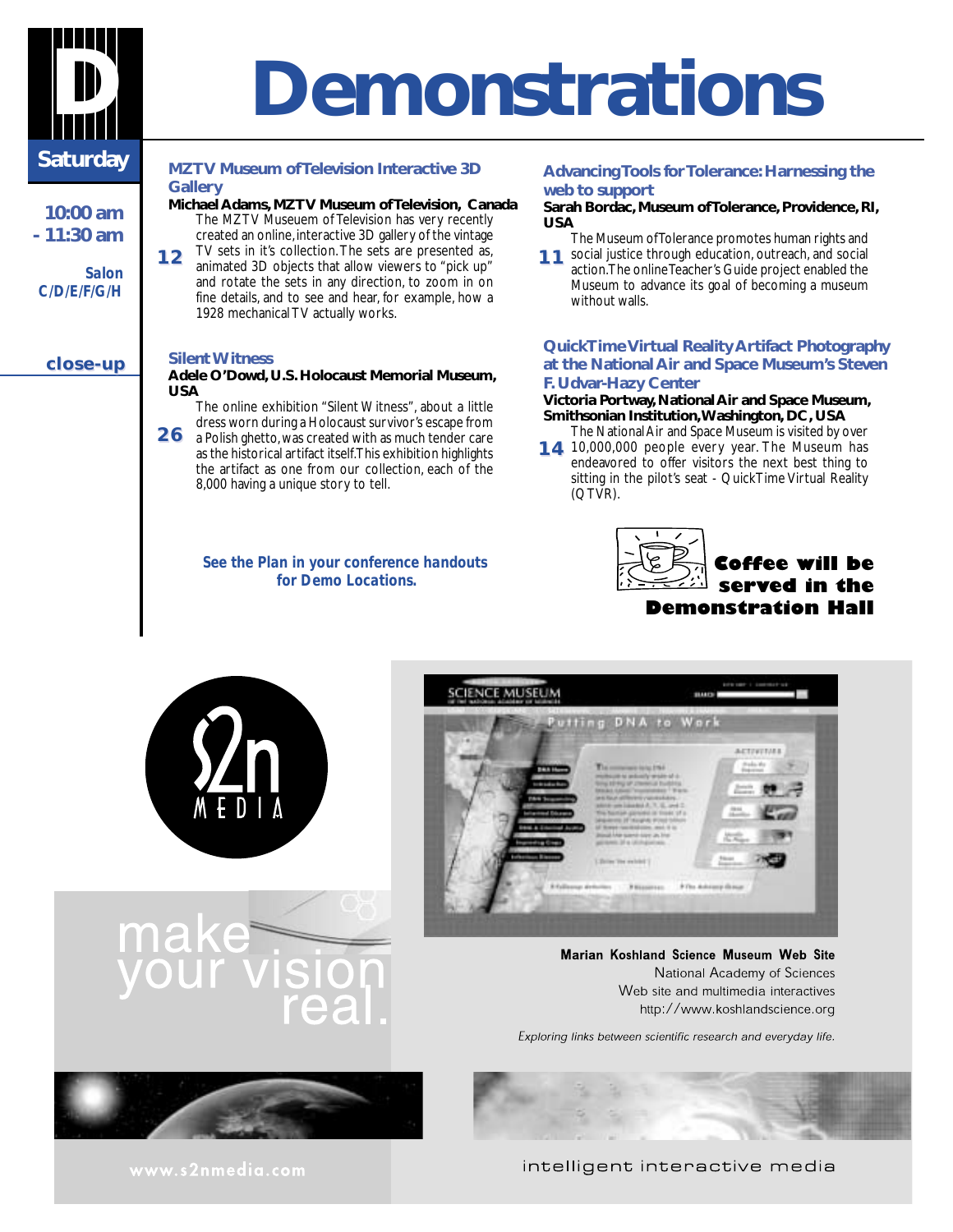# Demonstrations

**Saturday**

**10:00 am - 11:30 am**

*Salon C/D/E/F/G/H*

**close-up**

### MZTV Museum of Television Interactive 3D Gallery

**Michael Adams, MZTV Museum of Television, Canada**

**12** The MZTV Museuem of Television has very recently created an online, interactive 3D gallery of the vintage TV sets in it's collection. The sets are presented as, animated 3D objects that allow viewers to "pick up" and rotate the sets in any direction, to zoom in on fine details, and to see and hear, for example, how a 1928 mechanical TV actually works.

### Silent Witness

**Adele O'Dowd, U.S. Holocaust Memorial Museum, USA**

**26** The online exhibition "Silent Witness", about a little dress worn during a Holocaust survivor's escape from a Polish ghetto, was created with as much tender care as the historical artifact itself. This exhibition highlights the artifact as one from our collection, each of the 8,000 having a unique story to tell.

**See the Plan in your conference handouts for Demo Locations.**

### Advancing Tools for Tolerance: Harnessing the web to support

**Sarah Bordac, Museum of Tolerance, Providence, RI, USA**

**11** The Museum of Tolerance promotes human rights and social justice through education, outreach, and social action. The online Teacher's Guide project enabled the Museum to advance its goal of becoming a museum without walls.

### QuickTime Virtual Reality Artifact Photography at the National Air and Space Museum's Steven F. Udvar-Hazy Center

**Victoria Portway, National Air and Space Museum, Smithsonian Institution, Washington, DC, USA**

**14** The National Air and Space Museum is visited by over 10,000,000 people every year. The Museum has endeavored to offer visitors the next best thing to sitting in the pilot's seat - QuickTime Virtual Reality (QTVR).

**Coffee will be served in the Demonstration Hall**

---

S2N MEDIA

make your vision real.

**Marian Koshland Science Museum Web Site**
National Academy of Sciences
Web site and multimedia interactives
http://www.koshlandscience.org

*Exploring links between scientific research and everyday life.*

www.s2nmedia.com

intelligent interactive media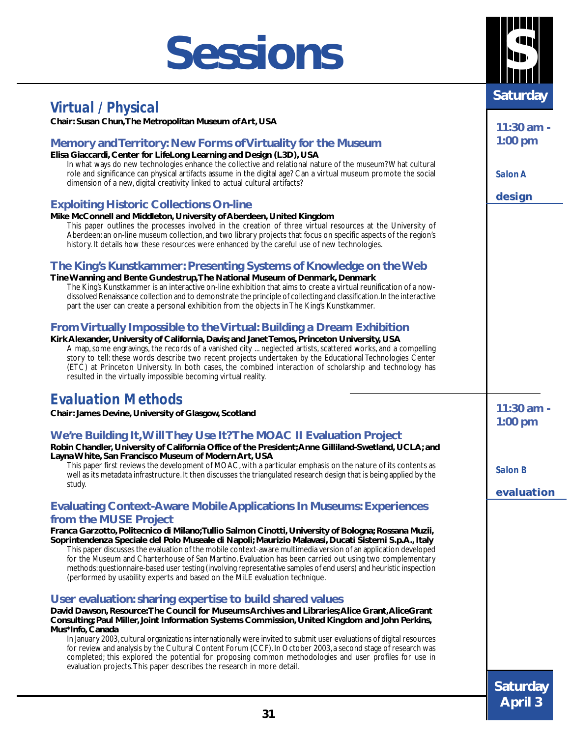# Sessions

**Saturday**

## Virtual / Physical

**Chair: Susan Chun, The Metropolitan Museum of Art, USA**

*11:30 am - 1:00 pm*

*Salon A*

**design**

### Memory and Territory: New Forms of Virtuality for the Museum

**Elisa Giaccardi, Center for LifeLong Learning and Design (L3D), USA**

In what ways do new technologies enhance the collective and relational nature of the museum? What cultural role and significance can physical artifacts assume in the digital age? Can a virtual museum promote the social dimension of a new, digital creativity linked to actual cultural artifacts?

### Exploiting Historic Collections On-line

**Mike McConnell and Middleton, University of Aberdeen, United Kingdom**

This paper outlines the processes involved in the creation of three virtual resources at the University of Aberdeen: an on-line museum collection, and two library projects that focus on specific aspects of the region's history. It details how these resources were enhanced by the careful use of new technologies.

### The King's Kunstkammer: Presenting Systems of Knowledge on the Web

**Tine Wanning and Bente Gundestrup, The National Museum of Denmark, Denmark**

The King's Kunstkammer is an interactive on-line exhibition that aims to create a virtual reunification of a now-dissolved Renaissance collection and to demonstrate the principle of collecting and classification. In the interactive part the user can create a personal exhibition from the objects in The King's Kunstkammer.

### From Virtually Impossible to the Virtual: Building a Dream Exhibition

**Kirk Alexander, University of California, Davis; and Janet Temos, Princeton University, USA**

A map, some engravings, the records of a vanished city ... neglected artists, scattered works, and a compelling story to tell: these words describe two recent projects undertaken by the Educational Technologies Center (ETC) at Princeton University. In both cases, the combined interaction of scholarship and technology has resulted in the virtually impossible becoming virtual reality.

## Evaluation Methods

**Chair: James Devine, University of Glasgow, Scotland**

*11:30 am - 1:00 pm*

*Salon B*

**evaluation**

### We're Building It, Will They Use It? The MOAC II Evaluation Project

**Robin Chandler, University of California Office of the President; Anne Gilliland-Swetland, UCLA; and Layna White, San Francisco Museum of Modern Art, USA**

This paper first reviews the development of MOAC, with a particular emphasis on the nature of its contents as well as its metadata infrastructure. It then discusses the triangulated research design that is being applied by the study.

### Evaluating Context-Aware Mobile Applications In Museums: Experiences from the MUSE Project

**Franca Garzotto, Politecnico di Milano; Tullio Salmon Cinotti, University of Bologna; Rossana Muzii, Soprintendenza Speciale del Polo Museale di Napoli; Maurizio Malavasi, Ducati Sistemi S.p.A., Italy**

This paper discusses the evaluation of the mobile context-aware multimedia version of an application developed for the Museum and Charterhouse of San Martino. Evaluation has been carried out using two complementary methods: questionnaire-based user testing (involving representative samples of end users) and heuristic inspection (performed by usability experts and based on the MiLE evaluation technique.

### User evaluation: sharing expertise to build shared values

**David Dawson, Resource: The Council for Museums Archives and Libraries; Alice Grant, Alice Grant Consulting; Paul Miller, Joint Information Systems Commission, United Kingdom and John Perkins, Mus*Info, Canada**

In January 2003, cultural organizations internationally were invited to submit user evaluations of digital resources for review and analysis by the Cultural Content Forum (CCF). In October 2003, a second stage of research was completed; this explored the potential for proposing common methodologies and user profiles for use in evaluation projects. This paper describes the research in more detail.

**Saturday April 3**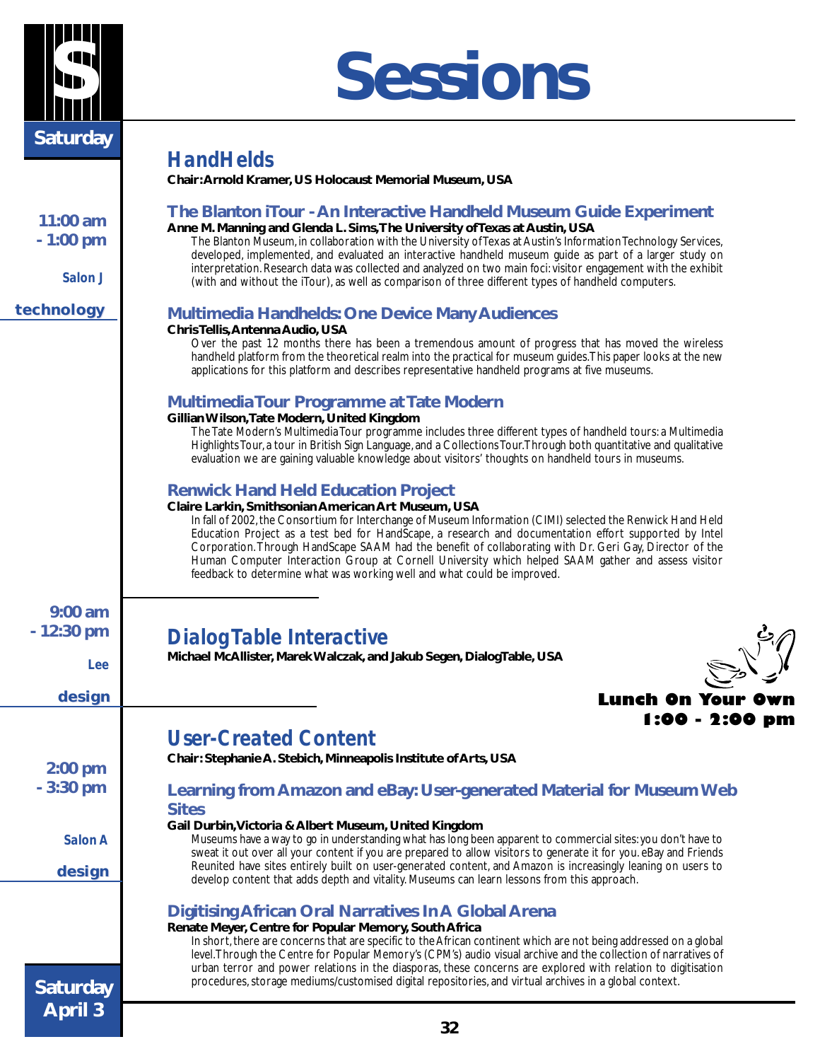# Sessions

Saturday

11:00 am - 1:00 pm

*Salon J*

technology

## HandHelds

**Chair: Arnold Kramer, US Holocaust Memorial Museum, USA**

### The Blanton iTour - An Interactive Handheld Museum Guide Experiment

**Anne M. Manning and Glenda L. Sims, The University of Texas at Austin, USA**

The Blanton Museum, in collaboration with the University of Texas at Austin's Information Technology Services, developed, implemented, and evaluated an interactive handheld museum guide as part of a larger study on interpretation. Research data was collected and analyzed on two main foci: visitor engagement with the exhibit (with and without the iTour), as well as comparison of three different types of handheld computers.

### Multimedia Handhelds: One Device Many Audiences

**Chris Tellis, Antenna Audio, USA**

Over the past 12 months there has been a tremendous amount of progress that has moved the wireless handheld platform from the theoretical realm into the practical for museum guides. This paper looks at the new applications for this platform and describes representative handheld programs at five museums.

### Multimedia Tour Programme at Tate Modern

**Gillian Wilson, Tate Modern, United Kingdom**

The Tate Modern's Multimedia Tour programme includes three different types of handheld tours: a Multimedia Highlights Tour, a tour in British Sign Language, and a Collections Tour. Through both quantitative and qualitative evaluation we are gaining valuable knowledge about visitors' thoughts on handheld tours in museums.

### Renwick Hand Held Education Project

**Claire Larkin, Smithsonian American Art Museum, USA**

In fall of 2002, the Consortium for Interchange of Museum Information (CIMI) selected the Renwick Hand Held Education Project as a test bed for HandScape, a research and documentation effort supported by Intel Corporation. Through HandScape SAAM had the benefit of collaborating with Dr. Geri Gay, Director of the Human Computer Interaction Group at Cornell University which helped SAAM gather and assess visitor feedback to determine what was working well and what could be improved.

9:00 am - 12:30 pm

*Lee*

design

## DialogTable Interactive

**Michael McAllister, Marek Walczak, and Jakub Segen, DialogTable, USA**

**Lunch On Your Own**
**1:00 - 2:00 pm**

2:00 pm - 3:30 pm

*Salon A*

design

## User-Created Content

**Chair: Stephanie A. Stebich, Minneapolis Institute of Arts, USA**

### Learning from Amazon and eBay: User-generated Material for Museum Web Sites

**Gail Durbin, Victoria & Albert Museum, United Kingdom**

Museums have a way to go in understanding what has long been apparent to commercial sites: you don't have to sweat it out over all your content if you are prepared to allow visitors to generate it for you. eBay and Friends Reunited have sites entirely built on user-generated content, and Amazon is increasingly leaning on users to develop content that adds depth and vitality. Museums can learn lessons from this approach.

### Digitising African Oral Narratives In A Global Arena

**Renate Meyer, Centre for Popular Memory, South Africa**

In short, there are concerns that are specific to the African continent which are not being addressed on a global level. Through the Centre for Popular Memory's (CPM's) audio visual archive and the collection of narratives of urban terror and power relations in the diasporas, these concerns are explored with relation to digitisation procedures, storage mediums/customised digital repositories, and virtual archives in a global context.

Saturday April 3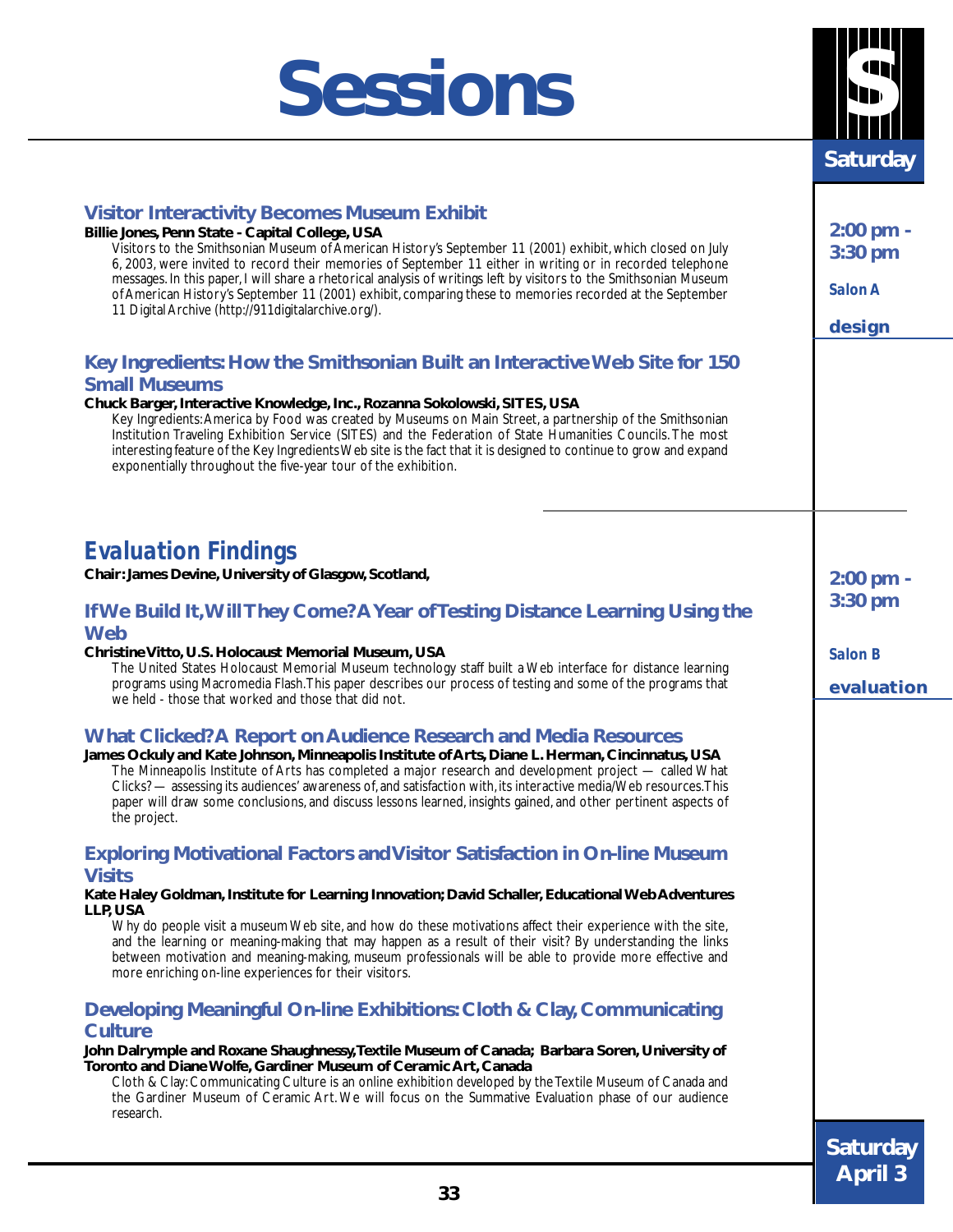# Sessions

**Saturday**

## Visitor Interactivity Becomes Museum Exhibit

**Billie Jones, Penn State - Capital College, USA**

Visitors to the Smithsonian Museum of American History's September 11 (2001) exhibit, which closed on July 6, 2003, were invited to record their memories of September 11 either in writing or in recorded telephone messages. In this paper, I will share a rhetorical analysis of writings left by visitors to the Smithsonian Museum of American History's September 11 (2001) exhibit, comparing these to memories recorded at the September 11 Digital Archive (http://911digitalarchive.org/).

**2:00 pm - 3:30 pm**

*Salon A*

**design**

## Key Ingredients: How the Smithsonian Built an Interactive Web Site for 150 Small Museums

**Chuck Barger, Interactive Knowledge, Inc., Rozanna Sokolowski, SITES, USA**

Key Ingredients: America by Food was created by Museums on Main Street, a partnership of the Smithsonian Institution Traveling Exhibition Service (SITES) and the Federation of State Humanities Councils. The most interesting feature of the Key Ingredients Web site is the fact that it is designed to continue to grow and expand exponentially throughout the five-year tour of the exhibition.

# *Evaluation Findings*

**Chair: James Devine, University of Glasgow, Scotland,**

**2:00 pm - 3:30 pm**

*Salon B*

**evaluation**

## If We Build It, Will They Come? A Year of Testing Distance Learning Using the Web

**Christine Vitto, U.S. Holocaust Memorial Museum, USA**

The United States Holocaust Memorial Museum technology staff built a Web interface for distance learning programs using Macromedia Flash. This paper describes our process of testing and some of the programs that we held - those that worked and those that did not.

## What Clicked? A Report on Audience Research and Media Resources

**James Ockuly and Kate Johnson, Minneapolis Institute of Arts, Diane L. Herman, Cincinnatus, USA**

The Minneapolis Institute of Arts has completed a major research and development project — called What Clicks? — assessing its audiences' awareness of, and satisfaction with, its interactive media/Web resources. This paper will draw some conclusions, and discuss lessons learned, insights gained, and other pertinent aspects of the project.

## Exploring Motivational Factors and Visitor Satisfaction in On-line Museum Visits

**Kate Haley Goldman, Institute for Learning Innovation; David Schaller, Educational Web Adventures LLP, USA**

Why do people visit a museum Web site, and how do these motivations affect their experience with the site, and the learning or meaning-making that may happen as a result of their visit? By understanding the links between motivation and meaning-making, museum professionals will be able to provide more effective and more enriching on-line experiences for their visitors.

## Developing Meaningful On-line Exhibitions: Cloth & Clay, Communicating Culture

**John Dalrymple and Roxane Shaughnessy, Textile Museum of Canada; Barbara Soren, University of Toronto and Diane Wolfe, Gardiner Museum of Ceramic Art, Canada**

Cloth & Clay: Communicating Culture is an online exhibition developed by the Textile Museum of Canada and the Gardiner Museum of Ceramic Art. We will focus on the Summative Evaluation phase of our audience research.

**Saturday April 3**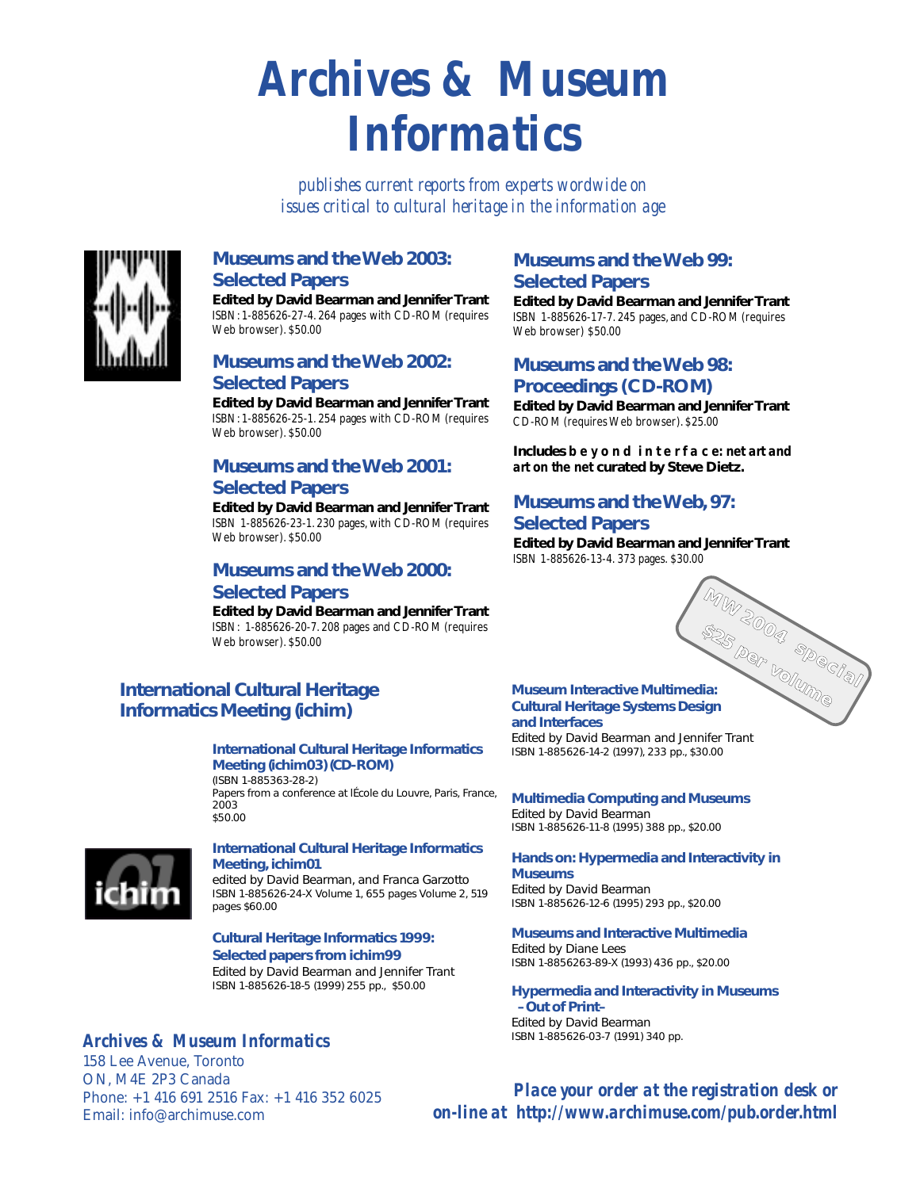# Archives & Museum Informatics

*publishes current reports from experts wordwide on issues critical to cultural heritage in the information age*

### Museums and the Web 2003: Selected Papers

**Edited by David Bearman and Jennifer Trant**
ISBN: 1-885626-27-4. 264 pages with CD-ROM (requires Web browser). $50.00

### Museums and the Web 2002: Selected Papers

**Edited by David Bearman and Jennifer Trant**
ISBN: 1-885626-25-1. 254 pages with CD-ROM (requires Web browser). $50.00

### Museums and the Web 2001: Selected Papers

**Edited by David Bearman and Jennifer Trant**
ISBN 1-885626-23-1. 230 pages, with CD-ROM (requires Web browser). $50.00

### Museums and the Web 2000: Selected Papers

**Edited by David Bearman and Jennifer Trant**
ISBN: 1-885626-20-7. 208 pages and CD-ROM (requires Web browser). $50.00

### Museums and the Web 99: Selected Papers

**Edited by David Bearman and Jennifer Trant**
ISBN 1-885626-17-7. 245 pages, and CD-ROM (requires Web browser) $50.00

### Museums and the Web 98: Proceedings (CD-ROM)

**Edited by David Bearman and Jennifer Trant**
CD-ROM (requires Web browser). $25.00

**Includes b e y o n d i n t e r f a c e: net art and art on the net curated by Steve Dietz.**

### Museums and the Web, 97: Selected Papers

**Edited by David Bearman and Jennifer Trant**
ISBN 1-885626-13-4. 373 pages. $30.00

MW 2004 special
$25 per volume

## International Cultural Heritage Informatics Meeting (ichim)

### International Cultural Heritage Informatics Meeting (ichim03) (CD-ROM)

(ISBN 1-885363-28-2)
Papers from a conference at lÉcole du Louvre, Paris, France, 2003
$50.00

### International Cultural Heritage Informatics Meeting, ichim01

edited by David Bearman, and Franca Garzotto
ISBN 1-885626-24-X Volume 1, 655 pages Volume 2, 519 pages $60.00

### Cultural Heritage Informatics 1999: Selected papers from ichim99

Edited by David Bearman and Jennifer Trant
ISBN 1-885626-18-5 (1999) 255 pp., $50.00

### Museum Interactive Multimedia: Cultural Heritage Systems Design and Interfaces

Edited by David Bearman and Jennifer Trant
ISBN 1-885626-14-2 (1997), 233 pp., $30.00

### Multimedia Computing and Museums

Edited by David Bearman
ISBN 1-885626-11-8 (1995) 388 pp., $20.00

### Hands on: Hypermedia and Interactivity in Museums

Edited by David Bearman
ISBN 1-885626-12-6 (1995) 293 pp., $20.00

### Museums and Interactive Multimedia

Edited by Diane Lees
ISBN 1-8856263-89-X (1993) 436 pp., $20.00

### Hypermedia and Interactivity in Museums –Out of Print–

Edited by David Bearman
ISBN 1-885626-03-7 (1991) 340 pp.

***Archives & Museum Informatics***
158 Lee Avenue, Toronto
ON, M4E 2P3 Canada
Phone: +1 416 691 2516 Fax: +1 416 352 6025
Email: info@archimuse.com

***Place your order at the registration desk or on-line at http://www.archimuse.com/pub.order.html***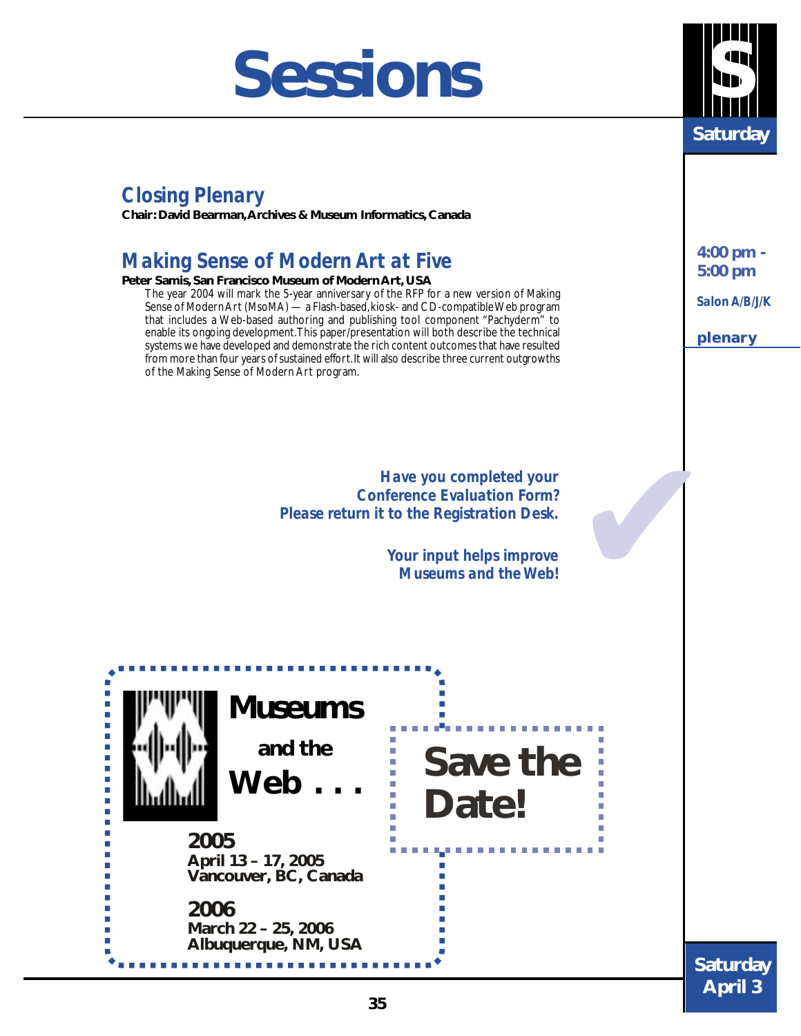# Sessions

## Closing Plenary

**Chair: David Bearman, Archives & Museum Informatics, Canada**

## Making Sense of Modern Art at Five

**4:00 pm - 5:00 pm**

*Salon A/B/J/K*

**plenary**

**Peter Samis, San Francisco Museum of Modern Art, USA**

The year 2004 will mark the 5-year anniversary of the RFP for a new version of Making Sense of Modern Art (MsoMA) — a Flash-based, kiosk- and CD-compatible Web program that includes a Web-based authoring and publishing tool component "Pachyderm" to enable its ongoing development. This paper/presentation will both describe the technical systems we have developed and demonstrate the rich content outcomes that have resulted from more than four years of sustained effort. It will also describe three current outgrowths of the Making Sense of Modern Art program.

***Have you completed your Conference Evaluation Form? Please return it to the Registration Desk.***

***Your input helps improve Museums and the Web!***

**Museums and the Web . . .**

**Save the Date!**

**2005**
**April 13 – 17, 2005**
**Vancouver, BC, Canada**

**2006**
**March 22 – 25, 2006**
**Albuquerque, NM, USA**

**Saturday April 3**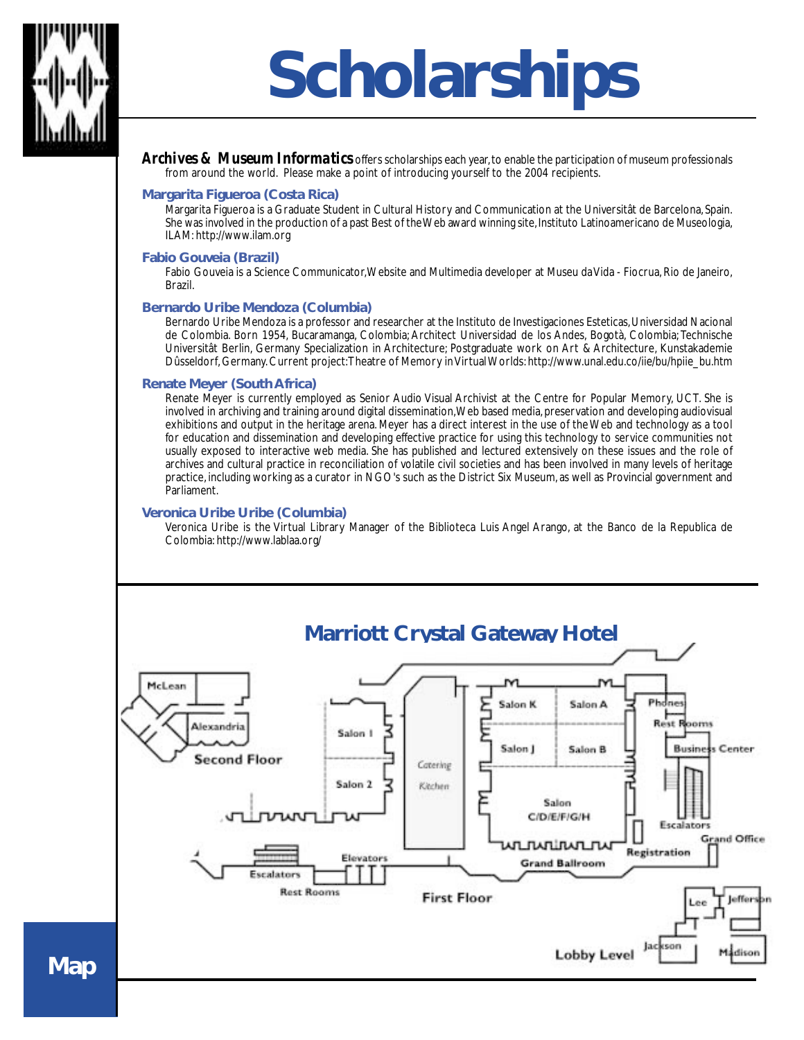# Scholarships

***Archives & Museum Informatics*** offers scholarships each year, to enable the participation of museum professionals from around the world. Please make a point of introducing yourself to the 2004 recipients.

### Margarita Figueroa (Costa Rica)

Margarita Figueroa is a Graduate Student in Cultural History and Communication at the Universitât de Barcelona, Spain. She was involved in the production of a past Best of the Web award winning site, Instituto Latinoamericano de Museologia, ILAM: http://www.ilam.org

### Fabio Gouveia (Brazil)

Fabio Gouveia is a Science Communicator, Website and Multimedia developer at Museu da Vida - Fiocrua, Rio de Janeiro, Brazil.

### Bernardo Uribe Mendoza (Columbia)

Bernardo Uribe Mendoza is a professor and researcher at the Instituto de Investigaciones Esteticas, Universidad Nacional de Colombia. Born 1954, Bucaramanga, Colombia; Architect Universidad de los Andes, Bogotà, Colombia; Technische Universitât Berlin, Germany Specialization in Architecture; Postgraduate work on Art & Architecture, Kunstakademie Dûsseldorf, Germany. Current project: Theatre of Memory in Virtual Worlds: http://www.unal.edu.co/iie/bu/hpiie_bu.htm

### Renate Meyer (South Africa)

Renate Meyer is currently employed as Senior Audio Visual Archivist at the Centre for Popular Memory, UCT. She is involved in archiving and training around digital dissemination, Web based media, preservation and developing audiovisual exhibitions and output in the heritage arena. Meyer has a direct interest in the use of the Web and technology as a tool for education and dissemination and developing effective practice for using this technology to service communities not usually exposed to interactive web media. She has published and lectured extensively on these issues and the role of archives and cultural practice in reconciliation of volatile civil societies and has been involved in many levels of heritage practice, including working as a curator in NGO's such as the District Six Museum, as well as Provincial government and Parliament.

### Veronica Uribe Uribe (Columbia)

Veronica Uribe is the Virtual Library Manager of the Biblioteca Luis Angel Arango, at the Banco de la Republica de Colombia: http://www.lablaa.org/

## Map

### Marriott Crystal Gateway Hotel

Second Floor: McLean, Alexandria

First Floor: Salon 1, Salon 2, Catering Kitchen, Salon K, Salon A, Salon J, Salon B, Salon C/D/E/F/G/H, Grand Ballroom, Phones, Rest Rooms, Business Center, Escalators, Grand Office, Registration, Elevators, Escalators, Rest Rooms

Lobby Level: Lee, Jefferson, Jackson, Madison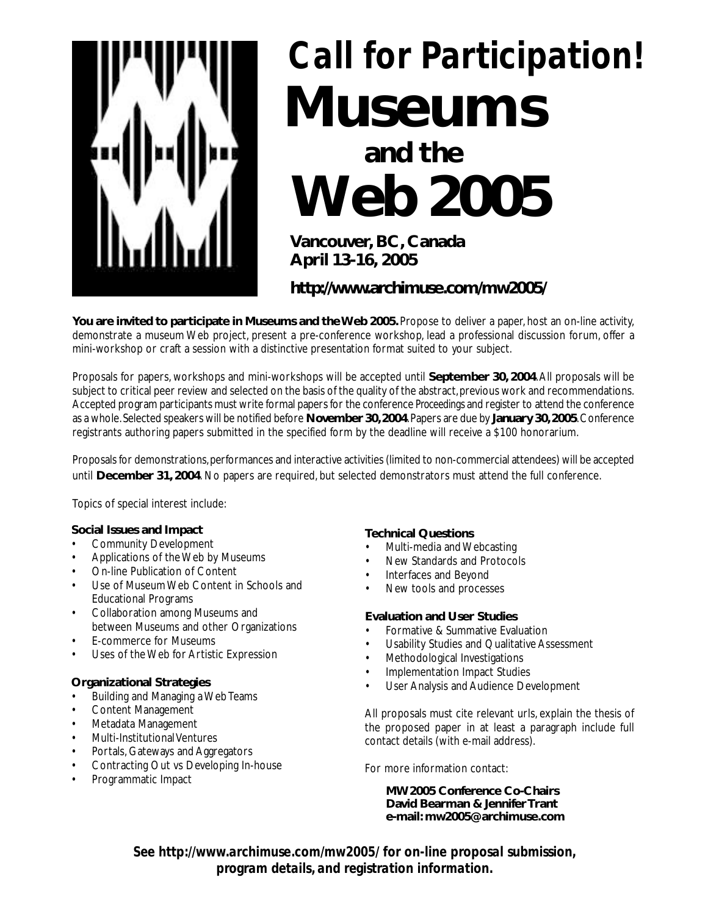# *Call for Participation!*

# Museums and the Web 2005

**Vancouver, BC, Canada**
**April 13-16, 2005**

***http://www.archimuse.com/mw2005/***

**You are invited to participate in Museums and the Web 2005.** Propose to deliver a paper, host an on-line activity, demonstrate a museum Web project, present a pre-conference workshop, lead a professional discussion forum, offer a mini-workshop or craft a session with a distinctive presentation format suited to your subject.

Proposals for papers, workshops and mini-workshops will be accepted until **September 30, 2004**. All proposals will be subject to critical peer review and selected on the basis of the quality of the abstract, previous work and recommendations. Accepted program participants must write formal papers for the conference *Proceedings* and register to attend the conference as a whole. Selected speakers will be notified before **November 30, 2004**. Papers are due by **January 30, 2005**. Conference registrants authoring papers submitted in the specified form by the deadline will receive a $100 honorarium.

Proposals for demonstrations, performances and interactive activities (limited to non-commercial attendees) will be accepted until **December 31, 2004**. No papers are required, but selected demonstrators must attend the full conference.

Topics of special interest include:

**Social Issues and Impact**

- Community Development
- Applications of the Web by Museums
- On-line Publication of Content
- Use of Museum Web Content in Schools and Educational Programs
- Collaboration among Museums and between Museums and other Organizations
- E-commerce for Museums
- Uses of the Web for Artistic Expression

**Organizational Strategies**

- Building and Managing a Web Teams
- Content Management
- Metadata Management
- Multi-Institutional Ventures
- Portals, Gateways and Aggregators
- Contracting Out vs Developing In-house
- Programmatic Impact

**Technical Questions**

- Multi-media and Webcasting
- New Standards and Protocols
- Interfaces and Beyond
- New tools and processes

**Evaluation and User Studies**

- Formative & Summative Evaluation
- Usability Studies and Qualitative Assessment
- Methodological Investigations
- Implementation Impact Studies
- User Analysis and Audience Development

All proposals must cite relevant urls, explain the thesis of the proposed paper in at least a paragraph include full contact details (with e-mail address).

For more information contact:

**MW2005 Conference Co-Chairs**
**David Bearman & Jennifer Trant**
**e-mail: mw2005@archimuse.com**

***See http://www.archimuse.com/mw2005/ for on-line proposal submission, program details, and registration information.***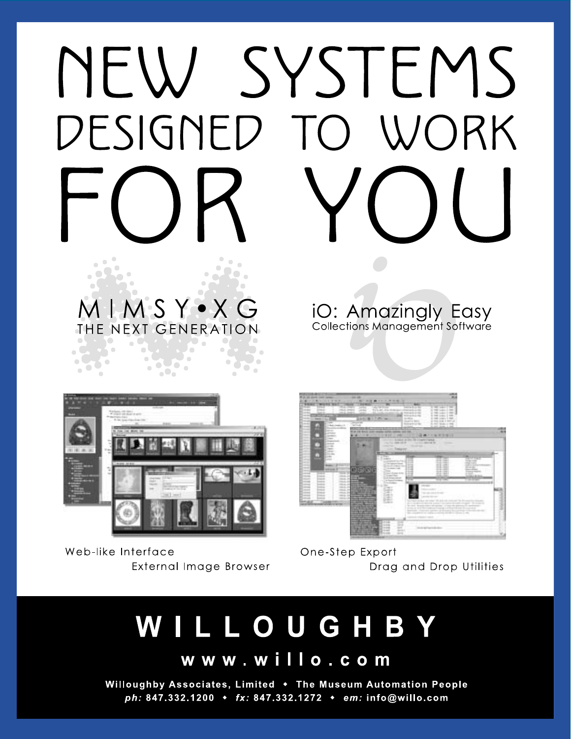# NEW SYSTEMS DESIGNED TO WORK FOR YOU

MIMSY•XG
THE NEXT GENERATION

iO: Amazingly Easy
Collections Management Software

Web-like Interface
External Image Browser

One-Step Export
Drag and Drop Utilities

## WILLOUGHBY

**www.willo.com**

**Willoughby Associates, Limited • The Museum Automation People**

***ph:*** **847.332.1200 •** ***fx:*** **847.332.1272 •** ***em:*** **info@willo.com**